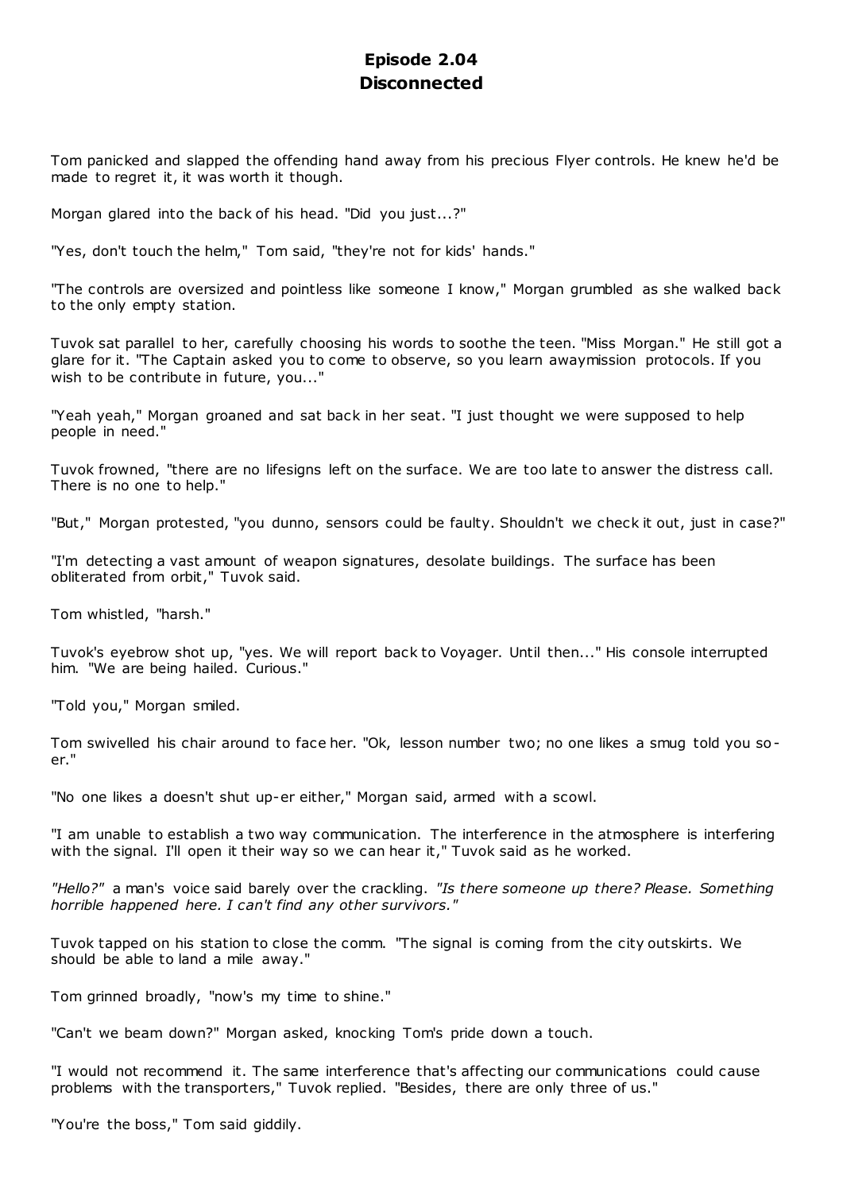# Episode 2.04
# Disconnected

Tom panicked and slapped the offending hand away from his precious Flyer controls. He knew he'd be made to regret it, it was worth it though.

Morgan glared into the back of his head. "Did you just...?"

"Yes, don't touch the helm," Tom said, "they're not for kids' hands."

"The controls are oversized and pointless like someone I know," Morgan grumbled as she walked back to the only empty station.

Tuvok sat parallel to her, carefully choosing his words to soothe the teen. "Miss Morgan." He still got a glare for it. "The Captain asked you to come to observe, so you learn awaymission protocols. If you wish to be contribute in future, you..."

"Yeah yeah," Morgan groaned and sat back in her seat. "I just thought we were supposed to help people in need."

Tuvok frowned, "there are no lifesigns left on the surface. We are too late to answer the distress call. There is no one to help."

"But," Morgan protested, "you dunno, sensors could be faulty. Shouldn't we check it out, just in case?"

"I'm detecting a vast amount of weapon signatures, desolate buildings. The surface has been obliterated from orbit," Tuvok said.

Tom whistled, "harsh."

Tuvok's eyebrow shot up, "yes. We will report back to Voyager. Until then..." His console interrupted him. "We are being hailed. Curious."

"Told you," Morgan smiled.

Tom swivelled his chair around to face her. "Ok, lesson number two; no one likes a smug told you so-er."

"No one likes a doesn't shut up-er either," Morgan said, armed with a scowl.

"I am unable to establish a two way communication. The interference in the atmosphere is interfering with the signal. I'll open it their way so we can hear it," Tuvok said as he worked.

*"Hello?"* a man's voice said barely over the crackling. *"Is there someone up there? Please. Something horrible happened here. I can't find any other survivors."*

Tuvok tapped on his station to close the comm. "The signal is coming from the city outskirts. We should be able to land a mile away."

Tom grinned broadly, "now's my time to shine."

"Can't we beam down?" Morgan asked, knocking Tom's pride down a touch.

"I would not recommend it. The same interference that's affecting our communications could cause problems with the transporters," Tuvok replied. "Besides, there are only three of us."

"You're the boss," Tom said giddily.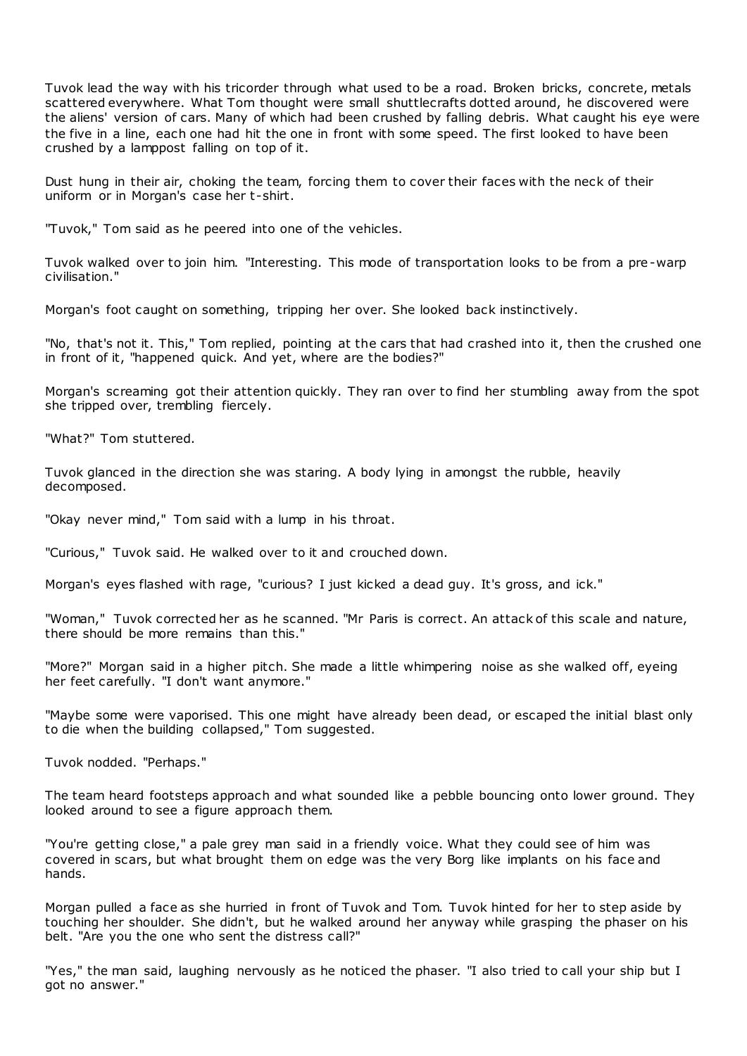Tuvok lead the way with his tricorder through what used to be a road. Broken bricks, concrete, metals scattered everywhere. What Tom thought were small shuttlecrafts dotted around, he discovered were the aliens' version of cars. Many of which had been crushed by falling debris. What caught his eye were the five in a line, each one had hit the one in front with some speed. The first looked to have been crushed by a lamppost falling on top of it.

Dust hung in their air, choking the team, forcing them to cover their faces with the neck of their uniform or in Morgan's case her t-shirt.

"Tuvok," Tom said as he peered into one of the vehicles.

Tuvok walked over to join him. "Interesting. This mode of transportation looks to be from a pre-warp civilisation."

Morgan's foot caught on something, tripping her over. She looked back instinctively.

"No, that's not it. This," Tom replied, pointing at the cars that had crashed into it, then the crushed one in front of it, "happened quick. And yet, where are the bodies?"

Morgan's screaming got their attention quickly. They ran over to find her stumbling away from the spot she tripped over, trembling fiercely.

"What?" Tom stuttered.

Tuvok glanced in the direction she was staring. A body lying in amongst the rubble, heavily decomposed.

"Okay never mind," Tom said with a lump in his throat.

"Curious," Tuvok said. He walked over to it and crouched down.

Morgan's eyes flashed with rage, "curious? I just kicked a dead guy. It's gross, and ick."

"Woman," Tuvok corrected her as he scanned. "Mr Paris is correct. An attack of this scale and nature, there should be more remains than this."

"More?" Morgan said in a higher pitch. She made a little whimpering noise as she walked off, eyeing her feet carefully. "I don't want anymore."

"Maybe some were vaporised. This one might have already been dead, or escaped the initial blast only to die when the building collapsed," Tom suggested.

Tuvok nodded. "Perhaps."

The team heard footsteps approach and what sounded like a pebble bouncing onto lower ground. They looked around to see a figure approach them.

"You're getting close," a pale grey man said in a friendly voice. What they could see of him was covered in scars, but what brought them on edge was the very Borg like implants on his face and hands.

Morgan pulled a face as she hurried in front of Tuvok and Tom. Tuvok hinted for her to step aside by touching her shoulder. She didn't, but he walked around her anyway while grasping the phaser on his belt. "Are you the one who sent the distress call?"

"Yes," the man said, laughing nervously as he noticed the phaser. "I also tried to call your ship but I got no answer."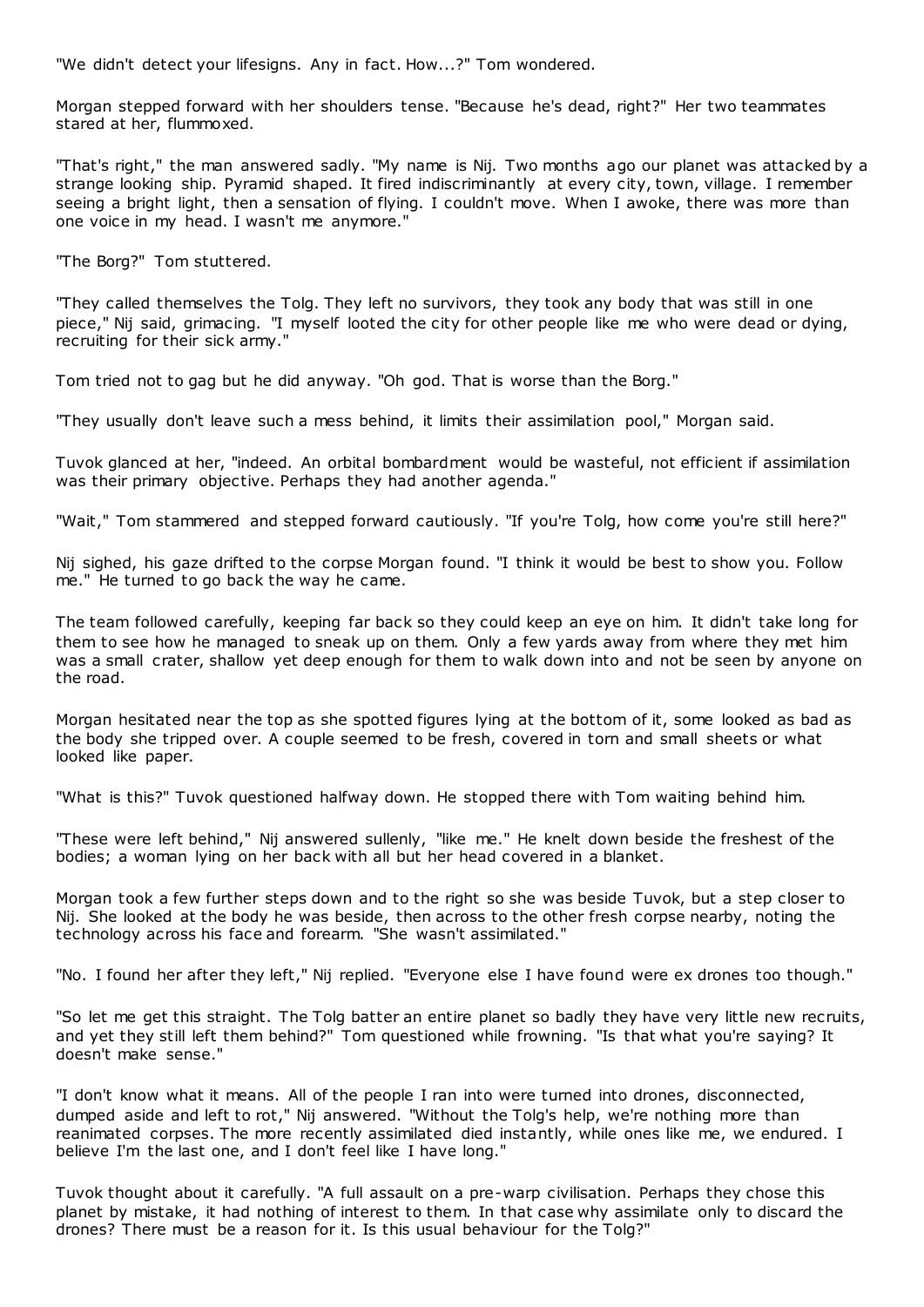"We didn't detect your lifesigns. Any in fact. How...?" Tom wondered.

Morgan stepped forward with her shoulders tense. "Because he's dead, right?" Her two teammates stared at her, flummoxed.

"That's right," the man answered sadly. "My name is Nij. Two months ago our planet was attacked by a strange looking ship. Pyramid shaped. It fired indiscriminantly at every city, town, village. I remember seeing a bright light, then a sensation of flying. I couldn't move. When I awoke, there was more than one voice in my head. I wasn't me anymore."

"The Borg?" Tom stuttered.

"They called themselves the Tolg. They left no survivors, they took any body that was still in one piece," Nij said, grimacing. "I myself looted the city for other people like me who were dead or dying, recruiting for their sick army."

Tom tried not to gag but he did anyway. "Oh god. That is worse than the Borg."

"They usually don't leave such a mess behind, it limits their assimilation pool," Morgan said.

Tuvok glanced at her, "indeed. An orbital bombardment would be wasteful, not efficient if assimilation was their primary objective. Perhaps they had another agenda."

"Wait," Tom stammered and stepped forward cautiously. "If you're Tolg, how come you're still here?"

Nij sighed, his gaze drifted to the corpse Morgan found. "I think it would be best to show you. Follow me." He turned to go back the way he came.

The team followed carefully, keeping far back so they could keep an eye on him. It didn't take long for them to see how he managed to sneak up on them. Only a few yards away from where they met him was a small crater, shallow yet deep enough for them to walk down into and not be seen by anyone on the road.

Morgan hesitated near the top as she spotted figures lying at the bottom of it, some looked as bad as the body she tripped over. A couple seemed to be fresh, covered in torn and small sheets or what looked like paper.

"What is this?" Tuvok questioned halfway down. He stopped there with Tom waiting behind him.

"These were left behind," Nij answered sullenly, "like me." He knelt down beside the freshest of the bodies; a woman lying on her back with all but her head covered in a blanket.

Morgan took a few further steps down and to the right so she was beside Tuvok, but a step closer to Nij. She looked at the body he was beside, then across to the other fresh corpse nearby, noting the technology across his face and forearm. "She wasn't assimilated."

"No. I found her after they left," Nij replied. "Everyone else I have found were ex drones too though."

"So let me get this straight. The Tolg batter an entire planet so badly they have very little new recruits, and yet they still left them behind?" Tom questioned while frowning. "Is that what you're saying? It doesn't make sense."

"I don't know what it means. All of the people I ran into were turned into drones, disconnected, dumped aside and left to rot," Nij answered. "Without the Tolg's help, we're nothing more than reanimated corpses. The more recently assimilated died instantly, while ones like me, we endured. I believe I'm the last one, and I don't feel like I have long."

Tuvok thought about it carefully. "A full assault on a pre-warp civilisation. Perhaps they chose this planet by mistake, it had nothing of interest to them. In that case why assimilate only to discard the drones? There must be a reason for it. Is this usual behaviour for the Tolg?"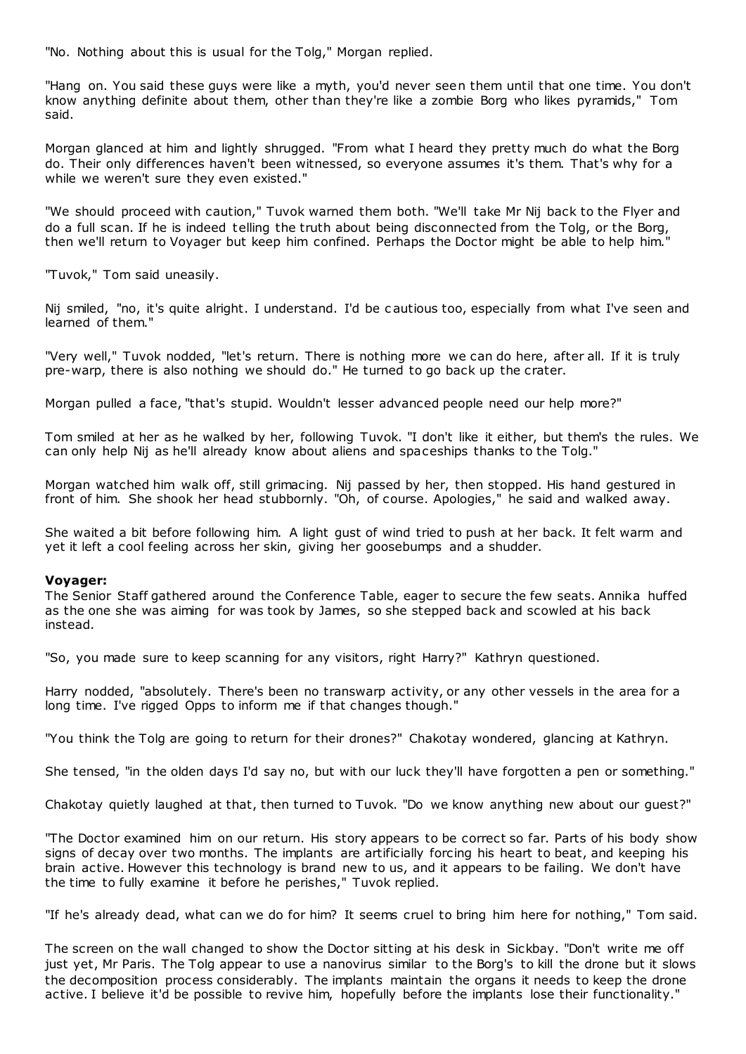"No. Nothing about this is usual for the Tolg," Morgan replied.

"Hang on. You said these guys were like a myth, you'd never seen them until that one time. You don't know anything definite about them, other than they're like a zombie Borg who likes pyramids," Tom said.

Morgan glanced at him and lightly shrugged. "From what I heard they pretty much do what the Borg do. Their only differences haven't been witnessed, so everyone assumes it's them. That's why for a while we weren't sure they even existed."

"We should proceed with caution," Tuvok warned them both. "We'll take Mr Nij back to the Flyer and do a full scan. If he is indeed telling the truth about being disconnected from the Tolg, or the Borg, then we'll return to Voyager but keep him confined. Perhaps the Doctor might be able to help him."

"Tuvok," Tom said uneasily.

Nij smiled, "no, it's quite alright. I understand. I'd be cautious too, especially from what I've seen and learned of them."

"Very well," Tuvok nodded, "let's return. There is nothing more we can do here, after all. If it is truly pre-warp, there is also nothing we should do." He turned to go back up the crater.

Morgan pulled a face, "that's stupid. Wouldn't lesser advanced people need our help more?"

Tom smiled at her as he walked by her, following Tuvok. "I don't like it either, but them's the rules. We can only help Nij as he'll already know about aliens and spaceships thanks to the Tolg."

Morgan watched him walk off, still grimacing. Nij passed by her, then stopped. His hand gestured in front of him. She shook her head stubbornly. "Oh, of course. Apologies," he said and walked away.

She waited a bit before following him. A light gust of wind tried to push at her back. It felt warm and yet it left a cool feeling across her skin, giving her goosebumps and a shudder.

**Voyager:**

The Senior Staff gathered around the Conference Table, eager to secure the few seats. Annika huffed as the one she was aiming for was took by James, so she stepped back and scowled at his back instead.

"So, you made sure to keep scanning for any visitors, right Harry?" Kathryn questioned.

Harry nodded, "absolutely. There's been no transwarp activity, or any other vessels in the area for a long time. I've rigged Opps to inform me if that changes though."

"You think the Tolg are going to return for their drones?" Chakotay wondered, glancing at Kathryn.

She tensed, "in the olden days I'd say no, but with our luck they'll have forgotten a pen or something."

Chakotay quietly laughed at that, then turned to Tuvok. "Do we know anything new about our guest?"

"The Doctor examined him on our return. His story appears to be correct so far. Parts of his body show signs of decay over two months. The implants are artificially forcing his heart to beat, and keeping his brain active. However this technology is brand new to us, and it appears to be failing. We don't have the time to fully examine it before he perishes," Tuvok replied.

"If he's already dead, what can we do for him? It seems cruel to bring him here for nothing," Tom said.

The screen on the wall changed to show the Doctor sitting at his desk in Sickbay. "Don't write me off just yet, Mr Paris. The Tolg appear to use a nanovirus similar to the Borg's to kill the drone but it slows the decomposition process considerably. The implants maintain the organs it needs to keep the drone active. I believe it'd be possible to revive him, hopefully before the implants lose their functionality."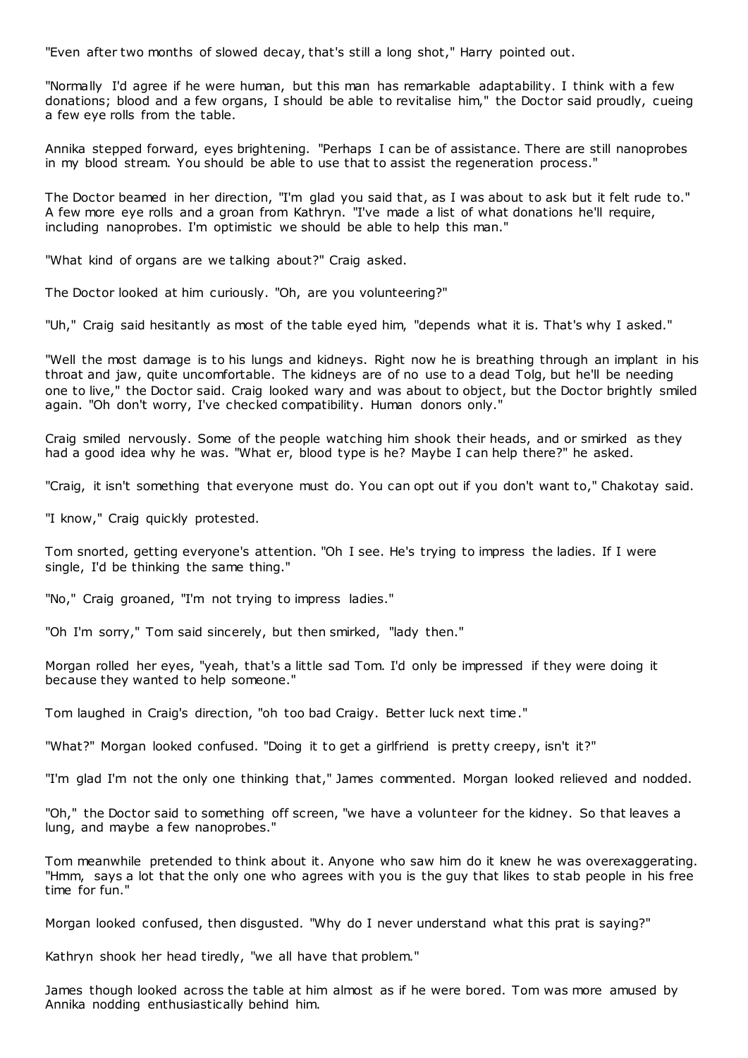"Even after two months of slowed decay, that's still a long shot," Harry pointed out.

"Normally I'd agree if he were human, but this man has remarkable adaptability. I think with a few donations; blood and a few organs, I should be able to revitalise him," the Doctor said proudly, cueing a few eye rolls from the table.

Annika stepped forward, eyes brightening. "Perhaps I can be of assistance. There are still nanoprobes in my blood stream. You should be able to use that to assist the regeneration process."

The Doctor beamed in her direction, "I'm glad you said that, as I was about to ask but it felt rude to." A few more eye rolls and a groan from Kathryn. "I've made a list of what donations he'll require, including nanoprobes. I'm optimistic we should be able to help this man."

"What kind of organs are we talking about?" Craig asked.

The Doctor looked at him curiously. "Oh, are you volunteering?"

"Uh," Craig said hesitantly as most of the table eyed him, "depends what it is. That's why I asked."

"Well the most damage is to his lungs and kidneys. Right now he is breathing through an implant in his throat and jaw, quite uncomfortable. The kidneys are of no use to a dead Tolg, but he'll be needing one to live," the Doctor said. Craig looked wary and was about to object, but the Doctor brightly smiled again. "Oh don't worry, I've checked compatibility. Human donors only."

Craig smiled nervously. Some of the people watching him shook their heads, and or smirked as they had a good idea why he was. "What er, blood type is he? Maybe I can help there?" he asked.

"Craig, it isn't something that everyone must do. You can opt out if you don't want to," Chakotay said.

"I know," Craig quickly protested.

Tom snorted, getting everyone's attention. "Oh I see. He's trying to impress the ladies. If I were single, I'd be thinking the same thing."

"No," Craig groaned, "I'm not trying to impress ladies."

"Oh I'm sorry," Tom said sincerely, but then smirked, "lady then."

Morgan rolled her eyes, "yeah, that's a little sad Tom. I'd only be impressed if they were doing it because they wanted to help someone."

Tom laughed in Craig's direction, "oh too bad Craigy. Better luck next time."

"What?" Morgan looked confused. "Doing it to get a girlfriend is pretty creepy, isn't it?"

"I'm glad I'm not the only one thinking that," James commented. Morgan looked relieved and nodded.

"Oh," the Doctor said to something off screen, "we have a volunteer for the kidney. So that leaves a lung, and maybe a few nanoprobes."

Tom meanwhile pretended to think about it. Anyone who saw him do it knew he was overexaggerating. "Hmm, says a lot that the only one who agrees with you is the guy that likes to stab people in his free time for fun."

Morgan looked confused, then disgusted. "Why do I never understand what this prat is saying?"

Kathryn shook her head tiredly, "we all have that problem."

James though looked across the table at him almost as if he were bored. Tom was more amused by Annika nodding enthusiastically behind him.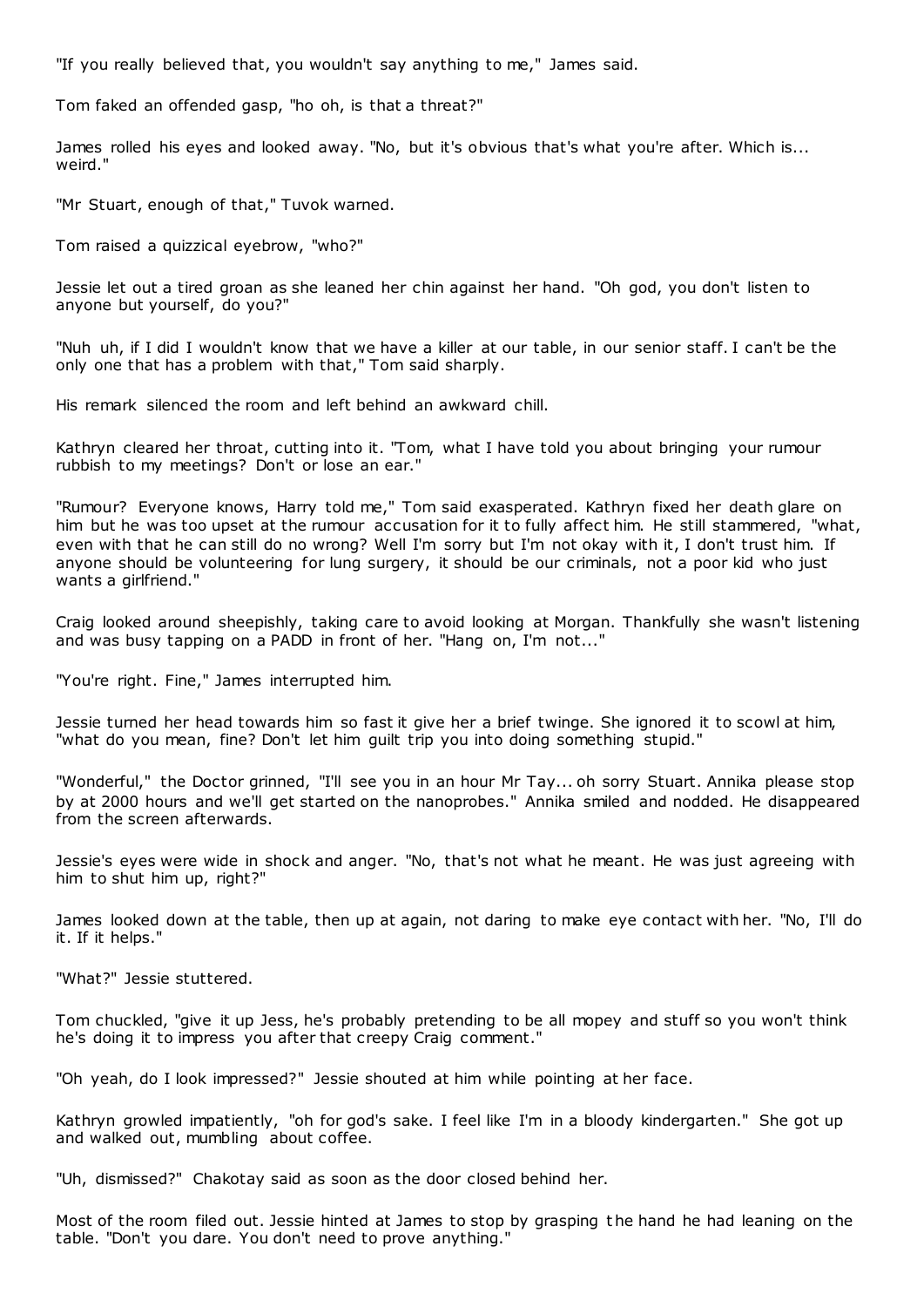"If you really believed that, you wouldn't say anything to me," James said.

Tom faked an offended gasp, "ho oh, is that a threat?"

James rolled his eyes and looked away. "No, but it's obvious that's what you're after. Which is... weird."

"Mr Stuart, enough of that," Tuvok warned.

Tom raised a quizzical eyebrow, "who?"

Jessie let out a tired groan as she leaned her chin against her hand. "Oh god, you don't listen to anyone but yourself, do you?"

"Nuh uh, if I did I wouldn't know that we have a killer at our table, in our senior staff. I can't be the only one that has a problem with that," Tom said sharply.

His remark silenced the room and left behind an awkward chill.

Kathryn cleared her throat, cutting into it. "Tom, what I have told you about bringing your rumour rubbish to my meetings? Don't or lose an ear."

"Rumour? Everyone knows, Harry told me," Tom said exasperated. Kathryn fixed her death glare on him but he was too upset at the rumour accusation for it to fully affect him. He still stammered, "what, even with that he can still do no wrong? Well I'm sorry but I'm not okay with it, I don't trust him. If anyone should be volunteering for lung surgery, it should be our criminals, not a poor kid who just wants a girlfriend."

Craig looked around sheepishly, taking care to avoid looking at Morgan. Thankfully she wasn't listening and was busy tapping on a PADD in front of her. "Hang on, I'm not..."

"You're right. Fine," James interrupted him.

Jessie turned her head towards him so fast it give her a brief twinge. She ignored it to scowl at him, "what do you mean, fine? Don't let him guilt trip you into doing something stupid."

"Wonderful," the Doctor grinned, "I'll see you in an hour Mr Tay... oh sorry Stuart. Annika please stop by at 2000 hours and we'll get started on the nanoprobes." Annika smiled and nodded. He disappeared from the screen afterwards.

Jessie's eyes were wide in shock and anger. "No, that's not what he meant. He was just agreeing with him to shut him up, right?"

James looked down at the table, then up at again, not daring to make eye contact with her. "No, I'll do it. If it helps."

"What?" Jessie stuttered.

Tom chuckled, "give it up Jess, he's probably pretending to be all mopey and stuff so you won't think he's doing it to impress you after that creepy Craig comment."

"Oh yeah, do I look impressed?" Jessie shouted at him while pointing at her face.

Kathryn growled impatiently, "oh for god's sake. I feel like I'm in a bloody kindergarten." She got up and walked out, mumbling about coffee.

"Uh, dismissed?" Chakotay said as soon as the door closed behind her.

Most of the room filed out. Jessie hinted at James to stop by grasping the hand he had leaning on the table. "Don't you dare. You don't need to prove anything."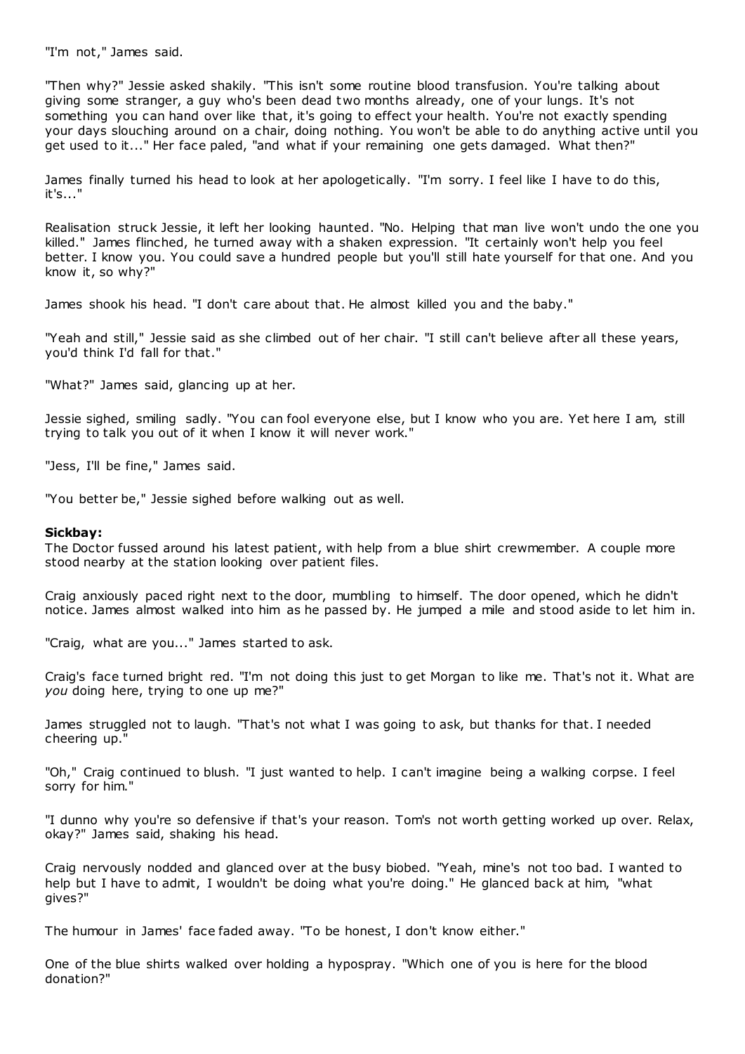"I'm not," James said.

"Then why?" Jessie asked shakily. "This isn't some routine blood transfusion. You're talking about giving some stranger, a guy who's been dead two months already, one of your lungs. It's not something you can hand over like that, it's going to effect your health. You're not exactly spending your days slouching around on a chair, doing nothing. You won't be able to do anything active until you get used to it..." Her face paled, "and what if your remaining one gets damaged. What then?"

James finally turned his head to look at her apologetically. "I'm sorry. I feel like I have to do this, it's..."

Realisation struck Jessie, it left her looking haunted. "No. Helping that man live won't undo the one you killed." James flinched, he turned away with a shaken expression. "It certainly won't help you feel better. I know you. You could save a hundred people but you'll still hate yourself for that one. And you know it, so why?"

James shook his head. "I don't care about that. He almost killed you and the baby."

"Yeah and still," Jessie said as she climbed out of her chair. "I still can't believe after all these years, you'd think I'd fall for that."

"What?" James said, glancing up at her.

Jessie sighed, smiling sadly. "You can fool everyone else, but I know who you are. Yet here I am, still trying to talk you out of it when I know it will never work."

"Jess, I'll be fine," James said.

"You better be," Jessie sighed before walking out as well.

**Sickbay:**
The Doctor fussed around his latest patient, with help from a blue shirt crewmember. A couple more stood nearby at the station looking over patient files.

Craig anxiously paced right next to the door, mumbling to himself. The door opened, which he didn't notice. James almost walked into him as he passed by. He jumped a mile and stood aside to let him in.

"Craig, what are you..." James started to ask.

Craig's face turned bright red. "I'm not doing this just to get Morgan to like me. That's not it. What are *you* doing here, trying to one up me?"

James struggled not to laugh. "That's not what I was going to ask, but thanks for that. I needed cheering up."

"Oh," Craig continued to blush. "I just wanted to help. I can't imagine being a walking corpse. I feel sorry for him."

"I dunno why you're so defensive if that's your reason. Tom's not worth getting worked up over. Relax, okay?" James said, shaking his head.

Craig nervously nodded and glanced over at the busy biobed. "Yeah, mine's not too bad. I wanted to help but I have to admit, I wouldn't be doing what you're doing." He glanced back at him, "what gives?"

The humour in James' face faded away. "To be honest, I don't know either."

One of the blue shirts walked over holding a hypospray. "Which one of you is here for the blood donation?"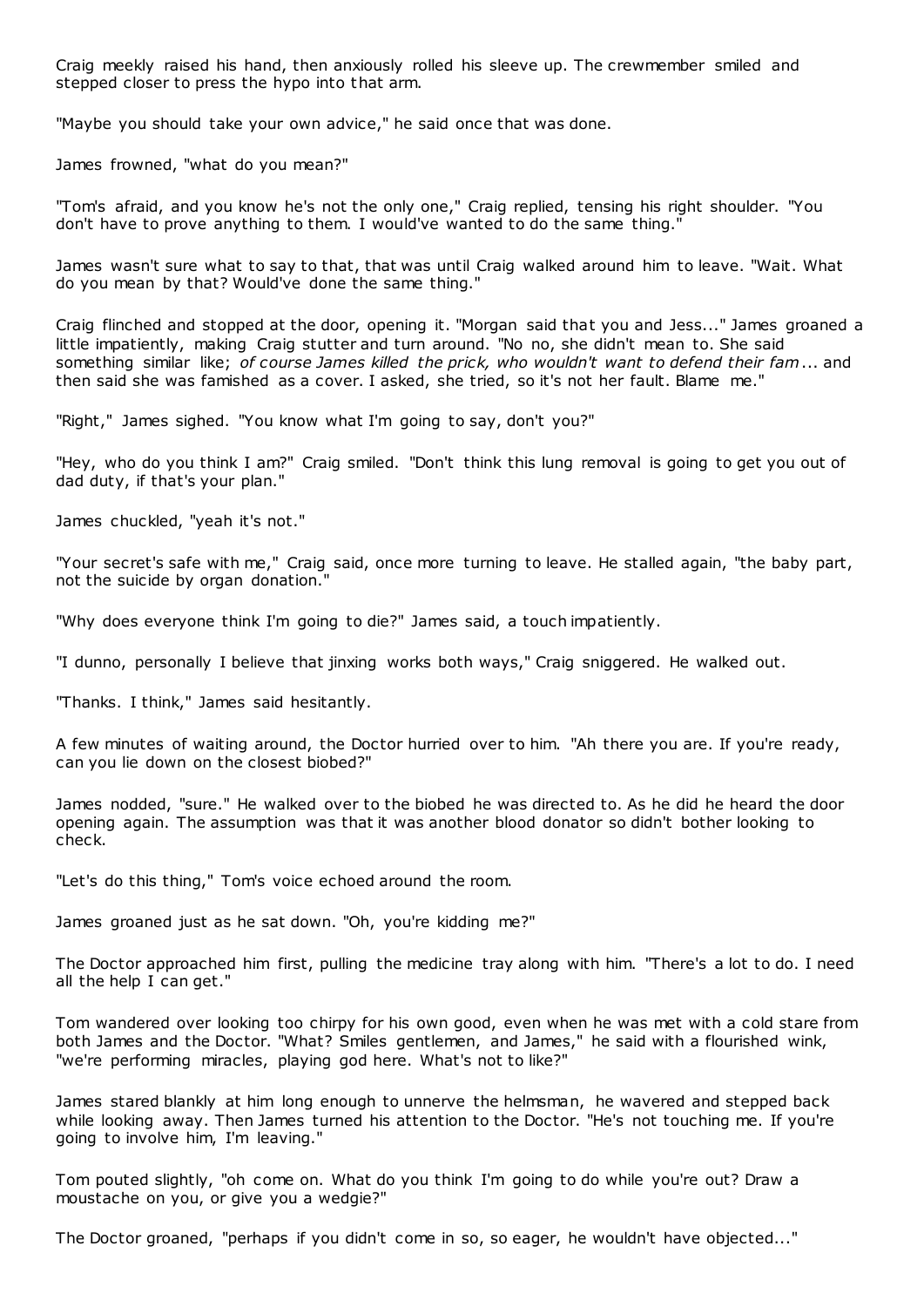Craig meekly raised his hand, then anxiously rolled his sleeve up. The crewmember smiled and stepped closer to press the hypo into that arm.

"Maybe you should take your own advice," he said once that was done.

James frowned, "what do you mean?"

"Tom's afraid, and you know he's not the only one," Craig replied, tensing his right shoulder. "You don't have to prove anything to them. I would've wanted to do the same thing."

James wasn't sure what to say to that, that was until Craig walked around him to leave. "Wait. What do you mean by that? Would've done the same thing."

Craig flinched and stopped at the door, opening it. "Morgan said that you and Jess..." James groaned a little impatiently, making Craig stutter and turn around. "No no, she didn't mean to. She said something similar like; *of course James killed the prick, who wouldn't want to defend their fam*... and then said she was famished as a cover. I asked, she tried, so it's not her fault. Blame me."

"Right," James sighed. "You know what I'm going to say, don't you?"

"Hey, who do you think I am?" Craig smiled. "Don't think this lung removal is going to get you out of dad duty, if that's your plan."

James chuckled, "yeah it's not."

"Your secret's safe with me," Craig said, once more turning to leave. He stalled again, "the baby part, not the suicide by organ donation."

"Why does everyone think I'm going to die?" James said, a touch impatiently.

"I dunno, personally I believe that jinxing works both ways," Craig sniggered. He walked out.

"Thanks. I think," James said hesitantly.

A few minutes of waiting around, the Doctor hurried over to him. "Ah there you are. If you're ready, can you lie down on the closest biobed?"

James nodded, "sure." He walked over to the biobed he was directed to. As he did he heard the door opening again. The assumption was that it was another blood donator so didn't bother looking to check.

"Let's do this thing," Tom's voice echoed around the room.

James groaned just as he sat down. "Oh, you're kidding me?"

The Doctor approached him first, pulling the medicine tray along with him. "There's a lot to do. I need all the help I can get."

Tom wandered over looking too chirpy for his own good, even when he was met with a cold stare from both James and the Doctor. "What? Smiles gentlemen, and James," he said with a flourished wink, "we're performing miracles, playing god here. What's not to like?"

James stared blankly at him long enough to unnerve the helmsman, he wavered and stepped back while looking away. Then James turned his attention to the Doctor. "He's not touching me. If you're going to involve him, I'm leaving."

Tom pouted slightly, "oh come on. What do you think I'm going to do while you're out? Draw a moustache on you, or give you a wedgie?"

The Doctor groaned, "perhaps if you didn't come in so, so eager, he wouldn't have objected..."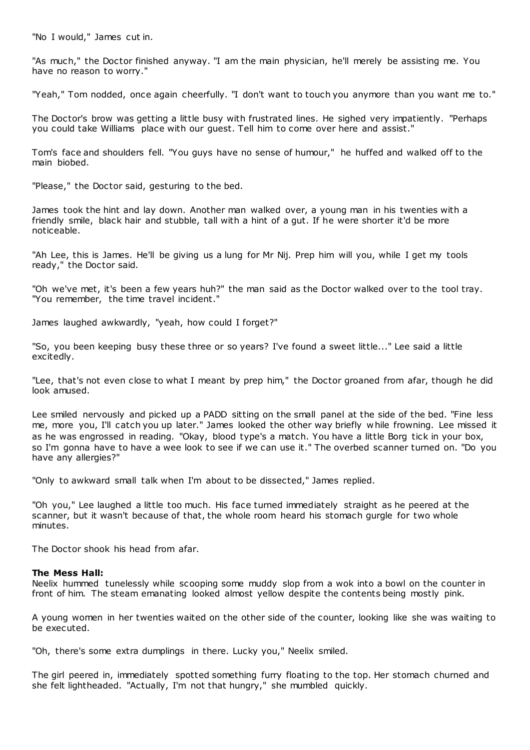"No I would," James cut in.

"As much," the Doctor finished anyway. "I am the main physician, he'll merely be assisting me. You have no reason to worry."

"Yeah," Tom nodded, once again cheerfully. "I don't want to touch you anymore than you want me to."

The Doctor's brow was getting a little busy with frustrated lines. He sighed very impatiently. "Perhaps you could take Williams place with our guest. Tell him to come over here and assist."

Tom's face and shoulders fell. "You guys have no sense of humour," he huffed and walked off to the main biobed.

"Please," the Doctor said, gesturing to the bed.

James took the hint and lay down. Another man walked over, a young man in his twenties with a friendly smile, black hair and stubble, tall with a hint of a gut. If he were shorter it'd be more noticeable.

"Ah Lee, this is James. He'll be giving us a lung for Mr Nij. Prep him will you, while I get my tools ready," the Doctor said.

"Oh we've met, it's been a few years huh?" the man said as the Doctor walked over to the tool tray. "You remember, the time travel incident."

James laughed awkwardly, "yeah, how could I forget?"

"So, you been keeping busy these three or so years? I've found a sweet little..." Lee said a little excitedly.

"Lee, that's not even close to what I meant by prep him," the Doctor groaned from afar, though he did look amused.

Lee smiled nervously and picked up a PADD sitting on the small panel at the side of the bed. "Fine less me, more you, I'll catch you up later." James looked the other way briefly while frowning. Lee missed it as he was engrossed in reading. "Okay, blood type's a match. You have a little Borg tick in your box, so I'm gonna have to have a wee look to see if we can use it." The overbed scanner turned on. "Do you have any allergies?"

"Only to awkward small talk when I'm about to be dissected," James replied.

"Oh you," Lee laughed a little too much. His face turned immediately straight as he peered at the scanner, but it wasn't because of that, the whole room heard his stomach gurgle for two whole minutes.

The Doctor shook his head from afar.

**The Mess Hall:**
Neelix hummed tunelessly while scooping some muddy slop from a wok into a bowl on the counter in front of him. The steam emanating looked almost yellow despite the contents being mostly pink.

A young women in her twenties waited on the other side of the counter, looking like she was waiting to be executed.

"Oh, there's some extra dumplings in there. Lucky you," Neelix smiled.

The girl peered in, immediately spotted something furry floating to the top. Her stomach churned and she felt lightheaded. "Actually, I'm not that hungry," she mumbled quickly.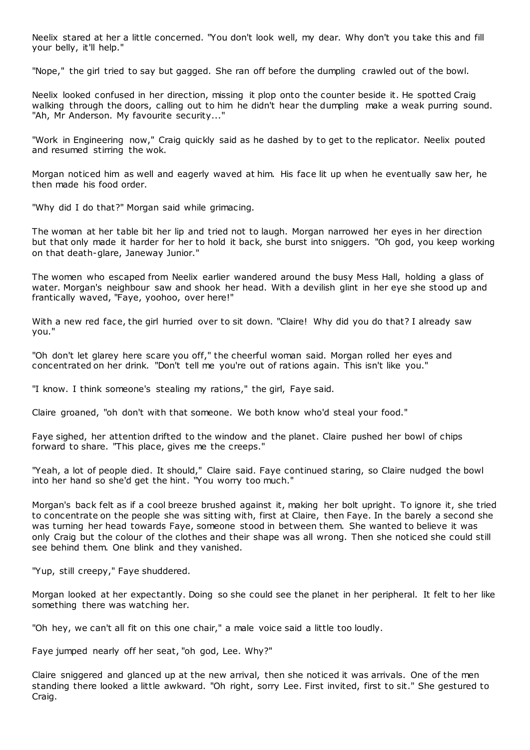Neelix stared at her a little concerned. "You don't look well, my dear. Why don't you take this and fill your belly, it'll help."

"Nope," the girl tried to say but gagged. She ran off before the dumpling crawled out of the bowl.

Neelix looked confused in her direction, missing it plop onto the counter beside it. He spotted Craig walking through the doors, calling out to him he didn't hear the dumpling make a weak purring sound. "Ah, Mr Anderson. My favourite security..."

"Work in Engineering now," Craig quickly said as he dashed by to get to the replicator. Neelix pouted and resumed stirring the wok.

Morgan noticed him as well and eagerly waved at him. His face lit up when he eventually saw her, he then made his food order.

"Why did I do that?" Morgan said while grimacing.

The woman at her table bit her lip and tried not to laugh. Morgan narrowed her eyes in her direction but that only made it harder for her to hold it back, she burst into sniggers. "Oh god, you keep working on that death-glare, Janeway Junior."

The women who escaped from Neelix earlier wandered around the busy Mess Hall, holding a glass of water. Morgan's neighbour saw and shook her head. With a devilish glint in her eye she stood up and frantically waved, "Faye, yoohoo, over here!"

With a new red face, the girl hurried over to sit down. "Claire! Why did you do that? I already saw you."

"Oh don't let glarey here scare you off," the cheerful woman said. Morgan rolled her eyes and concentrated on her drink. "Don't tell me you're out of rations again. This isn't like you."

"I know. I think someone's stealing my rations," the girl, Faye said.

Claire groaned, "oh don't with that someone. We both know who'd steal your food."

Faye sighed, her attention drifted to the window and the planet. Claire pushed her bowl of chips forward to share. "This place, gives me the creeps."

"Yeah, a lot of people died. It should," Claire said. Faye continued staring, so Claire nudged the bowl into her hand so she'd get the hint. "You worry too much."

Morgan's back felt as if a cool breeze brushed against it, making her bolt upright. To ignore it, she tried to concentrate on the people she was sitting with, first at Claire, then Faye. In the barely a second she was turning her head towards Faye, someone stood in between them. She wanted to believe it was only Craig but the colour of the clothes and their shape was all wrong. Then she noticed she could still see behind them. One blink and they vanished.

"Yup, still creepy," Faye shuddered.

Morgan looked at her expectantly. Doing so she could see the planet in her peripheral. It felt to her like something there was watching her.

"Oh hey, we can't all fit on this one chair," a male voice said a little too loudly.

Faye jumped nearly off her seat, "oh god, Lee. Why?"

Claire sniggered and glanced up at the new arrival, then she noticed it was arrivals. One of the men standing there looked a little awkward. "Oh right, sorry Lee. First invited, first to sit." She gestured to Craig.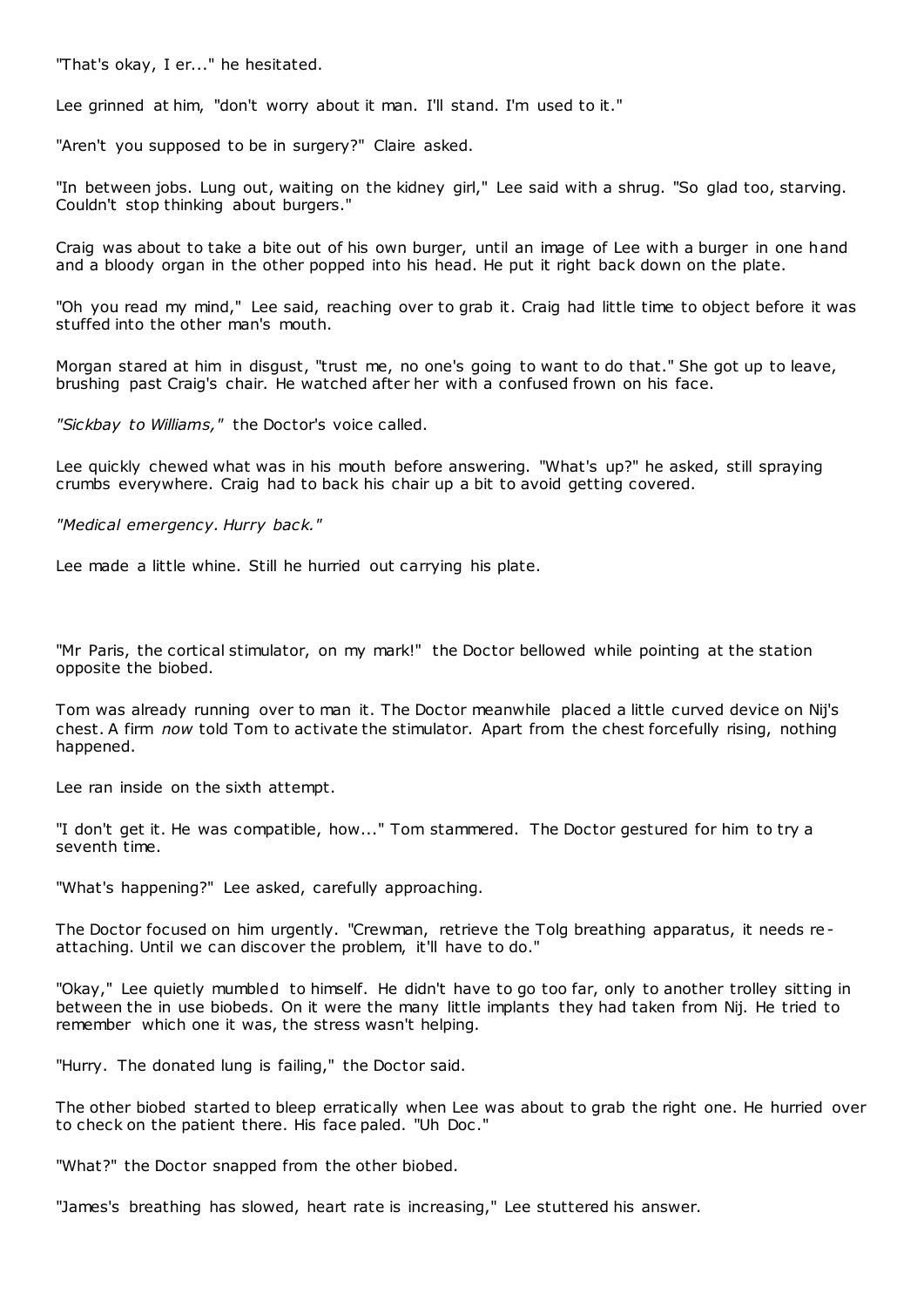"That's okay, I er..." he hesitated.

Lee grinned at him, "don't worry about it man. I'll stand. I'm used to it."

"Aren't you supposed to be in surgery?" Claire asked.

"In between jobs. Lung out, waiting on the kidney girl," Lee said with a shrug. "So glad too, starving. Couldn't stop thinking about burgers."

Craig was about to take a bite out of his own burger, until an image of Lee with a burger in one hand and a bloody organ in the other popped into his head. He put it right back down on the plate.

"Oh you read my mind," Lee said, reaching over to grab it. Craig had little time to object before it was stuffed into the other man's mouth.

Morgan stared at him in disgust, "trust me, no one's going to want to do that." She got up to leave, brushing past Craig's chair. He watched after her with a confused frown on his face.

*"Sickbay to Williams,"* the Doctor's voice called.

Lee quickly chewed what was in his mouth before answering. "What's up?" he asked, still spraying crumbs everywhere. Craig had to back his chair up a bit to avoid getting covered.

*"Medical emergency. Hurry back."*

Lee made a little whine. Still he hurried out carrying his plate.

"Mr Paris, the cortical stimulator, on my mark!" the Doctor bellowed while pointing at the station opposite the biobed.

Tom was already running over to man it. The Doctor meanwhile placed a little curved device on Nij's chest. A firm *now* told Tom to activate the stimulator. Apart from the chest forcefully rising, nothing happened.

Lee ran inside on the sixth attempt.

"I don't get it. He was compatible, how..." Tom stammered. The Doctor gestured for him to try a seventh time.

"What's happening?" Lee asked, carefully approaching.

The Doctor focused on him urgently. "Crewman, retrieve the Tolg breathing apparatus, it needs re-attaching. Until we can discover the problem, it'll have to do."

"Okay," Lee quietly mumbled to himself. He didn't have to go too far, only to another trolley sitting in between the in use biobeds. On it were the many little implants they had taken from Nij. He tried to remember which one it was, the stress wasn't helping.

"Hurry. The donated lung is failing," the Doctor said.

The other biobed started to bleep erratically when Lee was about to grab the right one. He hurried over to check on the patient there. His face paled. "Uh Doc."

"What?" the Doctor snapped from the other biobed.

"James's breathing has slowed, heart rate is increasing," Lee stuttered his answer.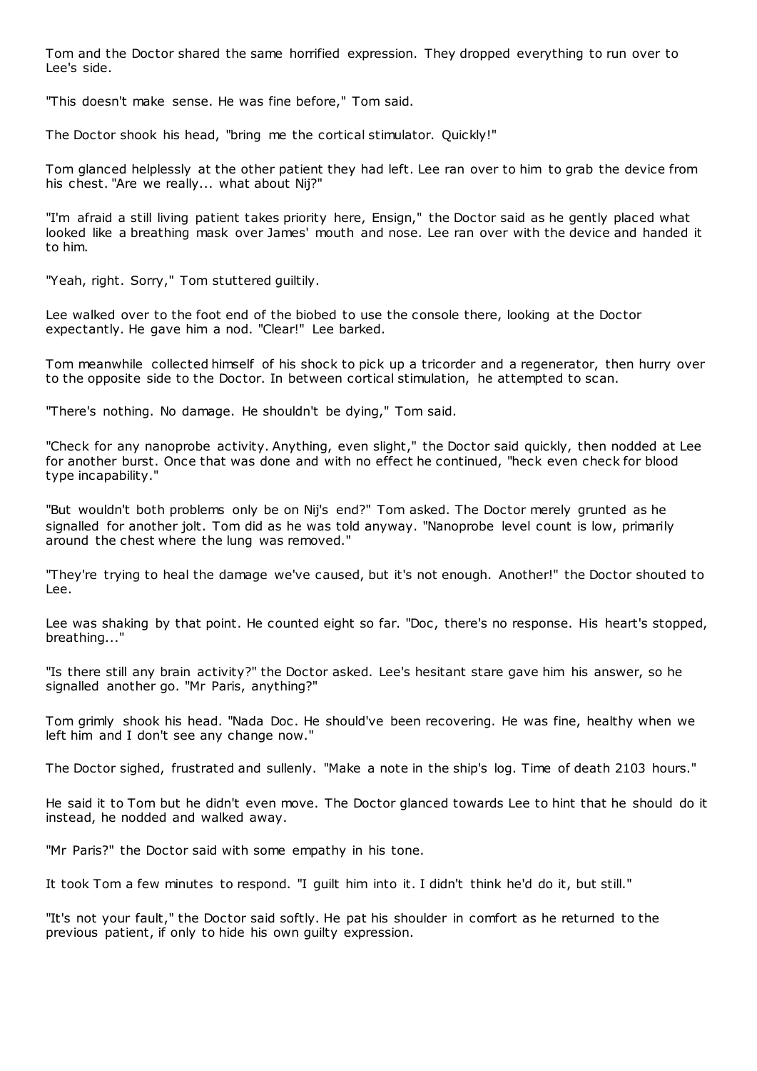Tom and the Doctor shared the same horrified expression. They dropped everything to run over to Lee's side.

"This doesn't make sense. He was fine before," Tom said.

The Doctor shook his head, "bring me the cortical stimulator. Quickly!"

Tom glanced helplessly at the other patient they had left. Lee ran over to him to grab the device from his chest. "Are we really... what about Nij?"

"I'm afraid a still living patient takes priority here, Ensign," the Doctor said as he gently placed what looked like a breathing mask over James' mouth and nose. Lee ran over with the device and handed it to him.

"Yeah, right. Sorry," Tom stuttered guiltily.

Lee walked over to the foot end of the biobed to use the console there, looking at the Doctor expectantly. He gave him a nod. "Clear!" Lee barked.

Tom meanwhile collected himself of his shock to pick up a tricorder and a regenerator, then hurry over to the opposite side to the Doctor. In between cortical stimulation, he attempted to scan.

"There's nothing. No damage. He shouldn't be dying," Tom said.

"Check for any nanoprobe activity. Anything, even slight," the Doctor said quickly, then nodded at Lee for another burst. Once that was done and with no effect he continued, "heck even check for blood type incapability."

"But wouldn't both problems only be on Nij's end?" Tom asked. The Doctor merely grunted as he signalled for another jolt. Tom did as he was told anyway. "Nanoprobe level count is low, primarily around the chest where the lung was removed."

"They're trying to heal the damage we've caused, but it's not enough. Another!" the Doctor shouted to Lee.

Lee was shaking by that point. He counted eight so far. "Doc, there's no response. His heart's stopped, breathing..."

"Is there still any brain activity?" the Doctor asked. Lee's hesitant stare gave him his answer, so he signalled another go. "Mr Paris, anything?"

Tom grimly shook his head. "Nada Doc. He should've been recovering. He was fine, healthy when we left him and I don't see any change now."

The Doctor sighed, frustrated and sullenly. "Make a note in the ship's log. Time of death 2103 hours."

He said it to Tom but he didn't even move. The Doctor glanced towards Lee to hint that he should do it instead, he nodded and walked away.

"Mr Paris?" the Doctor said with some empathy in his tone.

It took Tom a few minutes to respond. "I guilt him into it. I didn't think he'd do it, but still."

"It's not your fault," the Doctor said softly. He pat his shoulder in comfort as he returned to the previous patient, if only to hide his own guilty expression.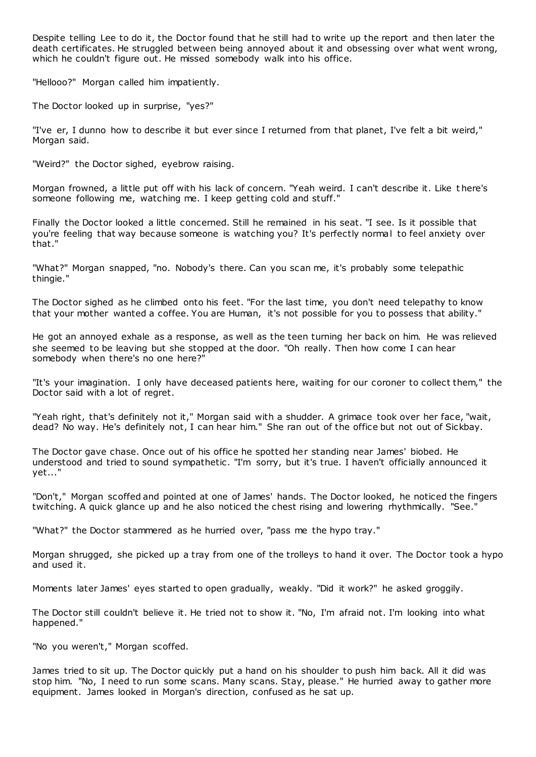Despite telling Lee to do it, the Doctor found that he still had to write up the report and then later the death certificates. He struggled between being annoyed about it and obsessing over what went wrong, which he couldn't figure out. He missed somebody walk into his office.

"Hellooo?" Morgan called him impatiently.

The Doctor looked up in surprise, "yes?"

"I've er, I dunno how to describe it but ever since I returned from that planet, I've felt a bit weird," Morgan said.

"Weird?" the Doctor sighed, eyebrow raising.

Morgan frowned, a little put off with his lack of concern. "Yeah weird. I can't describe it. Like there's someone following me, watching me. I keep getting cold and stuff."

Finally the Doctor looked a little concerned. Still he remained in his seat. "I see. Is it possible that you're feeling that way because someone is watching you? It's perfectly normal to feel anxiety over that."

"What?" Morgan snapped, "no. Nobody's there. Can you scan me, it's probably some telepathic thingie."

The Doctor sighed as he climbed onto his feet. "For the last time, you don't need telepathy to know that your mother wanted a coffee. You are Human, it's not possible for you to possess that ability."

He got an annoyed exhale as a response, as well as the teen turning her back on him. He was relieved she seemed to be leaving but she stopped at the door. "Oh really. Then how come I can hear somebody when there's no one here?"

"It's your imagination. I only have deceased patients here, waiting for our coroner to collect them," the Doctor said with a lot of regret.

"Yeah right, that's definitely not it," Morgan said with a shudder. A grimace took over her face, "wait, dead? No way. He's definitely not, I can hear him." She ran out of the office but not out of Sickbay.

The Doctor gave chase. Once out of his office he spotted her standing near James' biobed. He understood and tried to sound sympathetic. "I'm sorry, but it's true. I haven't officially announced it yet..."

"Don't," Morgan scoffed and pointed at one of James' hands. The Doctor looked, he noticed the fingers twitching. A quick glance up and he also noticed the chest rising and lowering rhythmically. "See."

"What?" the Doctor stammered as he hurried over, "pass me the hypo tray."

Morgan shrugged, she picked up a tray from one of the trolleys to hand it over. The Doctor took a hypo and used it.

Moments later James' eyes started to open gradually, weakly. "Did it work?" he asked groggily.

The Doctor still couldn't believe it. He tried not to show it. "No, I'm afraid not. I'm looking into what happened."

"No you weren't," Morgan scoffed.

James tried to sit up. The Doctor quickly put a hand on his shoulder to push him back. All it did was stop him. "No, I need to run some scans. Many scans. Stay, please." He hurried away to gather more equipment. James looked in Morgan's direction, confused as he sat up.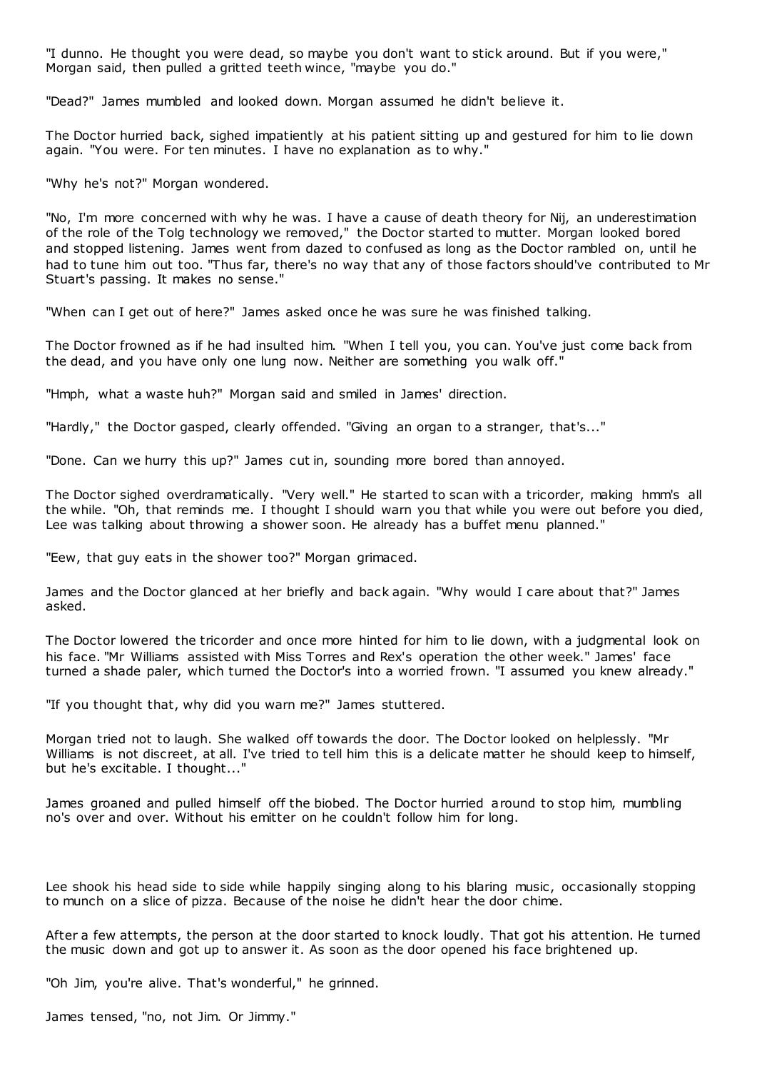"I dunno. He thought you were dead, so maybe you don't want to stick around. But if you were," Morgan said, then pulled a gritted teeth wince, "maybe you do."

"Dead?" James mumbled and looked down. Morgan assumed he didn't believe it.

The Doctor hurried back, sighed impatiently at his patient sitting up and gestured for him to lie down again. "You were. For ten minutes. I have no explanation as to why."

"Why he's not?" Morgan wondered.

"No, I'm more concerned with why he was. I have a cause of death theory for Nij, an underestimation of the role of the Tolg technology we removed," the Doctor started to mutter. Morgan looked bored and stopped listening. James went from dazed to confused as long as the Doctor rambled on, until he had to tune him out too. "Thus far, there's no way that any of those factors should've contributed to Mr Stuart's passing. It makes no sense."

"When can I get out of here?" James asked once he was sure he was finished talking.

The Doctor frowned as if he had insulted him. "When I tell you, you can. You've just come back from the dead, and you have only one lung now. Neither are something you walk off."

"Hmph, what a waste huh?" Morgan said and smiled in James' direction.

"Hardly," the Doctor gasped, clearly offended. "Giving an organ to a stranger, that's..."

"Done. Can we hurry this up?" James cut in, sounding more bored than annoyed.

The Doctor sighed overdramatically. "Very well." He started to scan with a tricorder, making hmm's all the while. "Oh, that reminds me. I thought I should warn you that while you were out before you died, Lee was talking about throwing a shower soon. He already has a buffet menu planned."

"Eew, that guy eats in the shower too?" Morgan grimaced.

James and the Doctor glanced at her briefly and back again. "Why would I care about that?" James asked.

The Doctor lowered the tricorder and once more hinted for him to lie down, with a judgmental look on his face. "Mr Williams assisted with Miss Torres and Rex's operation the other week." James' face turned a shade paler, which turned the Doctor's into a worried frown. "I assumed you knew already."

"If you thought that, why did you warn me?" James stuttered.

Morgan tried not to laugh. She walked off towards the door. The Doctor looked on helplessly. "Mr Williams is not discreet, at all. I've tried to tell him this is a delicate matter he should keep to himself, but he's excitable. I thought..."

James groaned and pulled himself off the biobed. The Doctor hurried around to stop him, mumbling no's over and over. Without his emitter on he couldn't follow him for long.

Lee shook his head side to side while happily singing along to his blaring music, occasionally stopping to munch on a slice of pizza. Because of the noise he didn't hear the door chime.

After a few attempts, the person at the door started to knock loudly. That got his attention. He turned the music down and got up to answer it. As soon as the door opened his face brightened up.

"Oh Jim, you're alive. That's wonderful," he grinned.

James tensed, "no, not Jim. Or Jimmy."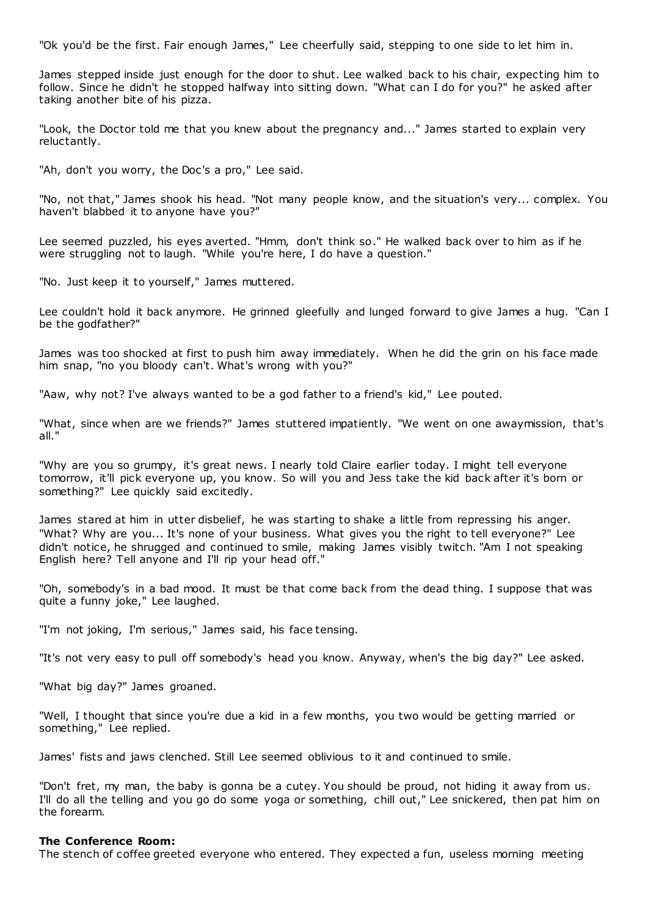"Ok you'd be the first. Fair enough James," Lee cheerfully said, stepping to one side to let him in.

James stepped inside just enough for the door to shut. Lee walked back to his chair, expecting him to follow. Since he didn't he stopped halfway into sitting down. "What can I do for you?" he asked after taking another bite of his pizza.

"Look, the Doctor told me that you knew about the pregnancy and..." James started to explain very reluctantly.

"Ah, don't you worry, the Doc's a pro," Lee said.

"No, not that," James shook his head. "Not many people know, and the situation's very... complex. You haven't blabbed it to anyone have you?"

Lee seemed puzzled, his eyes averted. "Hmm, don't think so." He walked back over to him as if he were struggling not to laugh. "While you're here, I do have a question."

"No. Just keep it to yourself," James muttered.

Lee couldn't hold it back anymore. He grinned gleefully and lunged forward to give James a hug. "Can I be the godfather?"

James was too shocked at first to push him away immediately. When he did the grin on his face made him snap, "no you bloody can't. What's wrong with you?"

"Aaw, why not? I've always wanted to be a god father to a friend's kid," Lee pouted.

"What, since when are we friends?" James stuttered impatiently. "We went on one awaymission, that's all."

"Why are you so grumpy, it's great news. I nearly told Claire earlier today. I might tell everyone tomorrow, it'll pick everyone up, you know. So will you and Jess take the kid back after it's born or something?" Lee quickly said excitedly.

James stared at him in utter disbelief, he was starting to shake a little from repressing his anger. "What? Why are you... It's none of your business. What gives you the right to tell everyone?" Lee didn't notice, he shrugged and continued to smile, making James visibly twitch. "Am I not speaking English here? Tell anyone and I'll rip your head off."

"Oh, somebody's in a bad mood. It must be that come back from the dead thing. I suppose that was quite a funny joke," Lee laughed.

"I'm not joking, I'm serious," James said, his face tensing.

"It's not very easy to pull off somebody's head you know. Anyway, when's the big day?" Lee asked.

"What big day?" James groaned.

"Well, I thought that since you're due a kid in a few months, you two would be getting married or something," Lee replied.

James' fists and jaws clenched. Still Lee seemed oblivious to it and continued to smile.

"Don't fret, my man, the baby is gonna be a cutey. You should be proud, not hiding it away from us. I'll do all the telling and you go do some yoga or something, chill out," Lee snickered, then pat him on the forearm.

**The Conference Room:**
The stench of coffee greeted everyone who entered. They expected a fun, useless morning meeting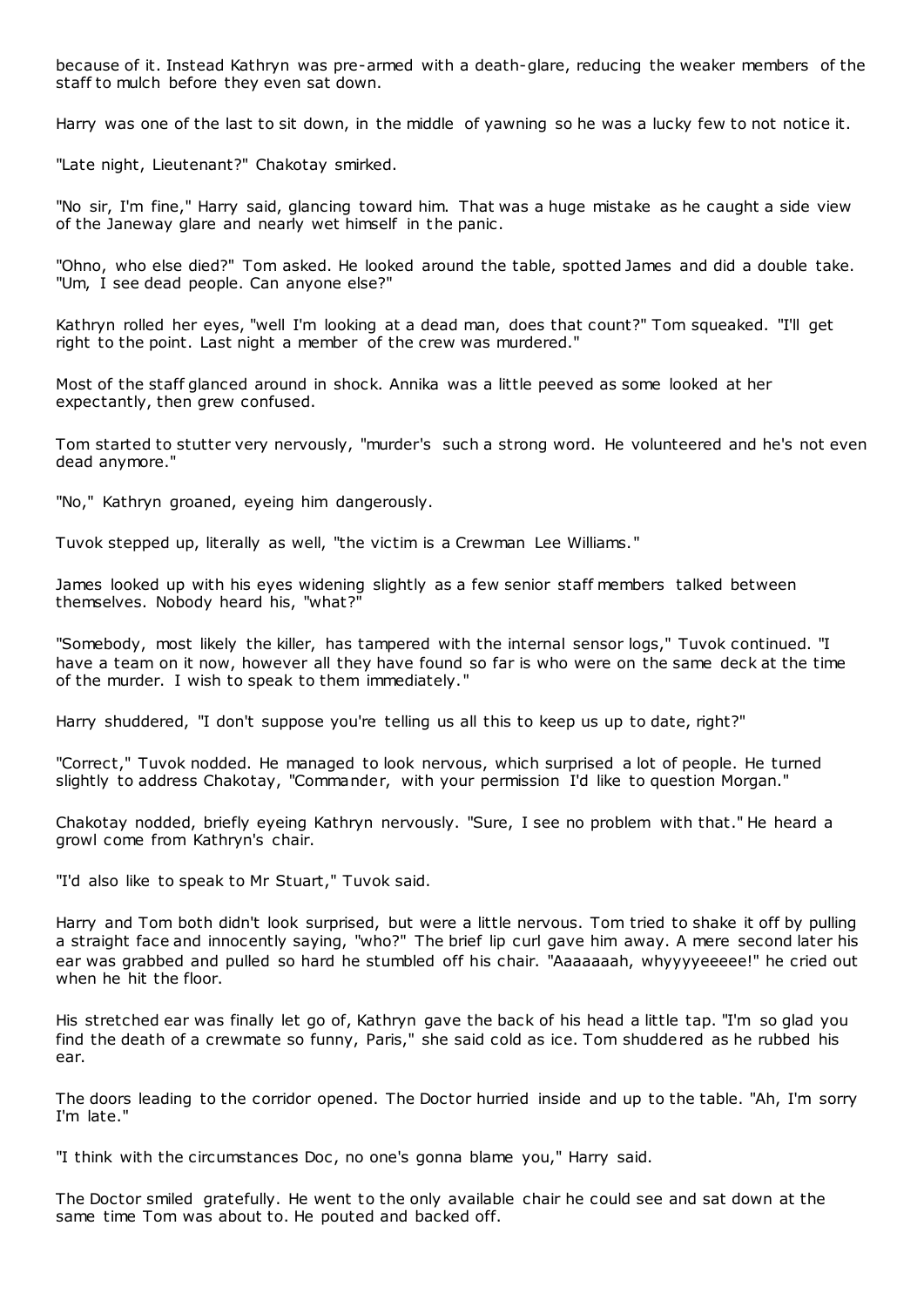because of it. Instead Kathryn was pre-armed with a death-glare, reducing the weaker members of the staff to mulch before they even sat down.

Harry was one of the last to sit down, in the middle of yawning so he was a lucky few to not notice it.

"Late night, Lieutenant?" Chakotay smirked.

"No sir, I'm fine," Harry said, glancing toward him. That was a huge mistake as he caught a side view of the Janeway glare and nearly wet himself in the panic.

"Ohno, who else died?" Tom asked. He looked around the table, spotted James and did a double take. "Um, I see dead people. Can anyone else?"

Kathryn rolled her eyes, "well I'm looking at a dead man, does that count?" Tom squeaked. "I'll get right to the point. Last night a member of the crew was murdered."

Most of the staff glanced around in shock. Annika was a little peeved as some looked at her expectantly, then grew confused.

Tom started to stutter very nervously, "murder's such a strong word. He volunteered and he's not even dead anymore."

"No," Kathryn groaned, eyeing him dangerously.

Tuvok stepped up, literally as well, "the victim is a Crewman Lee Williams."

James looked up with his eyes widening slightly as a few senior staff members talked between themselves. Nobody heard his, "what?"

"Somebody, most likely the killer, has tampered with the internal sensor logs," Tuvok continued. "I have a team on it now, however all they have found so far is who were on the same deck at the time of the murder. I wish to speak to them immediately."

Harry shuddered, "I don't suppose you're telling us all this to keep us up to date, right?"

"Correct," Tuvok nodded. He managed to look nervous, which surprised a lot of people. He turned slightly to address Chakotay, "Commander, with your permission I'd like to question Morgan."

Chakotay nodded, briefly eyeing Kathryn nervously. "Sure, I see no problem with that." He heard a growl come from Kathryn's chair.

"I'd also like to speak to Mr Stuart," Tuvok said.

Harry and Tom both didn't look surprised, but were a little nervous. Tom tried to shake it off by pulling a straight face and innocently saying, "who?" The brief lip curl gave him away. A mere second later his ear was grabbed and pulled so hard he stumbled off his chair. "Aaaaaaah, whyyyyeeeee!" he cried out when he hit the floor.

His stretched ear was finally let go of, Kathryn gave the back of his head a little tap. "I'm so glad you find the death of a crewmate so funny, Paris," she said cold as ice. Tom shuddered as he rubbed his ear.

The doors leading to the corridor opened. The Doctor hurried inside and up to the table. "Ah, I'm sorry I'm late."

"I think with the circumstances Doc, no one's gonna blame you," Harry said.

The Doctor smiled gratefully. He went to the only available chair he could see and sat down at the same time Tom was about to. He pouted and backed off.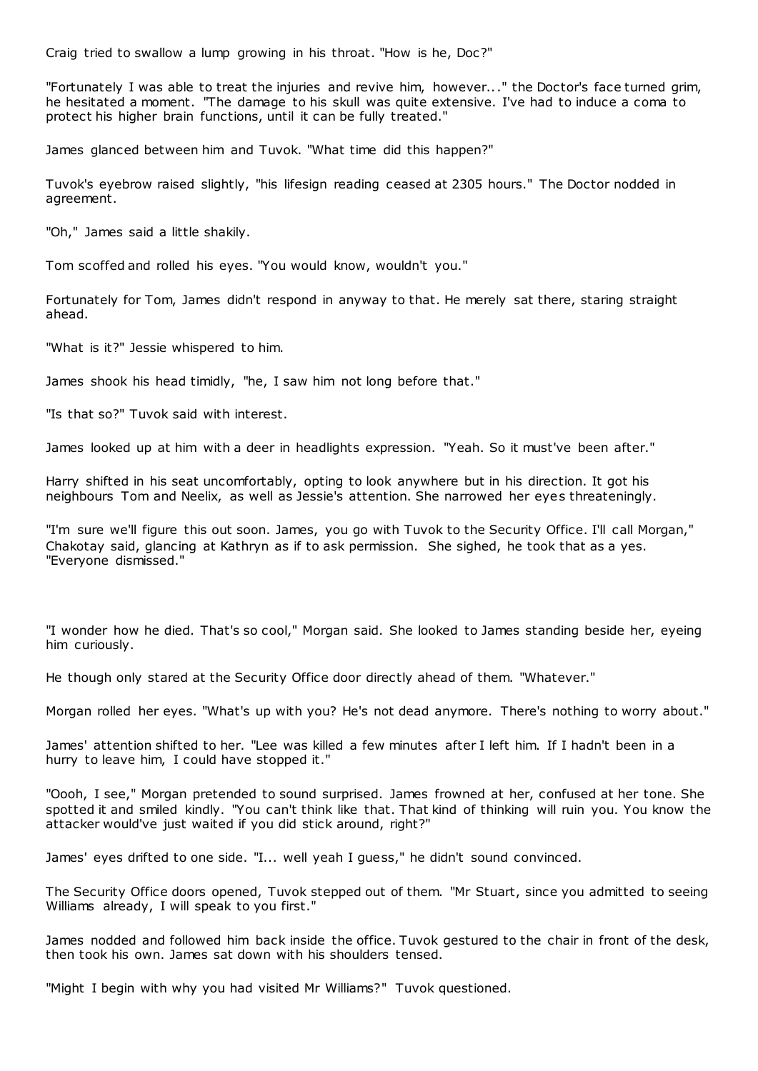Craig tried to swallow a lump growing in his throat. "How is he, Doc?"

"Fortunately I was able to treat the injuries and revive him, however..." the Doctor's face turned grim, he hesitated a moment. "The damage to his skull was quite extensive. I've had to induce a coma to protect his higher brain functions, until it can be fully treated."

James glanced between him and Tuvok. "What time did this happen?"

Tuvok's eyebrow raised slightly, "his lifesign reading ceased at 2305 hours." The Doctor nodded in agreement.

"Oh," James said a little shakily.

Tom scoffed and rolled his eyes. "You would know, wouldn't you."

Fortunately for Tom, James didn't respond in anyway to that. He merely sat there, staring straight ahead.

"What is it?" Jessie whispered to him.

James shook his head timidly, "he, I saw him not long before that."

"Is that so?" Tuvok said with interest.

James looked up at him with a deer in headlights expression. "Yeah. So it must've been after."

Harry shifted in his seat uncomfortably, opting to look anywhere but in his direction. It got his neighbours Tom and Neelix, as well as Jessie's attention. She narrowed her eyes threateningly.

"I'm sure we'll figure this out soon. James, you go with Tuvok to the Security Office. I'll call Morgan," Chakotay said, glancing at Kathryn as if to ask permission. She sighed, he took that as a yes. "Everyone dismissed."

"I wonder how he died. That's so cool," Morgan said. She looked to James standing beside her, eyeing him curiously.

He though only stared at the Security Office door directly ahead of them. "Whatever."

Morgan rolled her eyes. "What's up with you? He's not dead anymore. There's nothing to worry about."

James' attention shifted to her. "Lee was killed a few minutes after I left him. If I hadn't been in a hurry to leave him, I could have stopped it."

"Oooh, I see," Morgan pretended to sound surprised. James frowned at her, confused at her tone. She spotted it and smiled kindly. "You can't think like that. That kind of thinking will ruin you. You know the attacker would've just waited if you did stick around, right?"

James' eyes drifted to one side. "I... well yeah I guess," he didn't sound convinced.

The Security Office doors opened, Tuvok stepped out of them. "Mr Stuart, since you admitted to seeing Williams already, I will speak to you first."

James nodded and followed him back inside the office. Tuvok gestured to the chair in front of the desk, then took his own. James sat down with his shoulders tensed.

"Might I begin with why you had visited Mr Williams?" Tuvok questioned.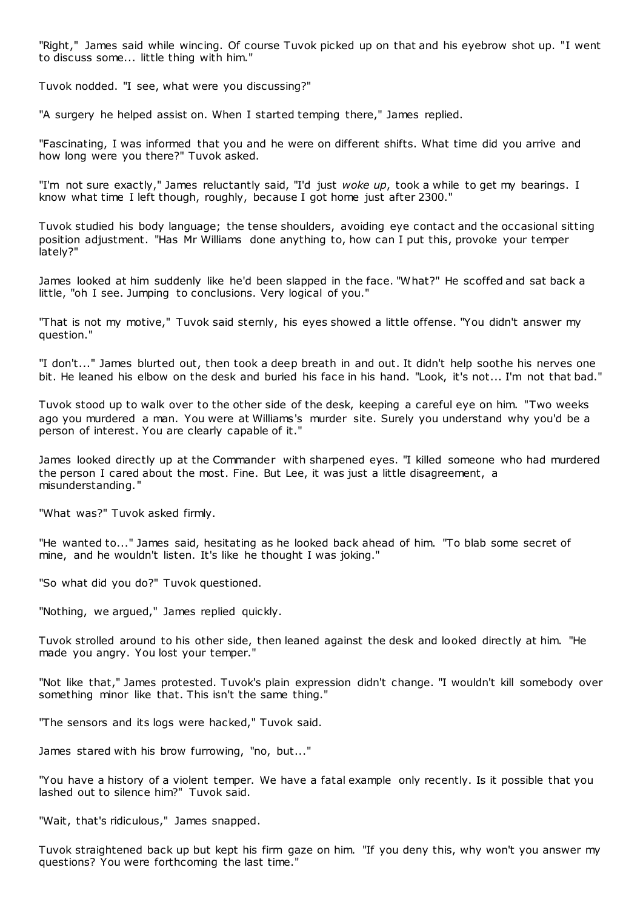"Right," James said while wincing. Of course Tuvok picked up on that and his eyebrow shot up. "I went to discuss some... little thing with him."

Tuvok nodded. "I see, what were you discussing?"

"A surgery he helped assist on. When I started temping there," James replied.

"Fascinating, I was informed that you and he were on different shifts. What time did you arrive and how long were you there?" Tuvok asked.

"I'm not sure exactly," James reluctantly said, "I'd just *woke up*, took a while to get my bearings. I know what time I left though, roughly, because I got home just after 2300."

Tuvok studied his body language; the tense shoulders, avoiding eye contact and the occasional sitting position adjustment. "Has Mr Williams done anything to, how can I put this, provoke your temper lately?"

James looked at him suddenly like he'd been slapped in the face. "What?" He scoffed and sat back a little, "oh I see. Jumping to conclusions. Very logical of you."

"That is not my motive," Tuvok said sternly, his eyes showed a little offense. "You didn't answer my question."

"I don't..." James blurted out, then took a deep breath in and out. It didn't help soothe his nerves one bit. He leaned his elbow on the desk and buried his face in his hand. "Look, it's not... I'm not that bad."

Tuvok stood up to walk over to the other side of the desk, keeping a careful eye on him. "Two weeks ago you murdered a man. You were at Williams's murder site. Surely you understand why you'd be a person of interest. You are clearly capable of it."

James looked directly up at the Commander with sharpened eyes. "I killed someone who had murdered the person I cared about the most. Fine. But Lee, it was just a little disagreement, a misunderstanding."

"What was?" Tuvok asked firmly.

"He wanted to..." James said, hesitating as he looked back ahead of him. "To blab some secret of mine, and he wouldn't listen. It's like he thought I was joking."

"So what did you do?" Tuvok questioned.

"Nothing, we argued," James replied quickly.

Tuvok strolled around to his other side, then leaned against the desk and looked directly at him. "He made you angry. You lost your temper."

"Not like that," James protested. Tuvok's plain expression didn't change. "I wouldn't kill somebody over something minor like that. This isn't the same thing."

"The sensors and its logs were hacked," Tuvok said.

James stared with his brow furrowing, "no, but..."

"You have a history of a violent temper. We have a fatal example only recently. Is it possible that you lashed out to silence him?" Tuvok said.

"Wait, that's ridiculous," James snapped.

Tuvok straightened back up but kept his firm gaze on him. "If you deny this, why won't you answer my questions? You were forthcoming the last time."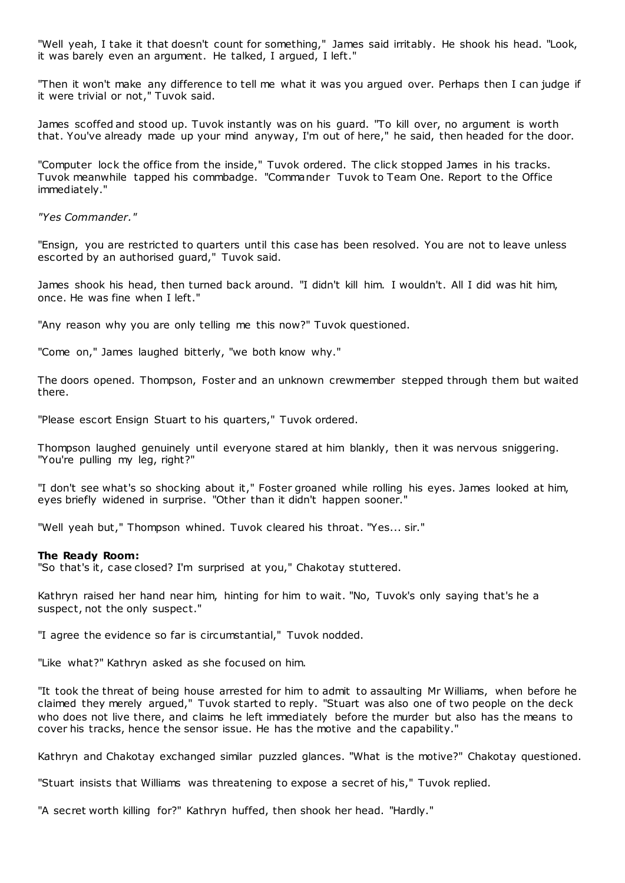"Well yeah, I take it that doesn't count for something," James said irritably. He shook his head. "Look, it was barely even an argument. He talked, I argued, I left."

"Then it won't make any difference to tell me what it was you argued over. Perhaps then I can judge if it were trivial or not," Tuvok said.

James scoffed and stood up. Tuvok instantly was on his guard. "To kill over, no argument is worth that. You've already made up your mind anyway, I'm out of here," he said, then headed for the door.

"Computer lock the office from the inside," Tuvok ordered. The click stopped James in his tracks. Tuvok meanwhile tapped his commbadge. "Commander Tuvok to Team One. Report to the Office immediately."

*"Yes Commander."*

"Ensign, you are restricted to quarters until this case has been resolved. You are not to leave unless escorted by an authorised guard," Tuvok said.

James shook his head, then turned back around. "I didn't kill him. I wouldn't. All I did was hit him, once. He was fine when I left."

"Any reason why you are only telling me this now?" Tuvok questioned.

"Come on," James laughed bitterly, "we both know why."

The doors opened. Thompson, Foster and an unknown crewmember stepped through them but waited there.

"Please escort Ensign Stuart to his quarters," Tuvok ordered.

Thompson laughed genuinely until everyone stared at him blankly, then it was nervous sniggering. "You're pulling my leg, right?"

"I don't see what's so shocking about it," Foster groaned while rolling his eyes. James looked at him, eyes briefly widened in surprise. "Other than it didn't happen sooner."

"Well yeah but," Thompson whined. Tuvok cleared his throat. "Yes... sir."

**The Ready Room:**
"So that's it, case closed? I'm surprised at you," Chakotay stuttered.

Kathryn raised her hand near him, hinting for him to wait. "No, Tuvok's only saying that's he a suspect, not the only suspect."

"I agree the evidence so far is circumstantial," Tuvok nodded.

"Like what?" Kathryn asked as she focused on him.

"It took the threat of being house arrested for him to admit to assaulting Mr Williams, when before he claimed they merely argued," Tuvok started to reply. "Stuart was also one of two people on the deck who does not live there, and claims he left immediately before the murder but also has the means to cover his tracks, hence the sensor issue. He has the motive and the capability."

Kathryn and Chakotay exchanged similar puzzled glances. "What is the motive?" Chakotay questioned.

"Stuart insists that Williams was threatening to expose a secret of his," Tuvok replied.

"A secret worth killing for?" Kathryn huffed, then shook her head. "Hardly."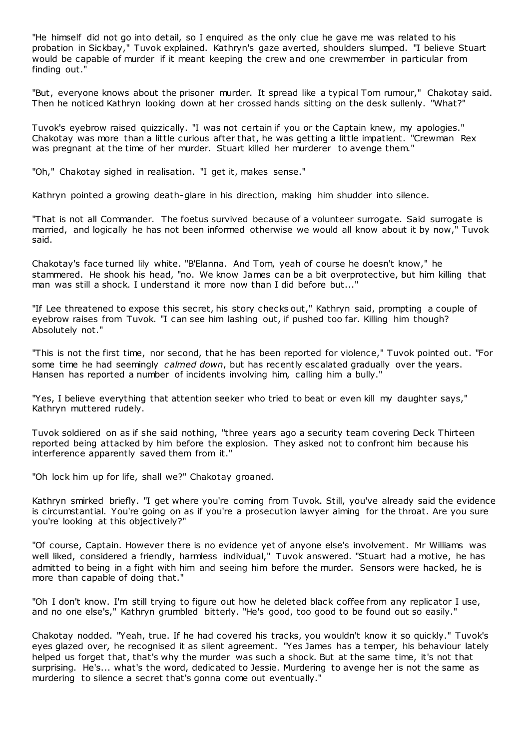"He himself did not go into detail, so I enquired as the only clue he gave me was related to his probation in Sickbay," Tuvok explained. Kathryn's gaze averted, shoulders slumped. "I believe Stuart would be capable of murder if it meant keeping the crew and one crewmember in particular from finding out."

"But, everyone knows about the prisoner murder. It spread like a typical Tom rumour," Chakotay said. Then he noticed Kathryn looking down at her crossed hands sitting on the desk sullenly. "What?"

Tuvok's eyebrow raised quizzically. "I was not certain if you or the Captain knew, my apologies." Chakotay was more than a little curious after that, he was getting a little impatient. "Crewman Rex was pregnant at the time of her murder. Stuart killed her murderer to avenge them."

"Oh," Chakotay sighed in realisation. "I get it, makes sense."

Kathryn pointed a growing death-glare in his direction, making him shudder into silence.

"That is not all Commander. The foetus survived because of a volunteer surrogate. Said surrogate is married, and logically he has not been informed otherwise we would all know about it by now," Tuvok said.

Chakotay's face turned lily white. "B'Elanna. And Tom, yeah of course he doesn't know," he stammered. He shook his head, "no. We know James can be a bit overprotective, but him killing that man was still a shock. I understand it more now than I did before but..."

"If Lee threatened to expose this secret, his story checks out," Kathryn said, prompting a couple of eyebrow raises from Tuvok. "I can see him lashing out, if pushed too far. Killing him though? Absolutely not."

"This is not the first time, nor second, that he has been reported for violence," Tuvok pointed out. "For some time he had seemingly *calmed down*, but has recently escalated gradually over the years. Hansen has reported a number of incidents involving him, calling him a bully."

"Yes, I believe everything that attention seeker who tried to beat or even kill my daughter says," Kathryn muttered rudely.

Tuvok soldiered on as if she said nothing, "three years ago a security team covering Deck Thirteen reported being attacked by him before the explosion. They asked not to confront him because his interference apparently saved them from it."

"Oh lock him up for life, shall we?" Chakotay groaned.

Kathryn smirked briefly. "I get where you're coming from Tuvok. Still, you've already said the evidence is circumstantial. You're going on as if you're a prosecution lawyer aiming for the throat. Are you sure you're looking at this objectively?"

"Of course, Captain. However there is no evidence yet of anyone else's involvement. Mr Williams was well liked, considered a friendly, harmless individual," Tuvok answered. "Stuart had a motive, he has admitted to being in a fight with him and seeing him before the murder. Sensors were hacked, he is more than capable of doing that."

"Oh I don't know. I'm still trying to figure out how he deleted black coffee from any replicator I use, and no one else's," Kathryn grumbled bitterly. "He's good, too good to be found out so easily."

Chakotay nodded. "Yeah, true. If he had covered his tracks, you wouldn't know it so quickly." Tuvok's eyes glazed over, he recognised it as silent agreement. "Yes James has a temper, his behaviour lately helped us forget that, that's why the murder was such a shock. But at the same time, it's not that surprising. He's... what's the word, dedicated to Jessie. Murdering to avenge her is not the same as murdering to silence a secret that's gonna come out eventually."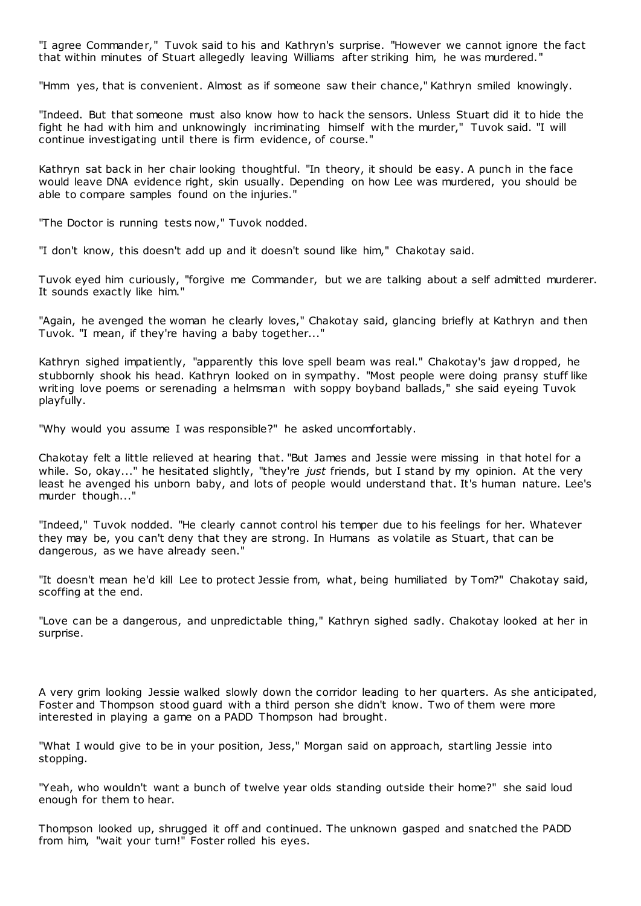"I agree Commander," Tuvok said to his and Kathryn's surprise. "However we cannot ignore the fact that within minutes of Stuart allegedly leaving Williams after striking him, he was murdered."

"Hmm yes, that is convenient. Almost as if someone saw their chance," Kathryn smiled knowingly.

"Indeed. But that someone must also know how to hack the sensors. Unless Stuart did it to hide the fight he had with him and unknowingly incriminating himself with the murder," Tuvok said. "I will continue investigating until there is firm evidence, of course."

Kathryn sat back in her chair looking thoughtful. "In theory, it should be easy. A punch in the face would leave DNA evidence right, skin usually. Depending on how Lee was murdered, you should be able to compare samples found on the injuries."

"The Doctor is running tests now," Tuvok nodded.

"I don't know, this doesn't add up and it doesn't sound like him," Chakotay said.

Tuvok eyed him curiously, "forgive me Commander, but we are talking about a self admitted murderer. It sounds exactly like him."

"Again, he avenged the woman he clearly loves," Chakotay said, glancing briefly at Kathryn and then Tuvok. "I mean, if they're having a baby together..."

Kathryn sighed impatiently, "apparently this love spell beam was real." Chakotay's jaw dropped, he stubbornly shook his head. Kathryn looked on in sympathy. "Most people were doing pransy stuff like writing love poems or serenading a helmsman with soppy boyband ballads," she said eyeing Tuvok playfully.

"Why would you assume I was responsible?" he asked uncomfortably.

Chakotay felt a little relieved at hearing that. "But James and Jessie were missing in that hotel for a while. So, okay..." he hesitated slightly, "they're *just* friends, but I stand by my opinion. At the very least he avenged his unborn baby, and lots of people would understand that. It's human nature. Lee's murder though..."

"Indeed," Tuvok nodded. "He clearly cannot control his temper due to his feelings for her. Whatever they may be, you can't deny that they are strong. In Humans as volatile as Stuart, that can be dangerous, as we have already seen."

"It doesn't mean he'd kill Lee to protect Jessie from, what, being humiliated by Tom?" Chakotay said, scoffing at the end.

"Love can be a dangerous, and unpredictable thing," Kathryn sighed sadly. Chakotay looked at her in surprise.

A very grim looking Jessie walked slowly down the corridor leading to her quarters. As she anticipated, Foster and Thompson stood guard with a third person she didn't know. Two of them were more interested in playing a game on a PADD Thompson had brought.

"What I would give to be in your position, Jess," Morgan said on approach, startling Jessie into stopping.

"Yeah, who wouldn't want a bunch of twelve year olds standing outside their home?" she said loud enough for them to hear.

Thompson looked up, shrugged it off and continued. The unknown gasped and snatched the PADD from him, "wait your turn!" Foster rolled his eyes.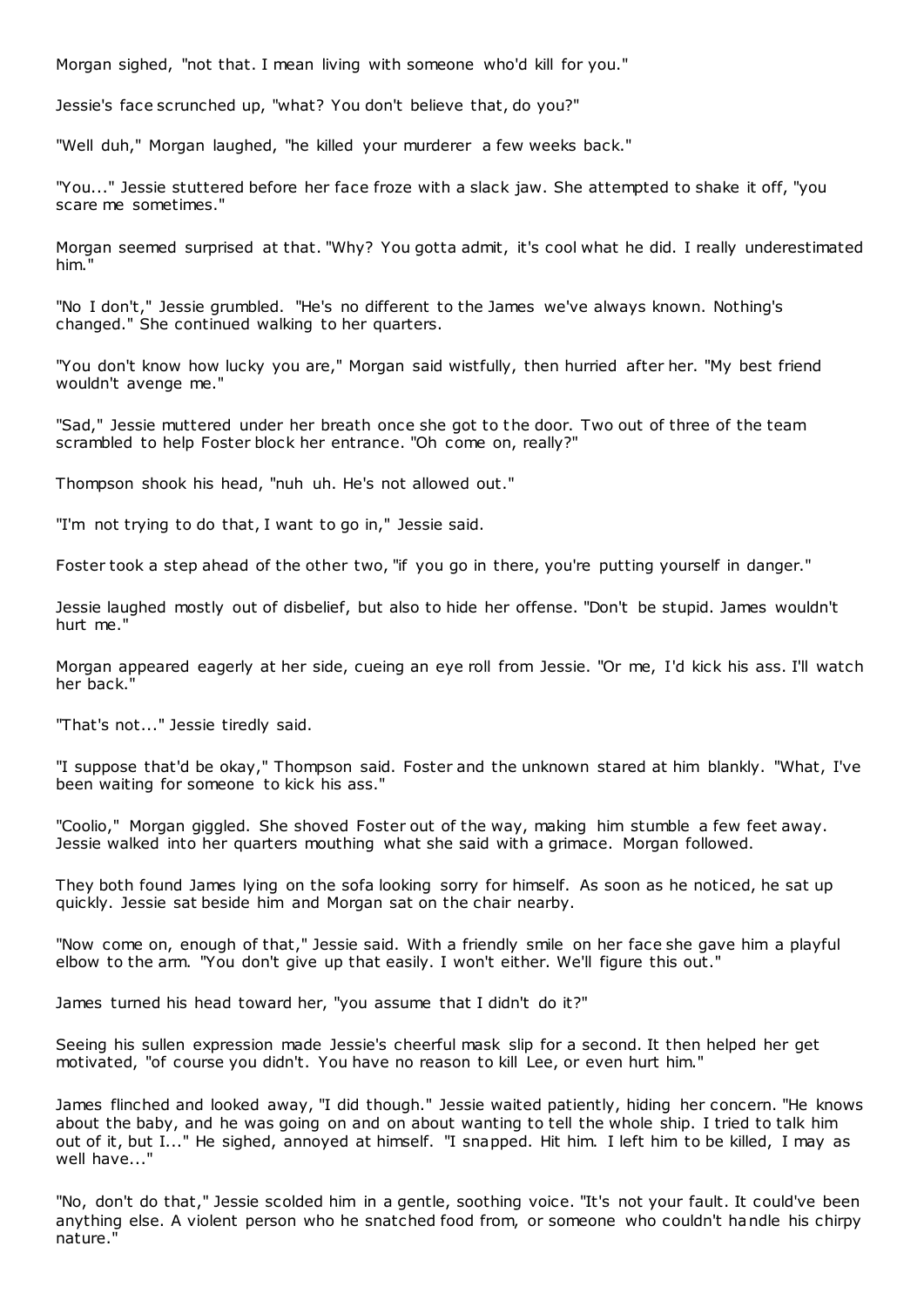Morgan sighed, "not that. I mean living with someone who'd kill for you."

Jessie's face scrunched up, "what? You don't believe that, do you?"

"Well duh," Morgan laughed, "he killed your murderer a few weeks back."

"You..." Jessie stuttered before her face froze with a slack jaw. She attempted to shake it off, "you scare me sometimes."

Morgan seemed surprised at that. "Why? You gotta admit, it's cool what he did. I really underestimated him."

"No I don't," Jessie grumbled. "He's no different to the James we've always known. Nothing's changed." She continued walking to her quarters.

"You don't know how lucky you are," Morgan said wistfully, then hurried after her. "My best friend wouldn't avenge me."

"Sad," Jessie muttered under her breath once she got to the door. Two out of three of the team scrambled to help Foster block her entrance. "Oh come on, really?"

Thompson shook his head, "nuh uh. He's not allowed out."

"I'm not trying to do that, I want to go in," Jessie said.

Foster took a step ahead of the other two, "if you go in there, you're putting yourself in danger."

Jessie laughed mostly out of disbelief, but also to hide her offense. "Don't be stupid. James wouldn't hurt me."

Morgan appeared eagerly at her side, cueing an eye roll from Jessie. "Or me, I'd kick his ass. I'll watch her back."

"That's not..." Jessie tiredly said.

"I suppose that'd be okay," Thompson said. Foster and the unknown stared at him blankly. "What, I've been waiting for someone to kick his ass."

"Coolio," Morgan giggled. She shoved Foster out of the way, making him stumble a few feet away. Jessie walked into her quarters mouthing what she said with a grimace. Morgan followed.

They both found James lying on the sofa looking sorry for himself. As soon as he noticed, he sat up quickly. Jessie sat beside him and Morgan sat on the chair nearby.

"Now come on, enough of that," Jessie said. With a friendly smile on her face she gave him a playful elbow to the arm. "You don't give up that easily. I won't either. We'll figure this out."

James turned his head toward her, "you assume that I didn't do it?"

Seeing his sullen expression made Jessie's cheerful mask slip for a second. It then helped her get motivated, "of course you didn't. You have no reason to kill Lee, or even hurt him."

James flinched and looked away, "I did though." Jessie waited patiently, hiding her concern. "He knows about the baby, and he was going on and on about wanting to tell the whole ship. I tried to talk him out of it, but I..." He sighed, annoyed at himself. "I snapped. Hit him. I left him to be killed, I may as well have..."

"No, don't do that," Jessie scolded him in a gentle, soothing voice. "It's not your fault. It could've been anything else. A violent person who he snatched food from, or someone who couldn't handle his chirpy nature."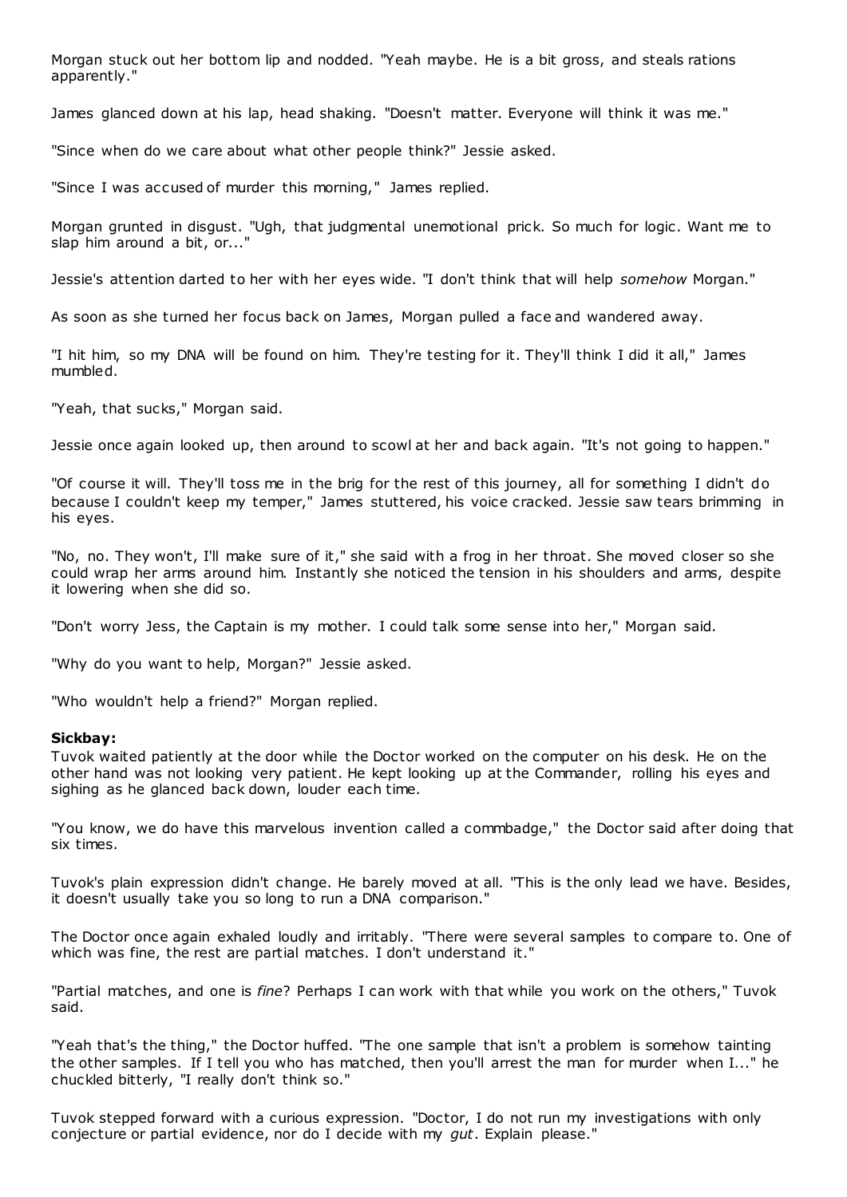Morgan stuck out her bottom lip and nodded. "Yeah maybe. He is a bit gross, and steals rations apparently."

James glanced down at his lap, head shaking. "Doesn't matter. Everyone will think it was me."

"Since when do we care about what other people think?" Jessie asked.

"Since I was accused of murder this morning," James replied.

Morgan grunted in disgust. "Ugh, that judgmental unemotional prick. So much for logic. Want me to slap him around a bit, or..."

Jessie's attention darted to her with her eyes wide. "I don't think that will help *somehow* Morgan."

As soon as she turned her focus back on James, Morgan pulled a face and wandered away.

"I hit him, so my DNA will be found on him. They're testing for it. They'll think I did it all," James mumbled.

"Yeah, that sucks," Morgan said.

Jessie once again looked up, then around to scowl at her and back again. "It's not going to happen."

"Of course it will. They'll toss me in the brig for the rest of this journey, all for something I didn't do because I couldn't keep my temper," James stuttered, his voice cracked. Jessie saw tears brimming in his eyes.

"No, no. They won't, I'll make sure of it," she said with a frog in her throat. She moved closer so she could wrap her arms around him. Instantly she noticed the tension in his shoulders and arms, despite it lowering when she did so.

"Don't worry Jess, the Captain is my mother. I could talk some sense into her," Morgan said.

"Why do you want to help, Morgan?" Jessie asked.

"Who wouldn't help a friend?" Morgan replied.

**Sickbay:**
Tuvok waited patiently at the door while the Doctor worked on the computer on his desk. He on the other hand was not looking very patient. He kept looking up at the Commander, rolling his eyes and sighing as he glanced back down, louder each time.

"You know, we do have this marvelous invention called a commbadge," the Doctor said after doing that six times.

Tuvok's plain expression didn't change. He barely moved at all. "This is the only lead we have. Besides, it doesn't usually take you so long to run a DNA comparison."

The Doctor once again exhaled loudly and irritably. "There were several samples to compare to. One of which was fine, the rest are partial matches. I don't understand it."

"Partial matches, and one is *fine*? Perhaps I can work with that while you work on the others," Tuvok said.

"Yeah that's the thing," the Doctor huffed. "The one sample that isn't a problem is somehow tainting the other samples. If I tell you who has matched, then you'll arrest the man for murder when I..." he chuckled bitterly, "I really don't think so."

Tuvok stepped forward with a curious expression. "Doctor, I do not run my investigations with only conjecture or partial evidence, nor do I decide with my *gut*. Explain please."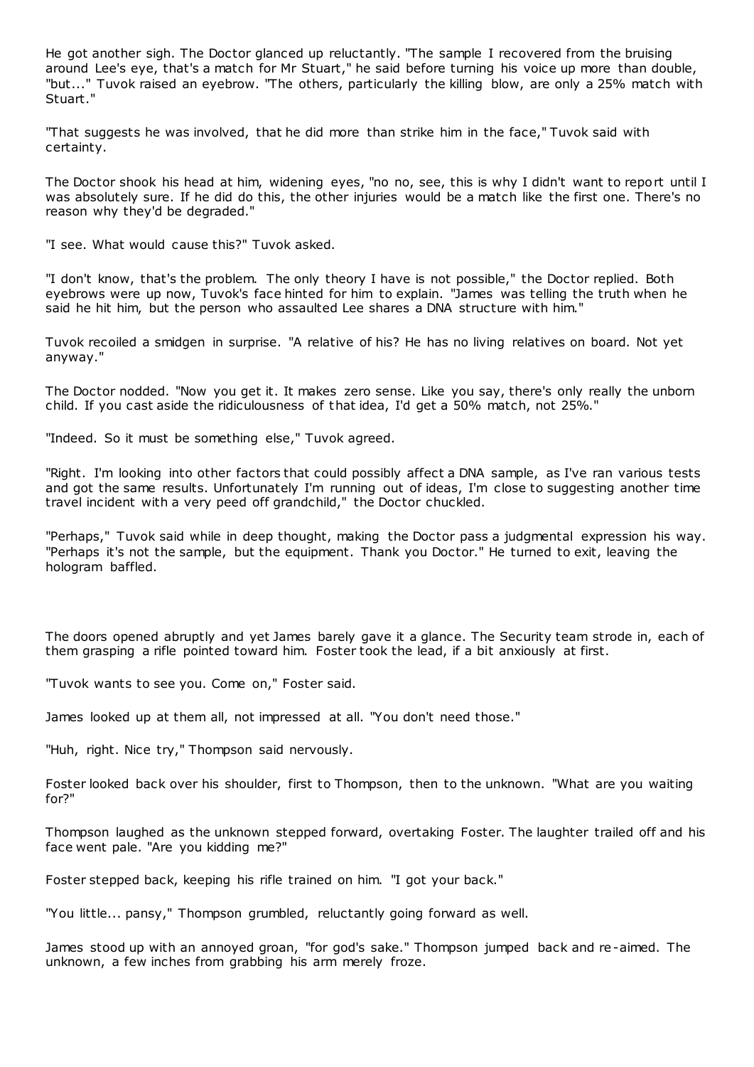He got another sigh. The Doctor glanced up reluctantly. "The sample I recovered from the bruising around Lee's eye, that's a match for Mr Stuart," he said before turning his voice up more than double, "but..." Tuvok raised an eyebrow. "The others, particularly the killing blow, are only a 25% match with Stuart."

"That suggests he was involved, that he did more than strike him in the face," Tuvok said with certainty.

The Doctor shook his head at him, widening eyes, "no no, see, this is why I didn't want to report until I was absolutely sure. If he did do this, the other injuries would be a match like the first one. There's no reason why they'd be degraded."

"I see. What would cause this?" Tuvok asked.

"I don't know, that's the problem. The only theory I have is not possible," the Doctor replied. Both eyebrows were up now, Tuvok's face hinted for him to explain. "James was telling the truth when he said he hit him, but the person who assaulted Lee shares a DNA structure with him."

Tuvok recoiled a smidgen in surprise. "A relative of his? He has no living relatives on board. Not yet anyway."

The Doctor nodded. "Now you get it. It makes zero sense. Like you say, there's only really the unborn child. If you cast aside the ridiculousness of that idea, I'd get a 50% match, not 25%."

"Indeed. So it must be something else," Tuvok agreed.

"Right. I'm looking into other factors that could possibly affect a DNA sample, as I've ran various tests and got the same results. Unfortunately I'm running out of ideas, I'm close to suggesting another time travel incident with a very peed off grandchild," the Doctor chuckled.

"Perhaps," Tuvok said while in deep thought, making the Doctor pass a judgmental expression his way. "Perhaps it's not the sample, but the equipment. Thank you Doctor." He turned to exit, leaving the hologram baffled.

The doors opened abruptly and yet James barely gave it a glance. The Security team strode in, each of them grasping a rifle pointed toward him. Foster took the lead, if a bit anxiously at first.

"Tuvok wants to see you. Come on," Foster said.

James looked up at them all, not impressed at all. "You don't need those."

"Huh, right. Nice try," Thompson said nervously.

Foster looked back over his shoulder, first to Thompson, then to the unknown. "What are you waiting for?"

Thompson laughed as the unknown stepped forward, overtaking Foster. The laughter trailed off and his face went pale. "Are you kidding me?"

Foster stepped back, keeping his rifle trained on him. "I got your back."

"You little... pansy," Thompson grumbled, reluctantly going forward as well.

James stood up with an annoyed groan, "for god's sake." Thompson jumped back and re-aimed. The unknown, a few inches from grabbing his arm merely froze.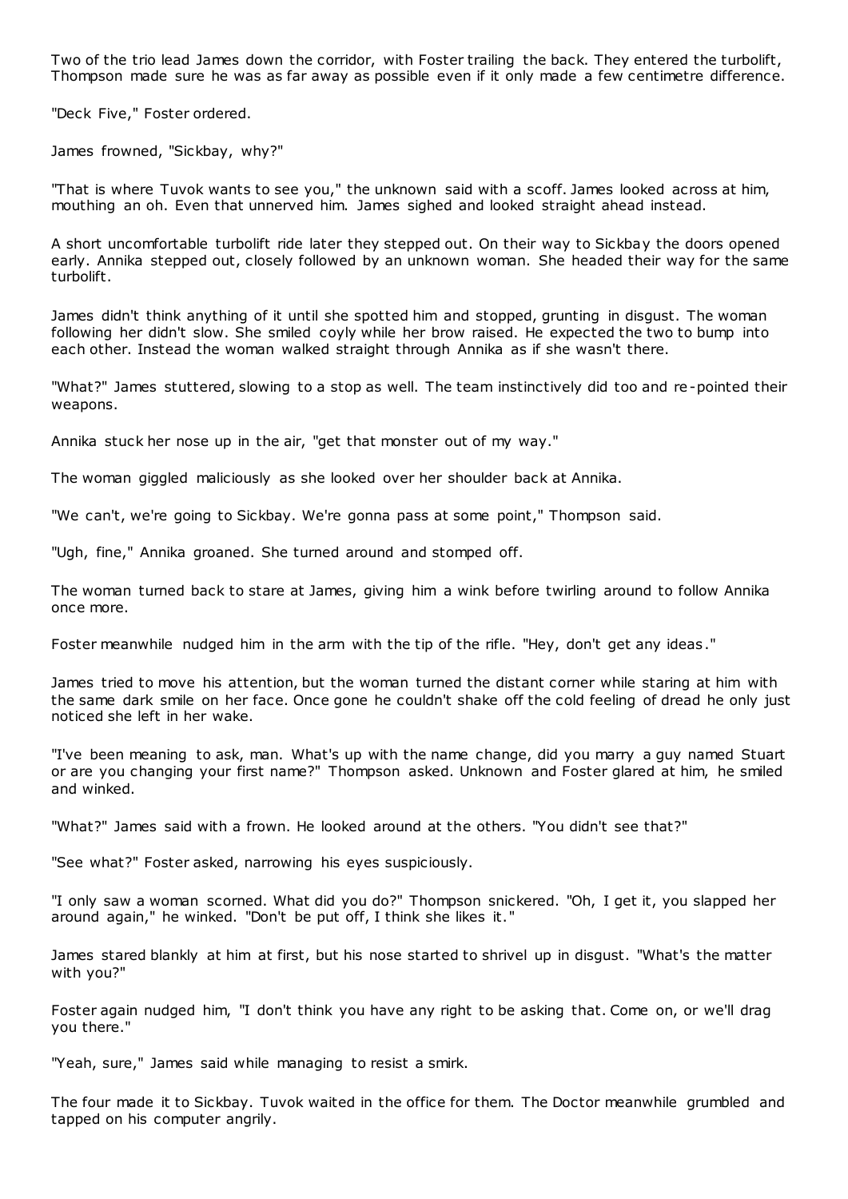Two of the trio lead James down the corridor, with Foster trailing the back. They entered the turbolift, Thompson made sure he was as far away as possible even if it only made a few centimetre difference.

"Deck Five," Foster ordered.

James frowned, "Sickbay, why?"

"That is where Tuvok wants to see you," the unknown said with a scoff. James looked across at him, mouthing an oh. Even that unnerved him. James sighed and looked straight ahead instead.

A short uncomfortable turbolift ride later they stepped out. On their way to Sickbay the doors opened early. Annika stepped out, closely followed by an unknown woman. She headed their way for the same turbolift.

James didn't think anything of it until she spotted him and stopped, grunting in disgust. The woman following her didn't slow. She smiled coyly while her brow raised. He expected the two to bump into each other. Instead the woman walked straight through Annika as if she wasn't there.

"What?" James stuttered, slowing to a stop as well. The team instinctively did too and re-pointed their weapons.

Annika stuck her nose up in the air, "get that monster out of my way."

The woman giggled maliciously as she looked over her shoulder back at Annika.

"We can't, we're going to Sickbay. We're gonna pass at some point," Thompson said.

"Ugh, fine," Annika groaned. She turned around and stomped off.

The woman turned back to stare at James, giving him a wink before twirling around to follow Annika once more.

Foster meanwhile nudged him in the arm with the tip of the rifle. "Hey, don't get any ideas."

James tried to move his attention, but the woman turned the distant corner while staring at him with the same dark smile on her face. Once gone he couldn't shake off the cold feeling of dread he only just noticed she left in her wake.

"I've been meaning to ask, man. What's up with the name change, did you marry a guy named Stuart or are you changing your first name?" Thompson asked. Unknown and Foster glared at him, he smiled and winked.

"What?" James said with a frown. He looked around at the others. "You didn't see that?"

"See what?" Foster asked, narrowing his eyes suspiciously.

"I only saw a woman scorned. What did you do?" Thompson snickered. "Oh, I get it, you slapped her around again," he winked. "Don't be put off, I think she likes it."

James stared blankly at him at first, but his nose started to shrivel up in disgust. "What's the matter with you?"

Foster again nudged him, "I don't think you have any right to be asking that. Come on, or we'll drag you there."

"Yeah, sure," James said while managing to resist a smirk.

The four made it to Sickbay. Tuvok waited in the office for them. The Doctor meanwhile grumbled and tapped on his computer angrily.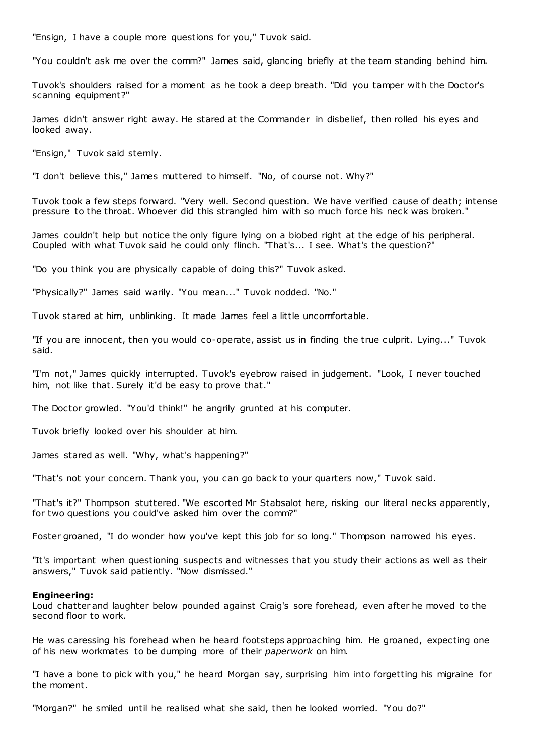"Ensign, I have a couple more questions for you," Tuvok said.

"You couldn't ask me over the comm?" James said, glancing briefly at the team standing behind him.

Tuvok's shoulders raised for a moment as he took a deep breath. "Did you tamper with the Doctor's scanning equipment?"

James didn't answer right away. He stared at the Commander in disbelief, then rolled his eyes and looked away.

"Ensign," Tuvok said sternly.

"I don't believe this," James muttered to himself. "No, of course not. Why?"

Tuvok took a few steps forward. "Very well. Second question. We have verified cause of death; intense pressure to the throat. Whoever did this strangled him with so much force his neck was broken."

James couldn't help but notice the only figure lying on a biobed right at the edge of his peripheral. Coupled with what Tuvok said he could only flinch. "That's... I see. What's the question?"

"Do you think you are physically capable of doing this?" Tuvok asked.

"Physically?" James said warily. "You mean..." Tuvok nodded. "No."

Tuvok stared at him, unblinking. It made James feel a little uncomfortable.

"If you are innocent, then you would co-operate, assist us in finding the true culprit. Lying..." Tuvok said.

"I'm not," James quickly interrupted. Tuvok's eyebrow raised in judgement. "Look, I never touched him, not like that. Surely it'd be easy to prove that."

The Doctor growled. "You'd think!" he angrily grunted at his computer.

Tuvok briefly looked over his shoulder at him.

James stared as well. "Why, what's happening?"

"That's not your concern. Thank you, you can go back to your quarters now," Tuvok said.

"That's it?" Thompson stuttered. "We escorted Mr Stabsalot here, risking our literal necks apparently, for two questions you could've asked him over the comm?"

Foster groaned, "I do wonder how you've kept this job for so long." Thompson narrowed his eyes.

"It's important when questioning suspects and witnesses that you study their actions as well as their answers," Tuvok said patiently. "Now dismissed."

**Engineering:**
Loud chatter and laughter below pounded against Craig's sore forehead, even after he moved to the second floor to work.

He was caressing his forehead when he heard footsteps approaching him. He groaned, expecting one of his new workmates to be dumping more of their *paperwork* on him.

"I have a bone to pick with you," he heard Morgan say, surprising him into forgetting his migraine for the moment.

"Morgan?" he smiled until he realised what she said, then he looked worried. "You do?"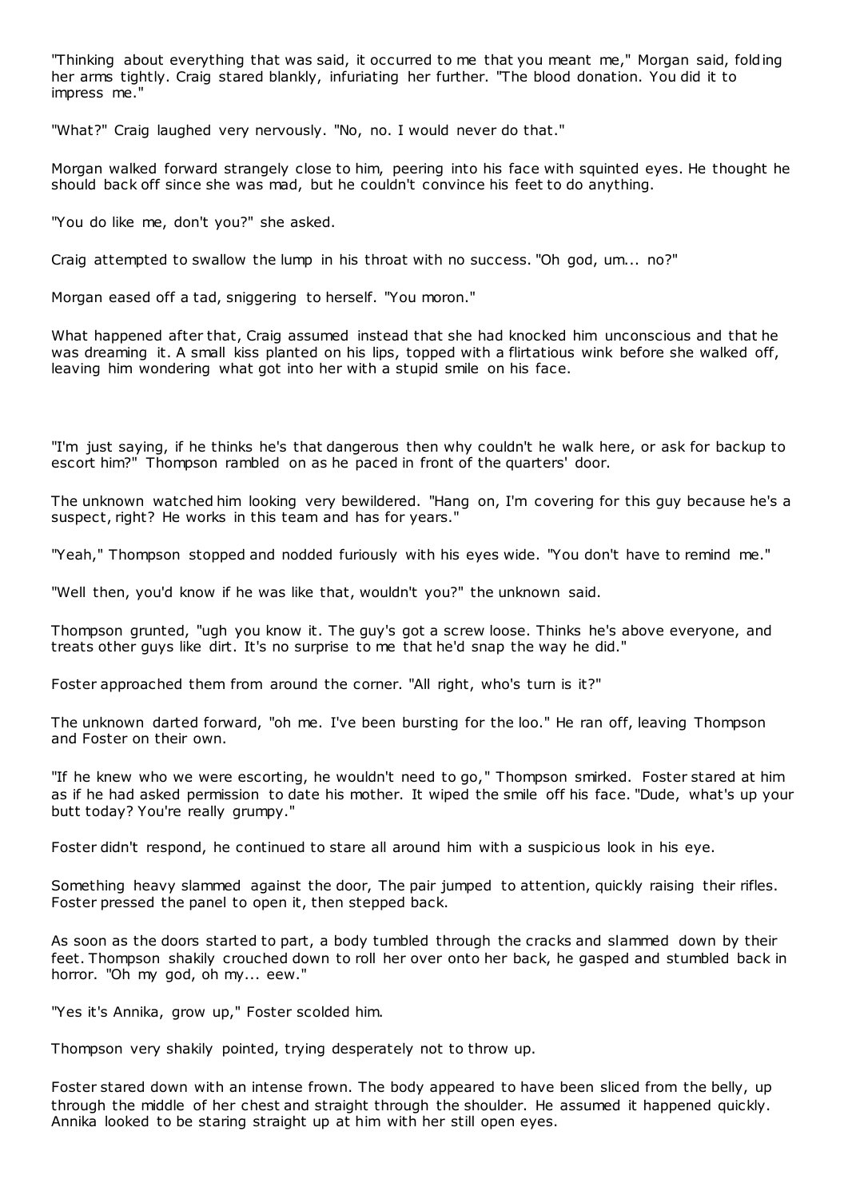"Thinking about everything that was said, it occurred to me that you meant me," Morgan said, folding her arms tightly. Craig stared blankly, infuriating her further. "The blood donation. You did it to impress me."

"What?" Craig laughed very nervously. "No, no. I would never do that."

Morgan walked forward strangely close to him, peering into his face with squinted eyes. He thought he should back off since she was mad, but he couldn't convince his feet to do anything.

"You do like me, don't you?" she asked.

Craig attempted to swallow the lump in his throat with no success. "Oh god, um... no?"

Morgan eased off a tad, sniggering to herself. "You moron."

What happened after that, Craig assumed instead that she had knocked him unconscious and that he was dreaming it. A small kiss planted on his lips, topped with a flirtatious wink before she walked off, leaving him wondering what got into her with a stupid smile on his face.

"I'm just saying, if he thinks he's that dangerous then why couldn't he walk here, or ask for backup to escort him?" Thompson rambled on as he paced in front of the quarters' door.

The unknown watched him looking very bewildered. "Hang on, I'm covering for this guy because he's a suspect, right? He works in this team and has for years."

"Yeah," Thompson stopped and nodded furiously with his eyes wide. "You don't have to remind me."

"Well then, you'd know if he was like that, wouldn't you?" the unknown said.

Thompson grunted, "ugh you know it. The guy's got a screw loose. Thinks he's above everyone, and treats other guys like dirt. It's no surprise to me that he'd snap the way he did."

Foster approached them from around the corner. "All right, who's turn is it?"

The unknown darted forward, "oh me. I've been bursting for the loo." He ran off, leaving Thompson and Foster on their own.

"If he knew who we were escorting, he wouldn't need to go," Thompson smirked. Foster stared at him as if he had asked permission to date his mother. It wiped the smile off his face. "Dude, what's up your butt today? You're really grumpy."

Foster didn't respond, he continued to stare all around him with a suspicious look in his eye.

Something heavy slammed against the door, The pair jumped to attention, quickly raising their rifles. Foster pressed the panel to open it, then stepped back.

As soon as the doors started to part, a body tumbled through the cracks and slammed down by their feet. Thompson shakily crouched down to roll her over onto her back, he gasped and stumbled back in horror. "Oh my god, oh my... eew."

"Yes it's Annika, grow up," Foster scolded him.

Thompson very shakily pointed, trying desperately not to throw up.

Foster stared down with an intense frown. The body appeared to have been sliced from the belly, up through the middle of her chest and straight through the shoulder. He assumed it happened quickly. Annika looked to be staring straight up at him with her still open eyes.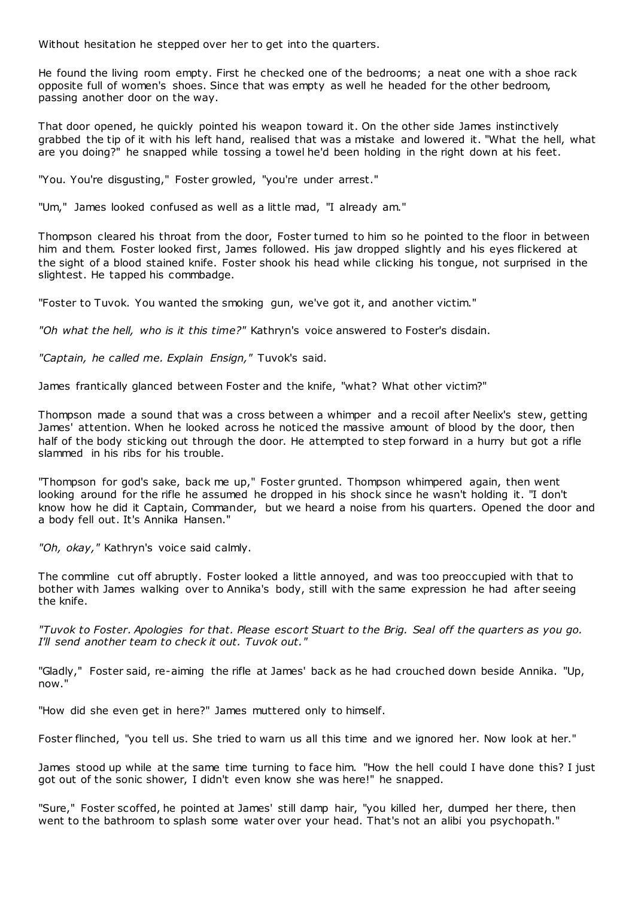Without hesitation he stepped over her to get into the quarters.

He found the living room empty. First he checked one of the bedrooms; a neat one with a shoe rack opposite full of women's shoes. Since that was empty as well he headed for the other bedroom, passing another door on the way.

That door opened, he quickly pointed his weapon toward it. On the other side James instinctively grabbed the tip of it with his left hand, realised that was a mistake and lowered it. "What the hell, what are you doing?" he snapped while tossing a towel he'd been holding in the right down at his feet.

"You. You're disgusting," Foster growled, "you're under arrest."

"Um," James looked confused as well as a little mad, "I already am."

Thompson cleared his throat from the door, Foster turned to him so he pointed to the floor in between him and them. Foster looked first, James followed. His jaw dropped slightly and his eyes flickered at the sight of a blood stained knife. Foster shook his head while clicking his tongue, not surprised in the slightest. He tapped his commbadge.

"Foster to Tuvok. You wanted the smoking gun, we've got it, and another victim."

*"Oh what the hell, who is it this time?"* Kathryn's voice answered to Foster's disdain.

*"Captain, he called me. Explain Ensign,"* Tuvok's said.

James frantically glanced between Foster and the knife, "what? What other victim?"

Thompson made a sound that was a cross between a whimper and a recoil after Neelix's stew, getting James' attention. When he looked across he noticed the massive amount of blood by the door, then half of the body sticking out through the door. He attempted to step forward in a hurry but got a rifle slammed in his ribs for his trouble.

"Thompson for god's sake, back me up," Foster grunted. Thompson whimpered again, then went looking around for the rifle he assumed he dropped in his shock since he wasn't holding it. "I don't know how he did it Captain, Commander, but we heard a noise from his quarters. Opened the door and a body fell out. It's Annika Hansen."

*"Oh, okay,"* Kathryn's voice said calmly.

The commline cut off abruptly. Foster looked a little annoyed, and was too preoccupied with that to bother with James walking over to Annika's body, still with the same expression he had after seeing the knife.

*"Tuvok to Foster. Apologies for that. Please escort Stuart to the Brig. Seal off the quarters as you go. I'll send another team to check it out. Tuvok out."*

"Gladly," Foster said, re-aiming the rifle at James' back as he had crouched down beside Annika. "Up, now."

"How did she even get in here?" James muttered only to himself.

Foster flinched, "you tell us. She tried to warn us all this time and we ignored her. Now look at her."

James stood up while at the same time turning to face him. "How the hell could I have done this? I just got out of the sonic shower, I didn't even know she was here!" he snapped.

"Sure," Foster scoffed, he pointed at James' still damp hair, "you killed her, dumped her there, then went to the bathroom to splash some water over your head. That's not an alibi you psychopath."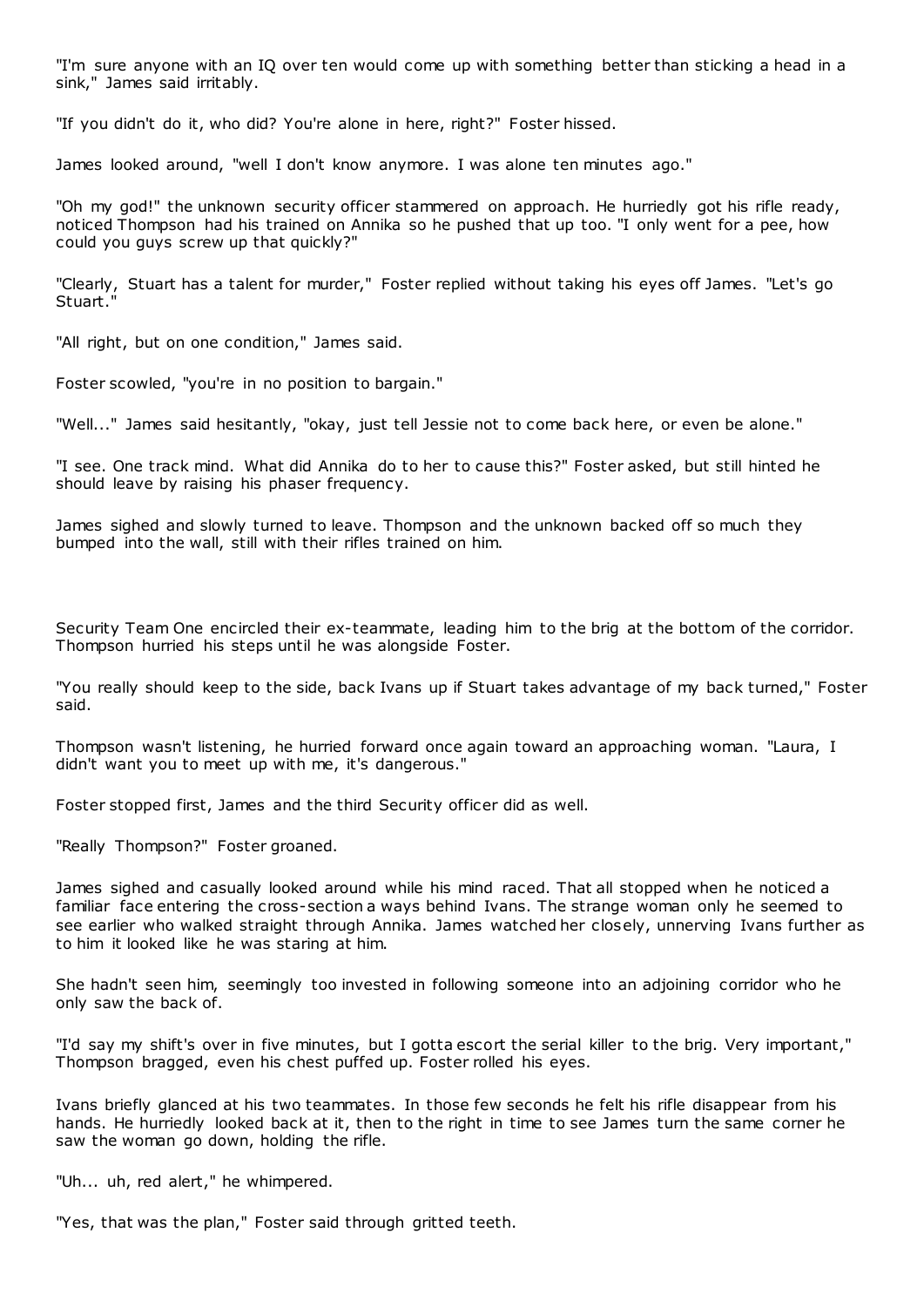"I'm sure anyone with an IQ over ten would come up with something better than sticking a head in a sink," James said irritably.

"If you didn't do it, who did? You're alone in here, right?" Foster hissed.

James looked around, "well I don't know anymore. I was alone ten minutes ago."

"Oh my god!" the unknown security officer stammered on approach. He hurriedly got his rifle ready, noticed Thompson had his trained on Annika so he pushed that up too. "I only went for a pee, how could you guys screw up that quickly?"

"Clearly, Stuart has a talent for murder," Foster replied without taking his eyes off James. "Let's go Stuart."

"All right, but on one condition," James said.

Foster scowled, "you're in no position to bargain."

"Well..." James said hesitantly, "okay, just tell Jessie not to come back here, or even be alone."

"I see. One track mind. What did Annika do to her to cause this?" Foster asked, but still hinted he should leave by raising his phaser frequency.

James sighed and slowly turned to leave. Thompson and the unknown backed off so much they bumped into the wall, still with their rifles trained on him.

Security Team One encircled their ex-teammate, leading him to the brig at the bottom of the corridor. Thompson hurried his steps until he was alongside Foster.

"You really should keep to the side, back Ivans up if Stuart takes advantage of my back turned," Foster said.

Thompson wasn't listening, he hurried forward once again toward an approaching woman. "Laura, I didn't want you to meet up with me, it's dangerous."

Foster stopped first, James and the third Security officer did as well.

"Really Thompson?" Foster groaned.

James sighed and casually looked around while his mind raced. That all stopped when he noticed a familiar face entering the cross-section a ways behind Ivans. The strange woman only he seemed to see earlier who walked straight through Annika. James watched her closely, unnerving Ivans further as to him it looked like he was staring at him.

She hadn't seen him, seemingly too invested in following someone into an adjoining corridor who he only saw the back of.

"I'd say my shift's over in five minutes, but I gotta escort the serial killer to the brig. Very important," Thompson bragged, even his chest puffed up. Foster rolled his eyes.

Ivans briefly glanced at his two teammates. In those few seconds he felt his rifle disappear from his hands. He hurriedly looked back at it, then to the right in time to see James turn the same corner he saw the woman go down, holding the rifle.

"Uh... uh, red alert," he whimpered.

"Yes, that was the plan," Foster said through gritted teeth.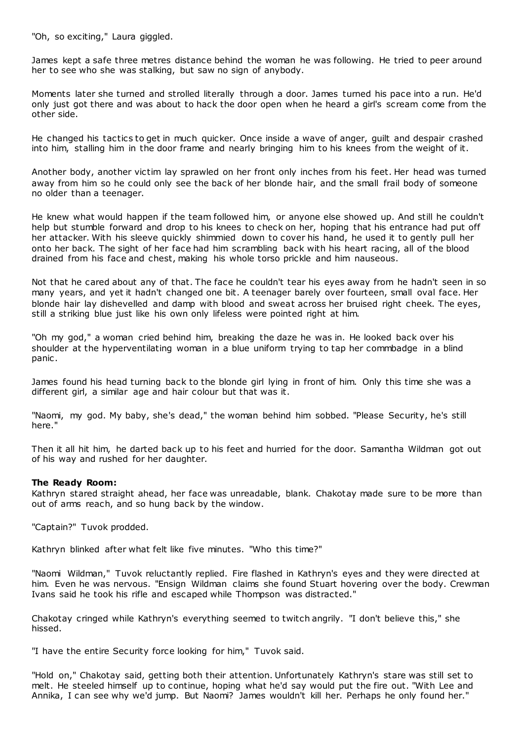"Oh, so exciting," Laura giggled.

James kept a safe three metres distance behind the woman he was following. He tried to peer around her to see who she was stalking, but saw no sign of anybody.

Moments later she turned and strolled literally through a door. James turned his pace into a run. He'd only just got there and was about to hack the door open when he heard a girl's scream come from the other side.

He changed his tactics to get in much quicker. Once inside a wave of anger, guilt and despair crashed into him, stalling him in the door frame and nearly bringing him to his knees from the weight of it.

Another body, another victim lay sprawled on her front only inches from his feet. Her head was turned away from him so he could only see the back of her blonde hair, and the small frail body of someone no older than a teenager.

He knew what would happen if the team followed him, or anyone else showed up. And still he couldn't help but stumble forward and drop to his knees to check on her, hoping that his entrance had put off her attacker. With his sleeve quickly shimmied down to cover his hand, he used it to gently pull her onto her back. The sight of her face had him scrambling back with his heart racing, all of the blood drained from his face and chest, making his whole torso prickle and him nauseous.

Not that he cared about any of that. The face he couldn't tear his eyes away from he hadn't seen in so many years, and yet it hadn't changed one bit. A teenager barely over fourteen, small oval face. Her blonde hair lay dishevelled and damp with blood and sweat across her bruised right cheek. The eyes, still a striking blue just like his own only lifeless were pointed right at him.

"Oh my god," a woman cried behind him, breaking the daze he was in. He looked back over his shoulder at the hyperventilating woman in a blue uniform trying to tap her commbadge in a blind panic.

James found his head turning back to the blonde girl lying in front of him. Only this time she was a different girl, a similar age and hair colour but that was it.

"Naomi, my god. My baby, she's dead," the woman behind him sobbed. "Please Security, he's still here."

Then it all hit him, he darted back up to his feet and hurried for the door. Samantha Wildman got out of his way and rushed for her daughter.

**The Ready Room:**
Kathryn stared straight ahead, her face was unreadable, blank. Chakotay made sure to be more than out of arms reach, and so hung back by the window.

"Captain?" Tuvok prodded.

Kathryn blinked after what felt like five minutes. "Who this time?"

"Naomi Wildman," Tuvok reluctantly replied. Fire flashed in Kathryn's eyes and they were directed at him. Even he was nervous. "Ensign Wildman claims she found Stuart hovering over the body. Crewman Ivans said he took his rifle and escaped while Thompson was distracted."

Chakotay cringed while Kathryn's everything seemed to twitch angrily. "I don't believe this," she hissed.

"I have the entire Security force looking for him," Tuvok said.

"Hold on," Chakotay said, getting both their attention. Unfortunately Kathryn's stare was still set to melt. He steeled himself up to continue, hoping what he'd say would put the fire out. "With Lee and Annika, I can see why we'd jump. But Naomi? James wouldn't kill her. Perhaps he only found her."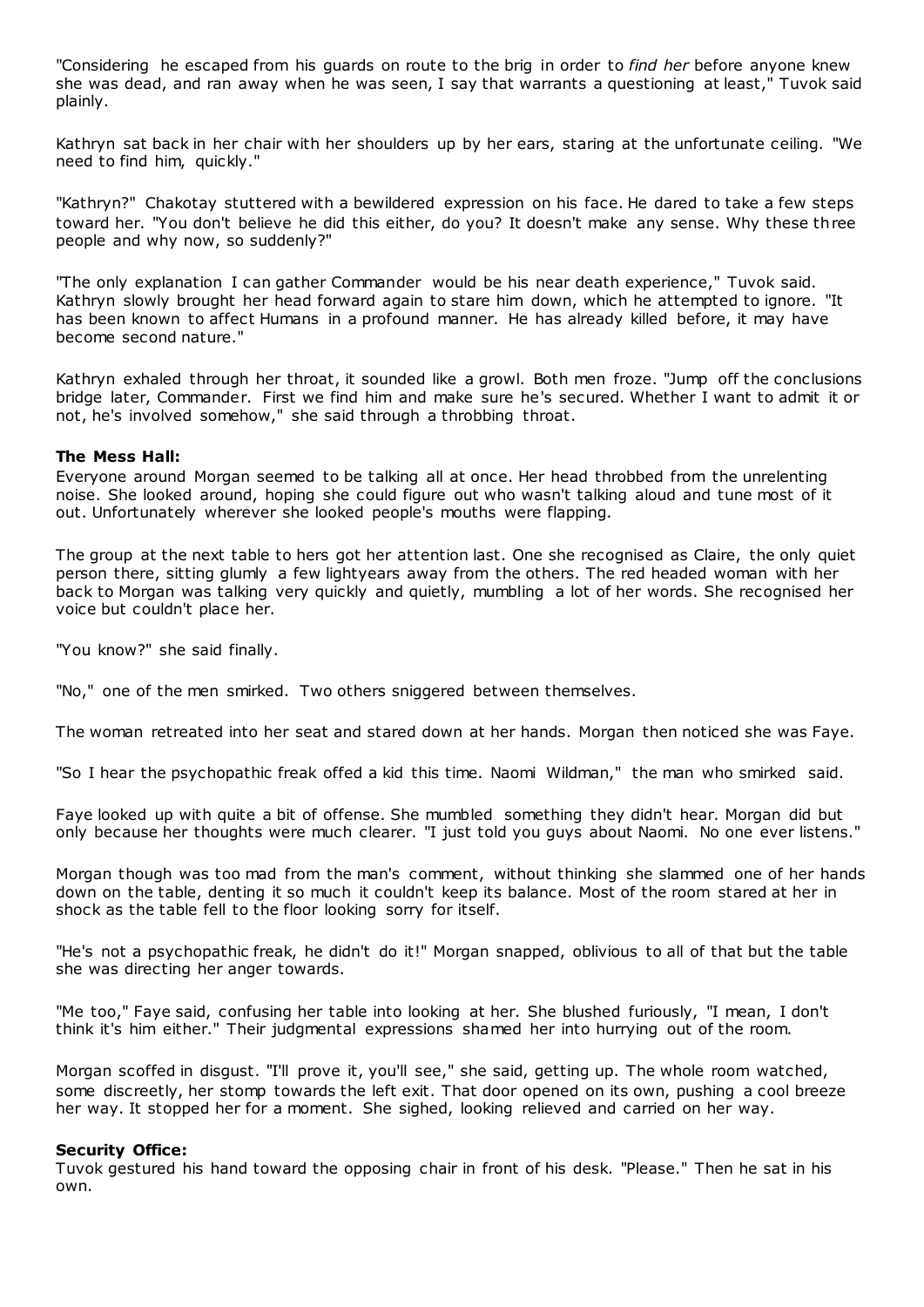"Considering he escaped from his guards on route to the brig in order to *find her* before anyone knew she was dead, and ran away when he was seen, I say that warrants a questioning at least," Tuvok said plainly.

Kathryn sat back in her chair with her shoulders up by her ears, staring at the unfortunate ceiling. "We need to find him, quickly."

"Kathryn?" Chakotay stuttered with a bewildered expression on his face. He dared to take a few steps toward her. "You don't believe he did this either, do you? It doesn't make any sense. Why these three people and why now, so suddenly?"

"The only explanation I can gather Commander would be his near death experience," Tuvok said. Kathryn slowly brought her head forward again to stare him down, which he attempted to ignore. "It has been known to affect Humans in a profound manner. He has already killed before, it may have become second nature."

Kathryn exhaled through her throat, it sounded like a growl. Both men froze. "Jump off the conclusions bridge later, Commander. First we find him and make sure he's secured. Whether I want to admit it or not, he's involved somehow," she said through a throbbing throat.

**The Mess Hall:**

Everyone around Morgan seemed to be talking all at once. Her head throbbed from the unrelenting noise. She looked around, hoping she could figure out who wasn't talking aloud and tune most of it out. Unfortunately wherever she looked people's mouths were flapping.

The group at the next table to hers got her attention last. One she recognised as Claire, the only quiet person there, sitting glumly a few lightyears away from the others. The red headed woman with her back to Morgan was talking very quickly and quietly, mumbling a lot of her words. She recognised her voice but couldn't place her.

"You know?" she said finally.

"No," one of the men smirked. Two others sniggered between themselves.

The woman retreated into her seat and stared down at her hands. Morgan then noticed she was Faye.

"So I hear the psychopathic freak offed a kid this time. Naomi Wildman," the man who smirked said.

Faye looked up with quite a bit of offense. She mumbled something they didn't hear. Morgan did but only because her thoughts were much clearer. "I just told you guys about Naomi. No one ever listens."

Morgan though was too mad from the man's comment, without thinking she slammed one of her hands down on the table, denting it so much it couldn't keep its balance. Most of the room stared at her in shock as the table fell to the floor looking sorry for itself.

"He's not a psychopathic freak, he didn't do it!" Morgan snapped, oblivious to all of that but the table she was directing her anger towards.

"Me too," Faye said, confusing her table into looking at her. She blushed furiously, "I mean, I don't think it's him either." Their judgmental expressions shamed her into hurrying out of the room.

Morgan scoffed in disgust. "I'll prove it, you'll see," she said, getting up. The whole room watched, some discreetly, her stomp towards the left exit. That door opened on its own, pushing a cool breeze her way. It stopped her for a moment. She sighed, looking relieved and carried on her way.

**Security Office:**

Tuvok gestured his hand toward the opposing chair in front of his desk. "Please." Then he sat in his own.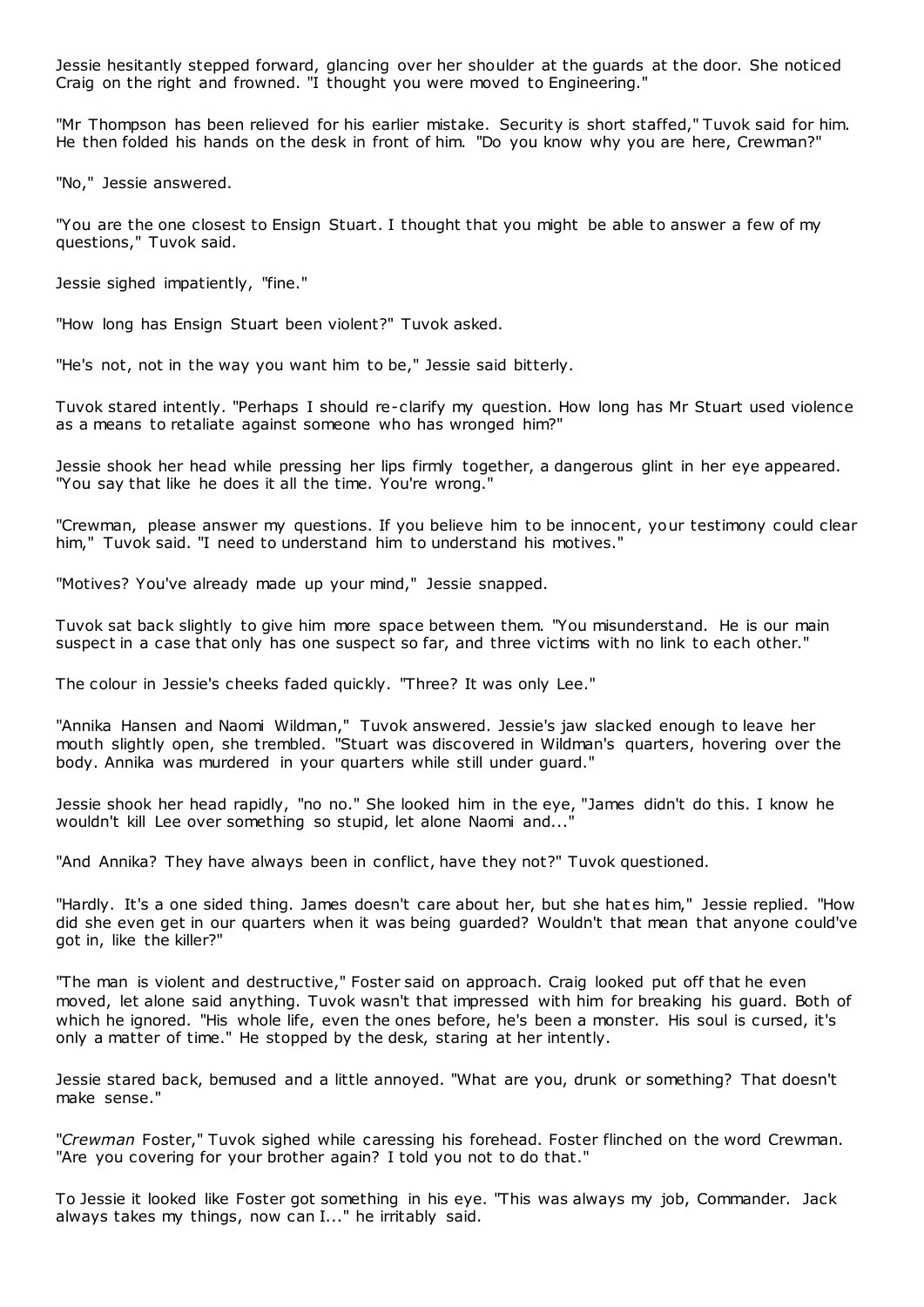Jessie hesitantly stepped forward, glancing over her shoulder at the guards at the door. She noticed Craig on the right and frowned. "I thought you were moved to Engineering."

"Mr Thompson has been relieved for his earlier mistake. Security is short staffed," Tuvok said for him. He then folded his hands on the desk in front of him. "Do you know why you are here, Crewman?"

"No," Jessie answered.

"You are the one closest to Ensign Stuart. I thought that you might be able to answer a few of my questions," Tuvok said.

Jessie sighed impatiently, "fine."

"How long has Ensign Stuart been violent?" Tuvok asked.

"He's not, not in the way you want him to be," Jessie said bitterly.

Tuvok stared intently. "Perhaps I should re-clarify my question. How long has Mr Stuart used violence as a means to retaliate against someone who has wronged him?"

Jessie shook her head while pressing her lips firmly together, a dangerous glint in her eye appeared. "You say that like he does it all the time. You're wrong."

"Crewman, please answer my questions. If you believe him to be innocent, your testimony could clear him," Tuvok said. "I need to understand him to understand his motives."

"Motives? You've already made up your mind," Jessie snapped.

Tuvok sat back slightly to give him more space between them. "You misunderstand. He is our main suspect in a case that only has one suspect so far, and three victims with no link to each other."

The colour in Jessie's cheeks faded quickly. "Three? It was only Lee."

"Annika Hansen and Naomi Wildman," Tuvok answered. Jessie's jaw slacked enough to leave her mouth slightly open, she trembled. "Stuart was discovered in Wildman's quarters, hovering over the body. Annika was murdered in your quarters while still under guard."

Jessie shook her head rapidly, "no no." She looked him in the eye, "James didn't do this. I know he wouldn't kill Lee over something so stupid, let alone Naomi and..."

"And Annika? They have always been in conflict, have they not?" Tuvok questioned.

"Hardly. It's a one sided thing. James doesn't care about her, but she hates him," Jessie replied. "How did she even get in our quarters when it was being guarded? Wouldn't that mean that anyone could've got in, like the killer?"

"The man is violent and destructive," Foster said on approach. Craig looked put off that he even moved, let alone said anything. Tuvok wasn't that impressed with him for breaking his guard. Both of which he ignored. "His whole life, even the ones before, he's been a monster. His soul is cursed, it's only a matter of time." He stopped by the desk, staring at her intently.

Jessie stared back, bemused and a little annoyed. "What are you, drunk or something? That doesn't make sense."

"*Crewman* Foster," Tuvok sighed while caressing his forehead. Foster flinched on the word Crewman. "Are you covering for your brother again? I told you not to do that."

To Jessie it looked like Foster got something in his eye. "This was always my job, Commander. Jack always takes my things, now can I..." he irritably said.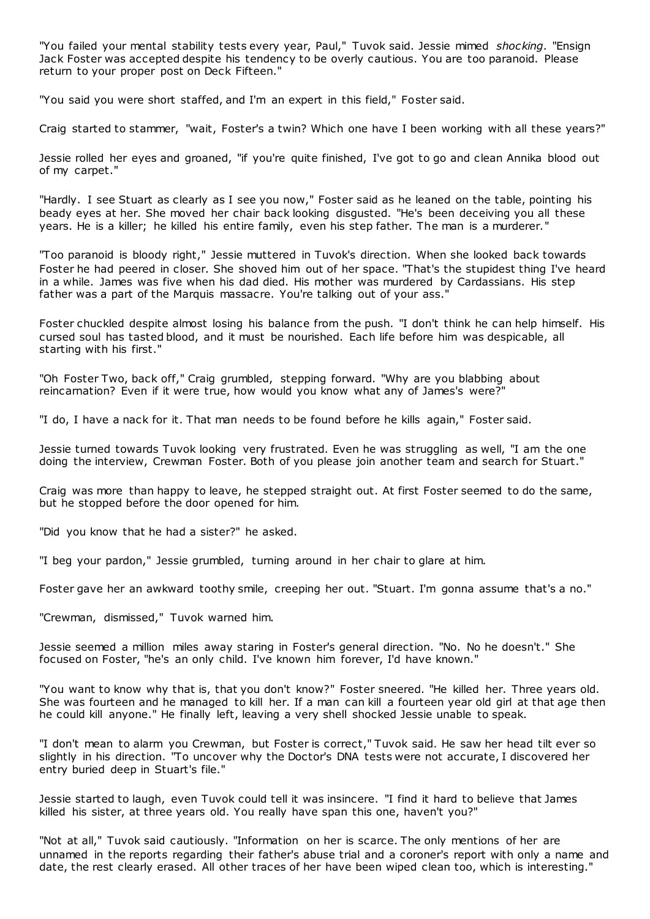"You failed your mental stability tests every year, Paul," Tuvok said. Jessie mimed *shocking*. "Ensign Jack Foster was accepted despite his tendency to be overly cautious. You are too paranoid. Please return to your proper post on Deck Fifteen."

"You said you were short staffed, and I'm an expert in this field," Foster said.

Craig started to stammer, "wait, Foster's a twin? Which one have I been working with all these years?"

Jessie rolled her eyes and groaned, "if you're quite finished, I've got to go and clean Annika blood out of my carpet."

"Hardly. I see Stuart as clearly as I see you now," Foster said as he leaned on the table, pointing his beady eyes at her. She moved her chair back looking disgusted. "He's been deceiving you all these years. He is a killer; he killed his entire family, even his step father. The man is a murderer."

"Too paranoid is bloody right," Jessie muttered in Tuvok's direction. When she looked back towards Foster he had peered in closer. She shoved him out of her space. "That's the stupidest thing I've heard in a while. James was five when his dad died. His mother was murdered by Cardassians. His step father was a part of the Marquis massacre. You're talking out of your ass."

Foster chuckled despite almost losing his balance from the push. "I don't think he can help himself. His cursed soul has tasted blood, and it must be nourished. Each life before him was despicable, all starting with his first."

"Oh Foster Two, back off," Craig grumbled, stepping forward. "Why are you blabbing about reincarnation? Even if it were true, how would you know what any of James's were?"

"I do, I have a nack for it. That man needs to be found before he kills again," Foster said.

Jessie turned towards Tuvok looking very frustrated. Even he was struggling as well, "I am the one doing the interview, Crewman Foster. Both of you please join another team and search for Stuart."

Craig was more than happy to leave, he stepped straight out. At first Foster seemed to do the same, but he stopped before the door opened for him.

"Did you know that he had a sister?" he asked.

"I beg your pardon," Jessie grumbled, turning around in her chair to glare at him.

Foster gave her an awkward toothy smile, creeping her out. "Stuart. I'm gonna assume that's a no."

"Crewman, dismissed," Tuvok warned him.

Jessie seemed a million miles away staring in Foster's general direction. "No. No he doesn't." She focused on Foster, "he's an only child. I've known him forever, I'd have known."

"You want to know why that is, that you don't know?" Foster sneered. "He killed her. Three years old. She was fourteen and he managed to kill her. If a man can kill a fourteen year old girl at that age then he could kill anyone." He finally left, leaving a very shell shocked Jessie unable to speak.

"I don't mean to alarm you Crewman, but Foster is correct," Tuvok said. He saw her head tilt ever so slightly in his direction. "To uncover why the Doctor's DNA tests were not accurate, I discovered her entry buried deep in Stuart's file."

Jessie started to laugh, even Tuvok could tell it was insincere. "I find it hard to believe that James killed his sister, at three years old. You really have span this one, haven't you?"

"Not at all," Tuvok said cautiously. "Information on her is scarce. The only mentions of her are unnamed in the reports regarding their father's abuse trial and a coroner's report with only a name and date, the rest clearly erased. All other traces of her have been wiped clean too, which is interesting."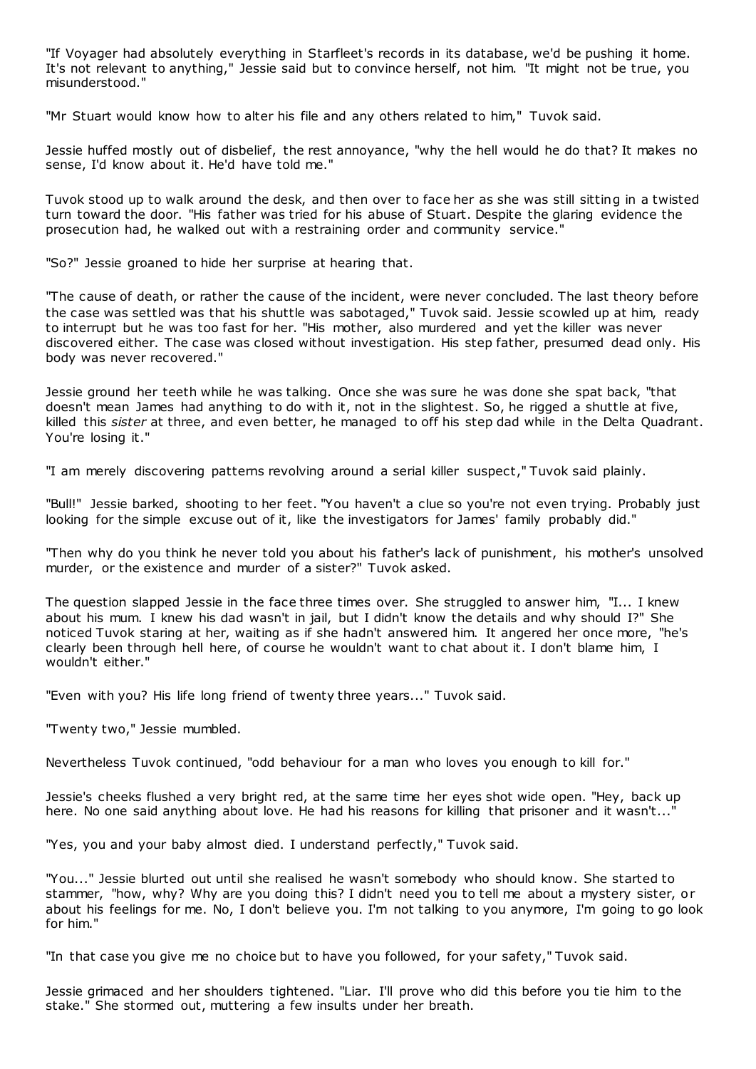"If Voyager had absolutely everything in Starfleet's records in its database, we'd be pushing it home. It's not relevant to anything," Jessie said but to convince herself, not him. "It might not be true, you misunderstood."

"Mr Stuart would know how to alter his file and any others related to him," Tuvok said.

Jessie huffed mostly out of disbelief, the rest annoyance, "why the hell would he do that? It makes no sense, I'd know about it. He'd have told me."

Tuvok stood up to walk around the desk, and then over to face her as she was still sitting in a twisted turn toward the door. "His father was tried for his abuse of Stuart. Despite the glaring evidence the prosecution had, he walked out with a restraining order and community service."

"So?" Jessie groaned to hide her surprise at hearing that.

"The cause of death, or rather the cause of the incident, were never concluded. The last theory before the case was settled was that his shuttle was sabotaged," Tuvok said. Jessie scowled up at him, ready to interrupt but he was too fast for her. "His mother, also murdered and yet the killer was never discovered either. The case was closed without investigation. His step father, presumed dead only. His body was never recovered."

Jessie ground her teeth while he was talking. Once she was sure he was done she spat back, "that doesn't mean James had anything to do with it, not in the slightest. So, he rigged a shuttle at five, killed this *sister* at three, and even better, he managed to off his step dad while in the Delta Quadrant. You're losing it."

"I am merely discovering patterns revolving around a serial killer suspect," Tuvok said plainly.

"Bull!" Jessie barked, shooting to her feet. "You haven't a clue so you're not even trying. Probably just looking for the simple excuse out of it, like the investigators for James' family probably did."

"Then why do you think he never told you about his father's lack of punishment, his mother's unsolved murder, or the existence and murder of a sister?" Tuvok asked.

The question slapped Jessie in the face three times over. She struggled to answer him, "I... I knew about his mum. I knew his dad wasn't in jail, but I didn't know the details and why should I?" She noticed Tuvok staring at her, waiting as if she hadn't answered him. It angered her once more, "he's clearly been through hell here, of course he wouldn't want to chat about it. I don't blame him, I wouldn't either."

"Even with you? His life long friend of twenty three years..." Tuvok said.

"Twenty two," Jessie mumbled.

Nevertheless Tuvok continued, "odd behaviour for a man who loves you enough to kill for."

Jessie's cheeks flushed a very bright red, at the same time her eyes shot wide open. "Hey, back up here. No one said anything about love. He had his reasons for killing that prisoner and it wasn't..."

"Yes, you and your baby almost died. I understand perfectly," Tuvok said.

"You..." Jessie blurted out until she realised he wasn't somebody who should know. She started to stammer, "how, why? Why are you doing this? I didn't need you to tell me about a mystery sister, or about his feelings for me. No, I don't believe you. I'm not talking to you anymore, I'm going to go look for him."

"In that case you give me no choice but to have you followed, for your safety," Tuvok said.

Jessie grimaced and her shoulders tightened. "Liar. I'll prove who did this before you tie him to the stake." She stormed out, muttering a few insults under her breath.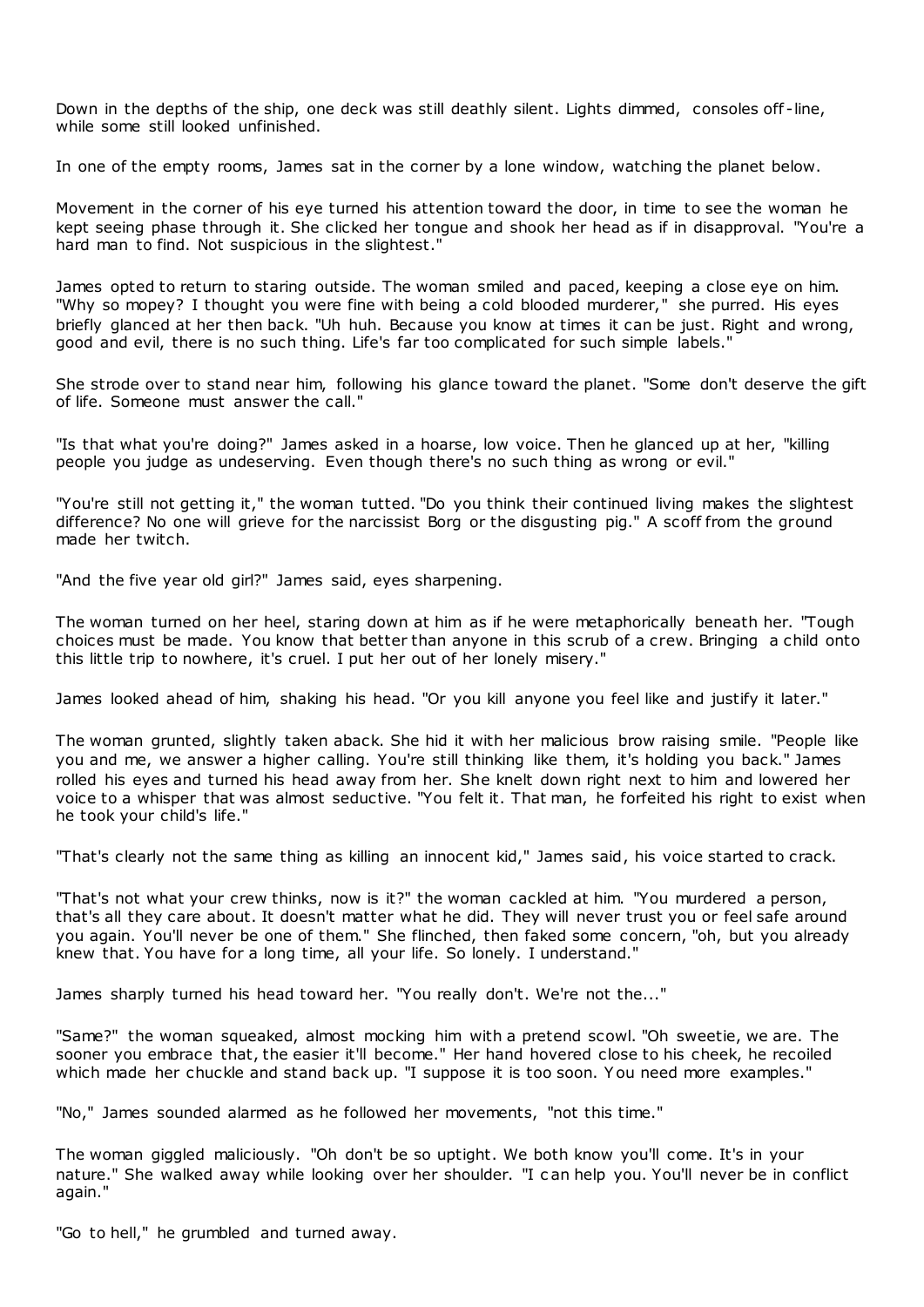Down in the depths of the ship, one deck was still deathly silent. Lights dimmed, consoles off-line, while some still looked unfinished.

In one of the empty rooms, James sat in the corner by a lone window, watching the planet below.

Movement in the corner of his eye turned his attention toward the door, in time to see the woman he kept seeing phase through it. She clicked her tongue and shook her head as if in disapproval. "You're a hard man to find. Not suspicious in the slightest."

James opted to return to staring outside. The woman smiled and paced, keeping a close eye on him. "Why so mopey? I thought you were fine with being a cold blooded murderer," she purred. His eyes briefly glanced at her then back. "Uh huh. Because you know at times it can be just. Right and wrong, good and evil, there is no such thing. Life's far too complicated for such simple labels."

She strode over to stand near him, following his glance toward the planet. "Some don't deserve the gift of life. Someone must answer the call."

"Is that what you're doing?" James asked in a hoarse, low voice. Then he glanced up at her, "killing people you judge as undeserving. Even though there's no such thing as wrong or evil."

"You're still not getting it," the woman tutted. "Do you think their continued living makes the slightest difference? No one will grieve for the narcissist Borg or the disgusting pig." A scoff from the ground made her twitch.

"And the five year old girl?" James said, eyes sharpening.

The woman turned on her heel, staring down at him as if he were metaphorically beneath her. "Tough choices must be made. You know that better than anyone in this scrub of a crew. Bringing a child onto this little trip to nowhere, it's cruel. I put her out of her lonely misery."

James looked ahead of him, shaking his head. "Or you kill anyone you feel like and justify it later."

The woman grunted, slightly taken aback. She hid it with her malicious brow raising smile. "People like you and me, we answer a higher calling. You're still thinking like them, it's holding you back." James rolled his eyes and turned his head away from her. She knelt down right next to him and lowered her voice to a whisper that was almost seductive. "You felt it. That man, he forfeited his right to exist when he took your child's life."

"That's clearly not the same thing as killing an innocent kid," James said, his voice started to crack.

"That's not what your crew thinks, now is it?" the woman cackled at him. "You murdered a person, that's all they care about. It doesn't matter what he did. They will never trust you or feel safe around you again. You'll never be one of them." She flinched, then faked some concern, "oh, but you already knew that. You have for a long time, all your life. So lonely. I understand."

James sharply turned his head toward her. "You really don't. We're not the..."

"Same?" the woman squeaked, almost mocking him with a pretend scowl. "Oh sweetie, we are. The sooner you embrace that, the easier it'll become." Her hand hovered close to his cheek, he recoiled which made her chuckle and stand back up. "I suppose it is too soon. You need more examples."

"No," James sounded alarmed as he followed her movements, "not this time."

The woman giggled maliciously. "Oh don't be so uptight. We both know you'll come. It's in your nature." She walked away while looking over her shoulder. "I can help you. You'll never be in conflict again."

"Go to hell," he grumbled and turned away.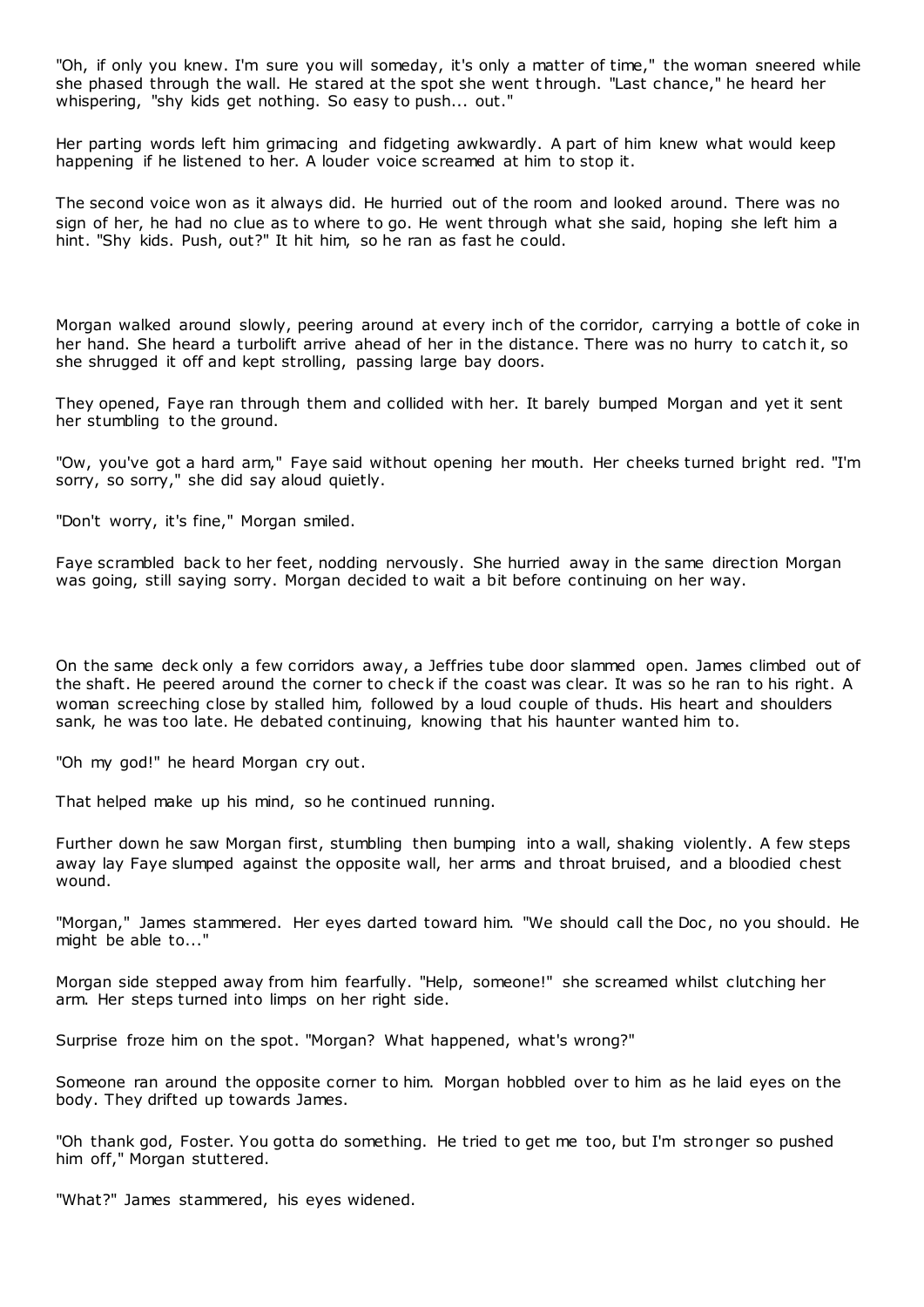"Oh, if only you knew. I'm sure you will someday, it's only a matter of time," the woman sneered while she phased through the wall. He stared at the spot she went through. "Last chance," he heard her whispering, "shy kids get nothing. So easy to push... out."

Her parting words left him grimacing and fidgeting awkwardly. A part of him knew what would keep happening if he listened to her. A louder voice screamed at him to stop it.

The second voice won as it always did. He hurried out of the room and looked around. There was no sign of her, he had no clue as to where to go. He went through what she said, hoping she left him a hint. "Shy kids. Push, out?" It hit him, so he ran as fast he could.

Morgan walked around slowly, peering around at every inch of the corridor, carrying a bottle of coke in her hand. She heard a turbolift arrive ahead of her in the distance. There was no hurry to catch it, so she shrugged it off and kept strolling, passing large bay doors.

They opened, Faye ran through them and collided with her. It barely bumped Morgan and yet it sent her stumbling to the ground.

"Ow, you've got a hard arm," Faye said without opening her mouth. Her cheeks turned bright red. "I'm sorry, so sorry," she did say aloud quietly.

"Don't worry, it's fine," Morgan smiled.

Faye scrambled back to her feet, nodding nervously. She hurried away in the same direction Morgan was going, still saying sorry. Morgan decided to wait a bit before continuing on her way.

On the same deck only a few corridors away, a Jeffries tube door slammed open. James climbed out of the shaft. He peered around the corner to check if the coast was clear. It was so he ran to his right. A woman screeching close by stalled him, followed by a loud couple of thuds. His heart and shoulders sank, he was too late. He debated continuing, knowing that his haunter wanted him to.

"Oh my god!" he heard Morgan cry out.

That helped make up his mind, so he continued running.

Further down he saw Morgan first, stumbling then bumping into a wall, shaking violently. A few steps away lay Faye slumped against the opposite wall, her arms and throat bruised, and a bloodied chest wound.

"Morgan," James stammered. Her eyes darted toward him. "We should call the Doc, no you should. He might be able to..."

Morgan side stepped away from him fearfully. "Help, someone!" she screamed whilst clutching her arm. Her steps turned into limps on her right side.

Surprise froze him on the spot. "Morgan? What happened, what's wrong?"

Someone ran around the opposite corner to him. Morgan hobbled over to him as he laid eyes on the body. They drifted up towards James.

"Oh thank god, Foster. You gotta do something. He tried to get me too, but I'm stronger so pushed him off," Morgan stuttered.

"What?" James stammered, his eyes widened.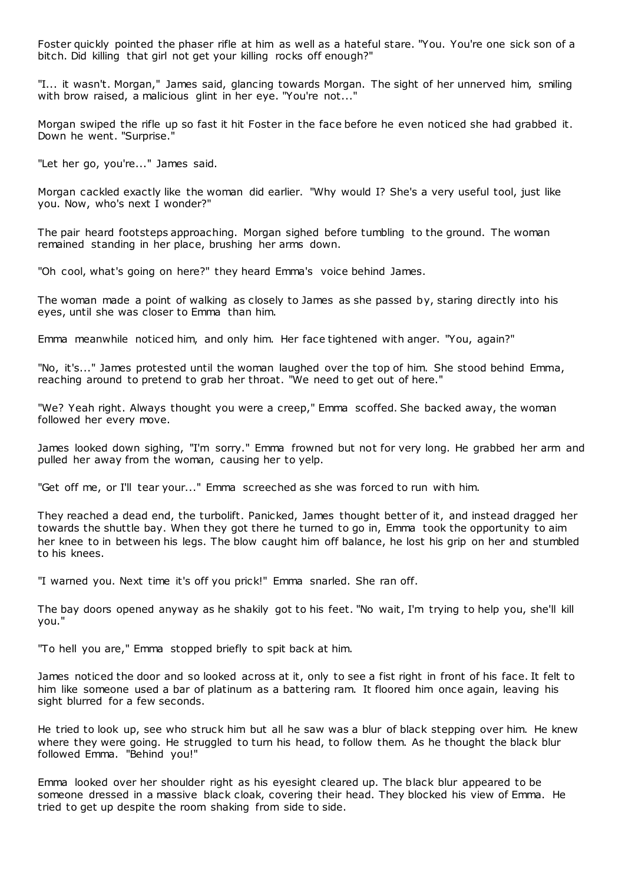Foster quickly pointed the phaser rifle at him as well as a hateful stare. "You. You're one sick son of a bitch. Did killing that girl not get your killing rocks off enough?"

"I... it wasn't. Morgan," James said, glancing towards Morgan. The sight of her unnerved him, smiling with brow raised, a malicious glint in her eye. "You're not..."

Morgan swiped the rifle up so fast it hit Foster in the face before he even noticed she had grabbed it. Down he went. "Surprise."

"Let her go, you're..." James said.

Morgan cackled exactly like the woman did earlier. "Why would I? She's a very useful tool, just like you. Now, who's next I wonder?"

The pair heard footsteps approaching. Morgan sighed before tumbling to the ground. The woman remained standing in her place, brushing her arms down.

"Oh cool, what's going on here?" they heard Emma's voice behind James.

The woman made a point of walking as closely to James as she passed by, staring directly into his eyes, until she was closer to Emma than him.

Emma meanwhile noticed him, and only him. Her face tightened with anger. "You, again?"

"No, it's..." James protested until the woman laughed over the top of him. She stood behind Emma, reaching around to pretend to grab her throat. "We need to get out of here."

"We? Yeah right. Always thought you were a creep," Emma scoffed. She backed away, the woman followed her every move.

James looked down sighing, "I'm sorry." Emma frowned but not for very long. He grabbed her arm and pulled her away from the woman, causing her to yelp.

"Get off me, or I'll tear your..." Emma screeched as she was forced to run with him.

They reached a dead end, the turbolift. Panicked, James thought better of it, and instead dragged her towards the shuttle bay. When they got there he turned to go in, Emma took the opportunity to aim her knee to in between his legs. The blow caught him off balance, he lost his grip on her and stumbled to his knees.

"I warned you. Next time it's off you prick!" Emma snarled. She ran off.

The bay doors opened anyway as he shakily got to his feet. "No wait, I'm trying to help you, she'll kill you."

"To hell you are," Emma stopped briefly to spit back at him.

James noticed the door and so looked across at it, only to see a fist right in front of his face. It felt to him like someone used a bar of platinum as a battering ram. It floored him once again, leaving his sight blurred for a few seconds.

He tried to look up, see who struck him but all he saw was a blur of black stepping over him. He knew where they were going. He struggled to turn his head, to follow them. As he thought the black blur followed Emma. "Behind you!"

Emma looked over her shoulder right as his eyesight cleared up. The black blur appeared to be someone dressed in a massive black cloak, covering their head. They blocked his view of Emma. He tried to get up despite the room shaking from side to side.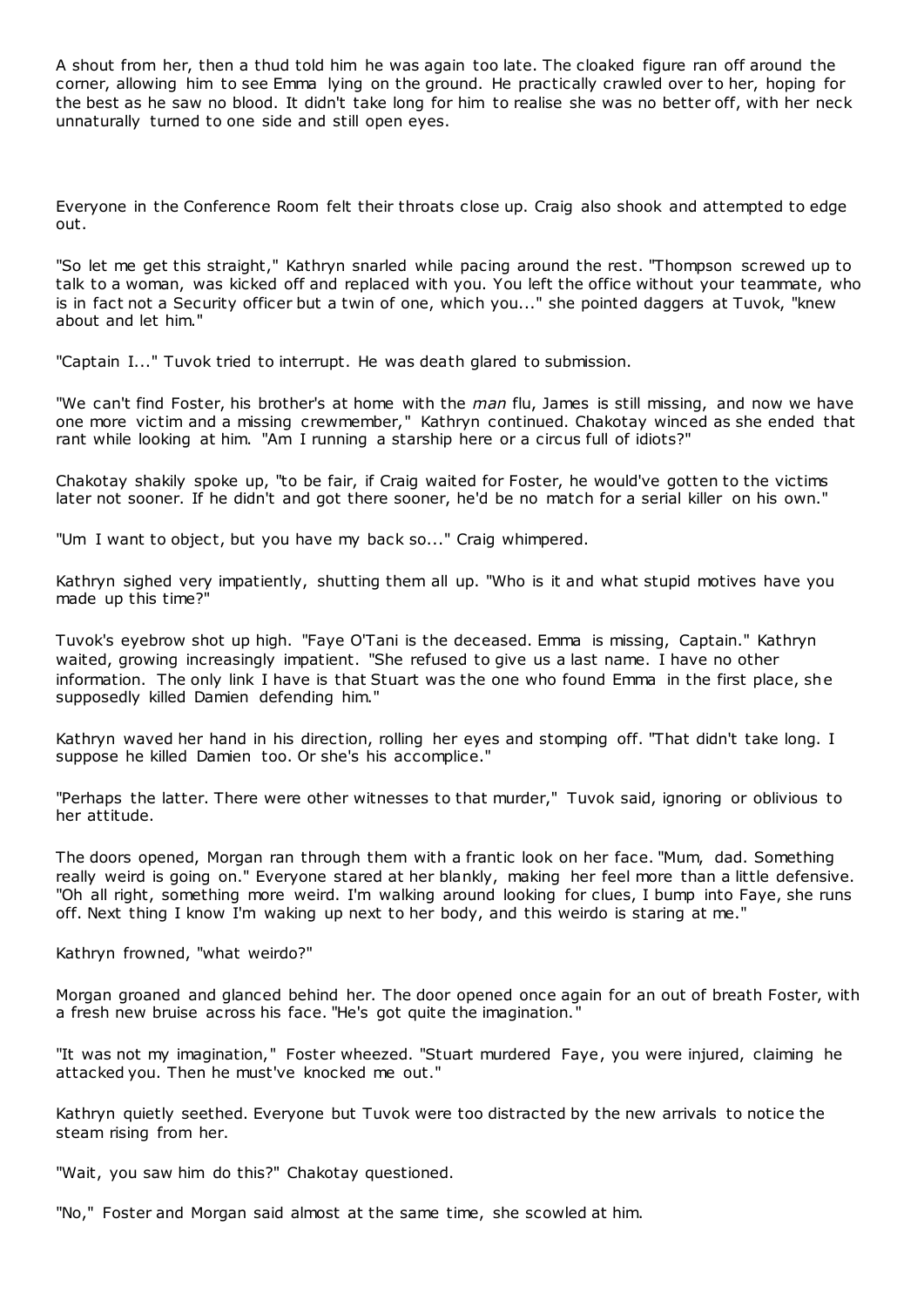A shout from her, then a thud told him he was again too late. The cloaked figure ran off around the corner, allowing him to see Emma lying on the ground. He practically crawled over to her, hoping for the best as he saw no blood. It didn't take long for him to realise she was no better off, with her neck unnaturally turned to one side and still open eyes.

Everyone in the Conference Room felt their throats close up. Craig also shook and attempted to edge out.

"So let me get this straight," Kathryn snarled while pacing around the rest. "Thompson screwed up to talk to a woman, was kicked off and replaced with you. You left the office without your teammate, who is in fact not a Security officer but a twin of one, which you..." she pointed daggers at Tuvok, "knew about and let him."

"Captain I..." Tuvok tried to interrupt. He was death glared to submission.

"We can't find Foster, his brother's at home with the *man* flu, James is still missing, and now we have one more victim and a missing crewmember," Kathryn continued. Chakotay winced as she ended that rant while looking at him. "Am I running a starship here or a circus full of idiots?"

Chakotay shakily spoke up, "to be fair, if Craig waited for Foster, he would've gotten to the victims later not sooner. If he didn't and got there sooner, he'd be no match for a serial killer on his own."

"Um I want to object, but you have my back so..." Craig whimpered.

Kathryn sighed very impatiently, shutting them all up. "Who is it and what stupid motives have you made up this time?"

Tuvok's eyebrow shot up high. "Faye O'Tani is the deceased. Emma is missing, Captain." Kathryn waited, growing increasingly impatient. "She refused to give us a last name. I have no other information. The only link I have is that Stuart was the one who found Emma in the first place, she supposedly killed Damien defending him."

Kathryn waved her hand in his direction, rolling her eyes and stomping off. "That didn't take long. I suppose he killed Damien too. Or she's his accomplice."

"Perhaps the latter. There were other witnesses to that murder," Tuvok said, ignoring or oblivious to her attitude.

The doors opened, Morgan ran through them with a frantic look on her face. "Mum, dad. Something really weird is going on." Everyone stared at her blankly, making her feel more than a little defensive. "Oh all right, something more weird. I'm walking around looking for clues, I bump into Faye, she runs off. Next thing I know I'm waking up next to her body, and this weirdo is staring at me."

Kathryn frowned, "what weirdo?"

Morgan groaned and glanced behind her. The door opened once again for an out of breath Foster, with a fresh new bruise across his face. "He's got quite the imagination."

"It was not my imagination," Foster wheezed. "Stuart murdered Faye, you were injured, claiming he attacked you. Then he must've knocked me out."

Kathryn quietly seethed. Everyone but Tuvok were too distracted by the new arrivals to notice the steam rising from her.

"Wait, you saw him do this?" Chakotay questioned.

"No," Foster and Morgan said almost at the same time, she scowled at him.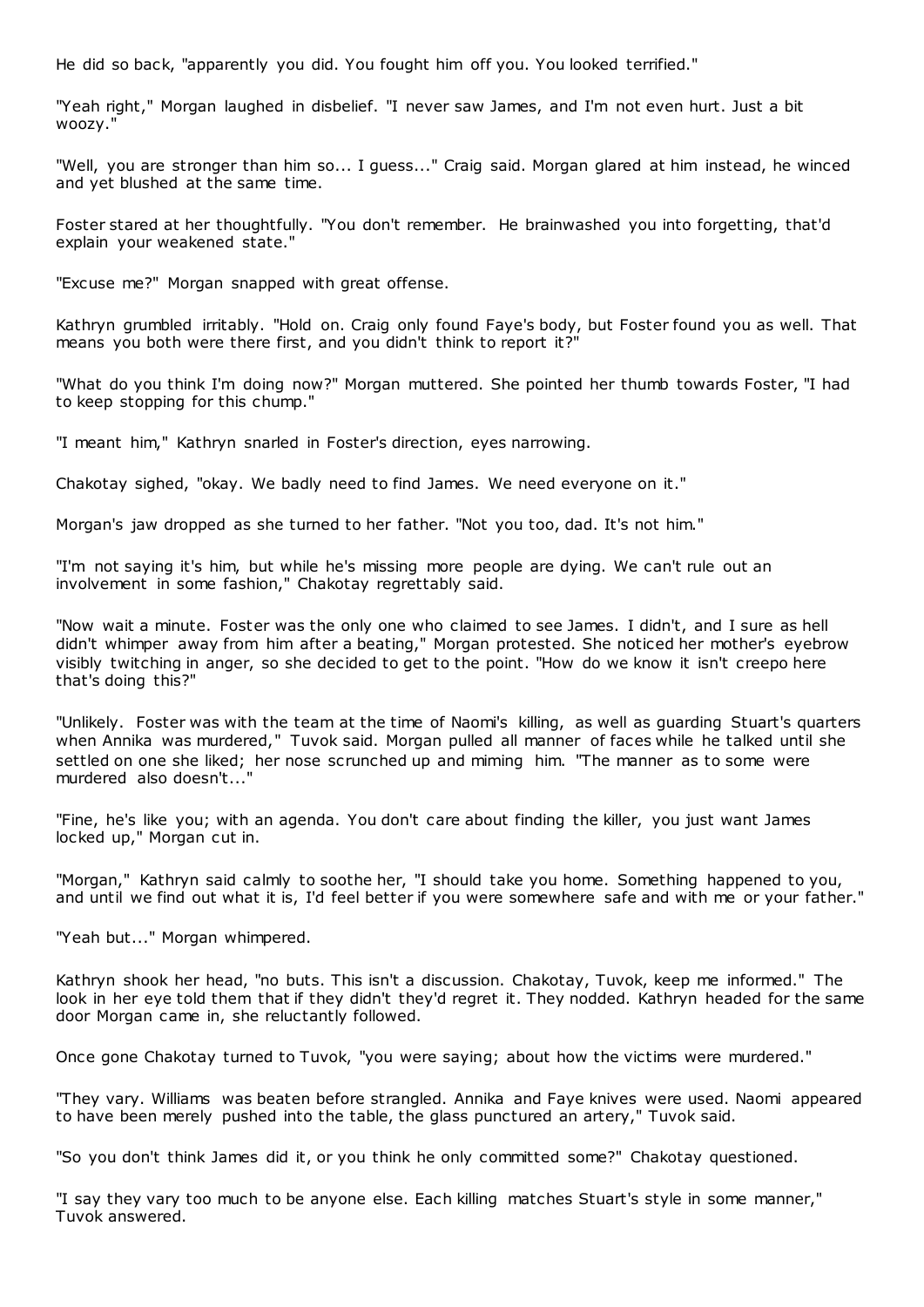He did so back, "apparently you did. You fought him off you. You looked terrified."

"Yeah right," Morgan laughed in disbelief. "I never saw James, and I'm not even hurt. Just a bit woozy."

"Well, you are stronger than him so... I guess..." Craig said. Morgan glared at him instead, he winced and yet blushed at the same time.

Foster stared at her thoughtfully. "You don't remember. He brainwashed you into forgetting, that'd explain your weakened state."

"Excuse me?" Morgan snapped with great offense.

Kathryn grumbled irritably. "Hold on. Craig only found Faye's body, but Foster found you as well. That means you both were there first, and you didn't think to report it?"

"What do you think I'm doing now?" Morgan muttered. She pointed her thumb towards Foster, "I had to keep stopping for this chump."

"I meant him," Kathryn snarled in Foster's direction, eyes narrowing.

Chakotay sighed, "okay. We badly need to find James. We need everyone on it."

Morgan's jaw dropped as she turned to her father. "Not you too, dad. It's not him."

"I'm not saying it's him, but while he's missing more people are dying. We can't rule out an involvement in some fashion," Chakotay regrettably said.

"Now wait a minute. Foster was the only one who claimed to see James. I didn't, and I sure as hell didn't whimper away from him after a beating," Morgan protested. She noticed her mother's eyebrow visibly twitching in anger, so she decided to get to the point. "How do we know it isn't creepo here that's doing this?"

"Unlikely. Foster was with the team at the time of Naomi's killing, as well as guarding Stuart's quarters when Annika was murdered," Tuvok said. Morgan pulled all manner of faces while he talked until she settled on one she liked; her nose scrunched up and miming him. "The manner as to some were murdered also doesn't..."

"Fine, he's like you; with an agenda. You don't care about finding the killer, you just want James locked up," Morgan cut in.

"Morgan," Kathryn said calmly to soothe her, "I should take you home. Something happened to you, and until we find out what it is, I'd feel better if you were somewhere safe and with me or your father."

"Yeah but..." Morgan whimpered.

Kathryn shook her head, "no buts. This isn't a discussion. Chakotay, Tuvok, keep me informed." The look in her eye told them that if they didn't they'd regret it. They nodded. Kathryn headed for the same door Morgan came in, she reluctantly followed.

Once gone Chakotay turned to Tuvok, "you were saying; about how the victims were murdered."

"They vary. Williams was beaten before strangled. Annika and Faye knives were used. Naomi appeared to have been merely pushed into the table, the glass punctured an artery," Tuvok said.

"So you don't think James did it, or you think he only committed some?" Chakotay questioned.

"I say they vary too much to be anyone else. Each killing matches Stuart's style in some manner," Tuvok answered.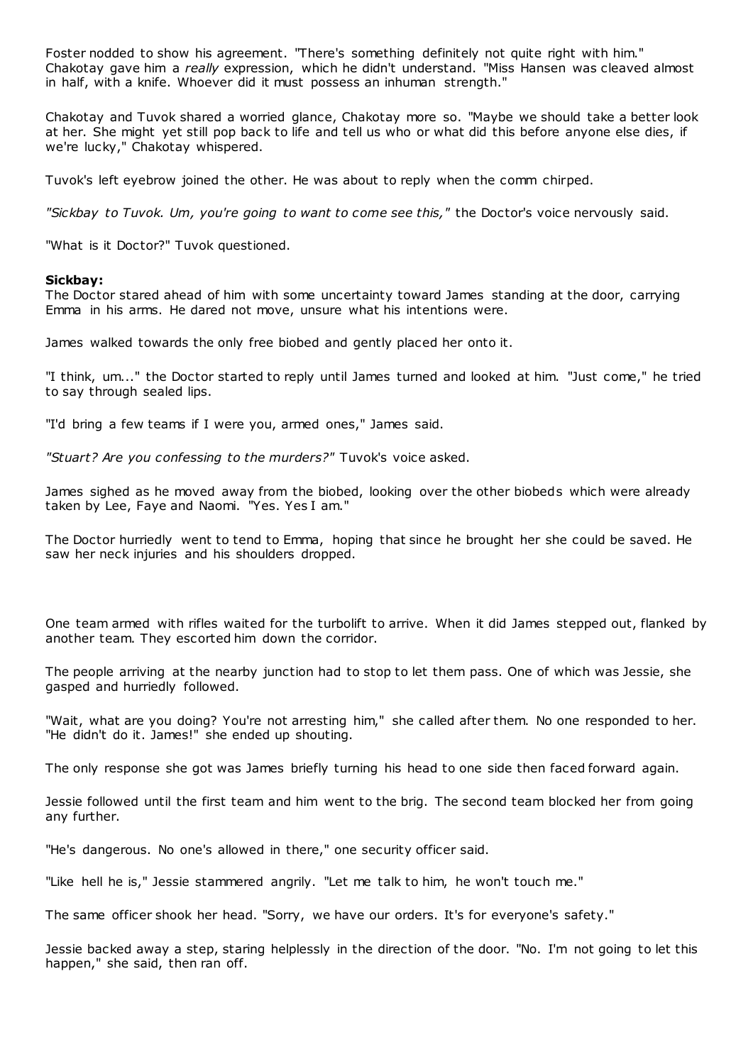Foster nodded to show his agreement. "There's something definitely not quite right with him." Chakotay gave him a *really* expression, which he didn't understand. "Miss Hansen was cleaved almost in half, with a knife. Whoever did it must possess an inhuman strength."

Chakotay and Tuvok shared a worried glance, Chakotay more so. "Maybe we should take a better look at her. She might yet still pop back to life and tell us who or what did this before anyone else dies, if we're lucky," Chakotay whispered.

Tuvok's left eyebrow joined the other. He was about to reply when the comm chirped.

*"Sickbay to Tuvok. Um, you're going to want to come see this,"* the Doctor's voice nervously said.

"What is it Doctor?" Tuvok questioned.

**Sickbay:**
The Doctor stared ahead of him with some uncertainty toward James standing at the door, carrying Emma in his arms. He dared not move, unsure what his intentions were.

James walked towards the only free biobed and gently placed her onto it.

"I think, um..." the Doctor started to reply until James turned and looked at him. "Just come," he tried to say through sealed lips.

"I'd bring a few teams if I were you, armed ones," James said.

*"Stuart? Are you confessing to the murders?"* Tuvok's voice asked.

James sighed as he moved away from the biobed, looking over the other biobeds which were already taken by Lee, Faye and Naomi. "Yes. Yes I am."

The Doctor hurriedly went to tend to Emma, hoping that since he brought her she could be saved. He saw her neck injuries and his shoulders dropped.

One team armed with rifles waited for the turbolift to arrive. When it did James stepped out, flanked by another team. They escorted him down the corridor.

The people arriving at the nearby junction had to stop to let them pass. One of which was Jessie, she gasped and hurriedly followed.

"Wait, what are you doing? You're not arresting him," she called after them. No one responded to her. "He didn't do it. James!" she ended up shouting.

The only response she got was James briefly turning his head to one side then faced forward again.

Jessie followed until the first team and him went to the brig. The second team blocked her from going any further.

"He's dangerous. No one's allowed in there," one security officer said.

"Like hell he is," Jessie stammered angrily. "Let me talk to him, he won't touch me."

The same officer shook her head. "Sorry, we have our orders. It's for everyone's safety."

Jessie backed away a step, staring helplessly in the direction of the door. "No. I'm not going to let this happen," she said, then ran off.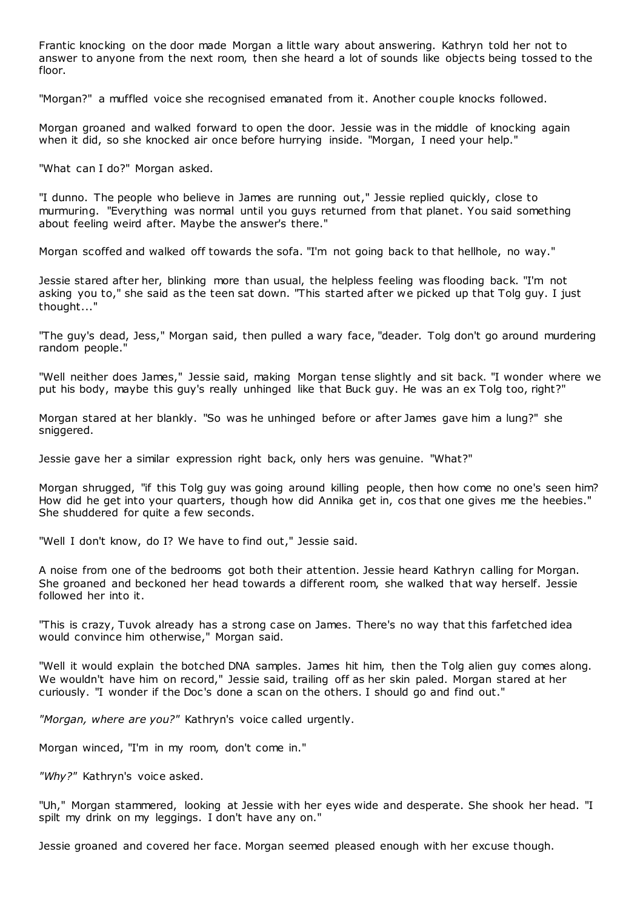Frantic knocking on the door made Morgan a little wary about answering. Kathryn told her not to answer to anyone from the next room, then she heard a lot of sounds like objects being tossed to the floor.

"Morgan?" a muffled voice she recognised emanated from it. Another couple knocks followed.

Morgan groaned and walked forward to open the door. Jessie was in the middle of knocking again when it did, so she knocked air once before hurrying inside. "Morgan, I need your help."

"What can I do?" Morgan asked.

"I dunno. The people who believe in James are running out," Jessie replied quickly, close to murmuring. "Everything was normal until you guys returned from that planet. You said something about feeling weird after. Maybe the answer's there."

Morgan scoffed and walked off towards the sofa. "I'm not going back to that hellhole, no way."

Jessie stared after her, blinking more than usual, the helpless feeling was flooding back. "I'm not asking you to," she said as the teen sat down. "This started after we picked up that Tolg guy. I just thought..."

"The guy's dead, Jess," Morgan said, then pulled a wary face, "deader. Tolg don't go around murdering random people."

"Well neither does James," Jessie said, making Morgan tense slightly and sit back. "I wonder where we put his body, maybe this guy's really unhinged like that Buck guy. He was an ex Tolg too, right?"

Morgan stared at her blankly. "So was he unhinged before or after James gave him a lung?" she sniggered.

Jessie gave her a similar expression right back, only hers was genuine. "What?"

Morgan shrugged, "if this Tolg guy was going around killing people, then how come no one's seen him? How did he get into your quarters, though how did Annika get in, cos that one gives me the heebies." She shuddered for quite a few seconds.

"Well I don't know, do I? We have to find out," Jessie said.

A noise from one of the bedrooms got both their attention. Jessie heard Kathryn calling for Morgan. She groaned and beckoned her head towards a different room, she walked that way herself. Jessie followed her into it.

"This is crazy, Tuvok already has a strong case on James. There's no way that this farfetched idea would convince him otherwise," Morgan said.

"Well it would explain the botched DNA samples. James hit him, then the Tolg alien guy comes along. We wouldn't have him on record," Jessie said, trailing off as her skin paled. Morgan stared at her curiously. "I wonder if the Doc's done a scan on the others. I should go and find out."

*"Morgan, where are you?"* Kathryn's voice called urgently.

Morgan winced, "I'm in my room, don't come in."

*"Why?"* Kathryn's voice asked.

"Uh," Morgan stammered, looking at Jessie with her eyes wide and desperate. She shook her head. "I spilt my drink on my leggings. I don't have any on."

Jessie groaned and covered her face. Morgan seemed pleased enough with her excuse though.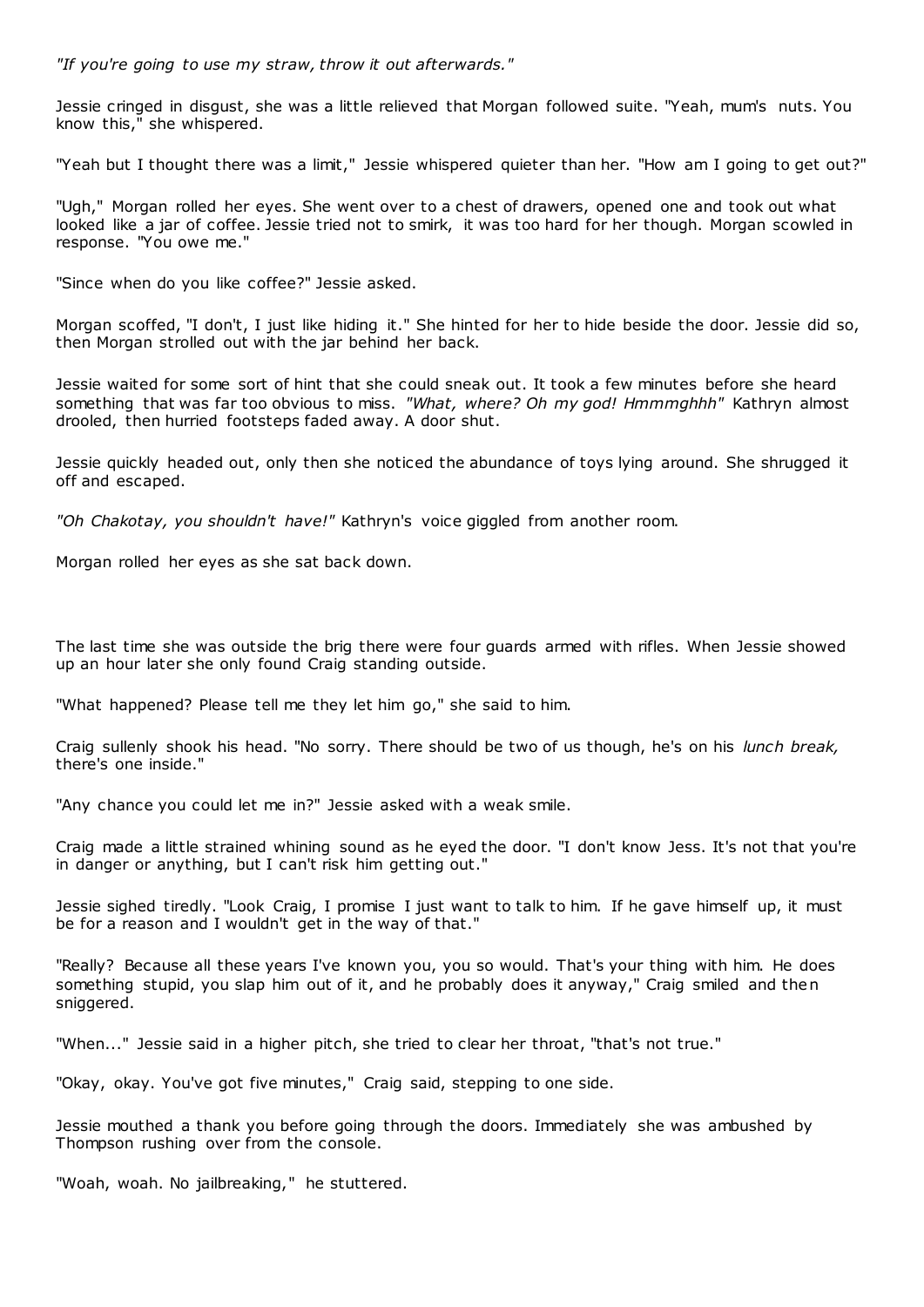*"If you're going to use my straw, throw it out afterwards."*

Jessie cringed in disgust, she was a little relieved that Morgan followed suite. "Yeah, mum's nuts. You know this," she whispered.

"Yeah but I thought there was a limit," Jessie whispered quieter than her. "How am I going to get out?"

"Ugh," Morgan rolled her eyes. She went over to a chest of drawers, opened one and took out what looked like a jar of coffee. Jessie tried not to smirk, it was too hard for her though. Morgan scowled in response. "You owe me."

"Since when do you like coffee?" Jessie asked.

Morgan scoffed, "I don't, I just like hiding it." She hinted for her to hide beside the door. Jessie did so, then Morgan strolled out with the jar behind her back.

Jessie waited for some sort of hint that she could sneak out. It took a few minutes before she heard something that was far too obvious to miss. *"What, where? Oh my god! Hmmmghhh"* Kathryn almost drooled, then hurried footsteps faded away. A door shut.

Jessie quickly headed out, only then she noticed the abundance of toys lying around. She shrugged it off and escaped.

*"Oh Chakotay, you shouldn't have!"* Kathryn's voice giggled from another room.

Morgan rolled her eyes as she sat back down.

The last time she was outside the brig there were four guards armed with rifles. When Jessie showed up an hour later she only found Craig standing outside.

"What happened? Please tell me they let him go," she said to him.

Craig sullenly shook his head. "No sorry. There should be two of us though, he's on his *lunch break,* there's one inside."

"Any chance you could let me in?" Jessie asked with a weak smile.

Craig made a little strained whining sound as he eyed the door. "I don't know Jess. It's not that you're in danger or anything, but I can't risk him getting out."

Jessie sighed tiredly. "Look Craig, I promise I just want to talk to him. If he gave himself up, it must be for a reason and I wouldn't get in the way of that."

"Really? Because all these years I've known you, you so would. That's your thing with him. He does something stupid, you slap him out of it, and he probably does it anyway," Craig smiled and then sniggered.

"When..." Jessie said in a higher pitch, she tried to clear her throat, "that's not true."

"Okay, okay. You've got five minutes," Craig said, stepping to one side.

Jessie mouthed a thank you before going through the doors. Immediately she was ambushed by Thompson rushing over from the console.

"Woah, woah. No jailbreaking," he stuttered.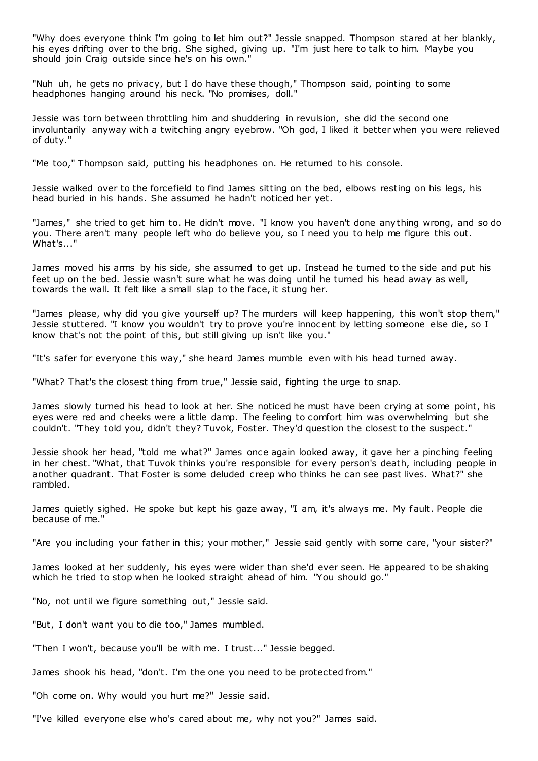"Why does everyone think I'm going to let him out?" Jessie snapped. Thompson stared at her blankly, his eyes drifting over to the brig. She sighed, giving up. "I'm just here to talk to him. Maybe you should join Craig outside since he's on his own."

"Nuh uh, he gets no privacy, but I do have these though," Thompson said, pointing to some headphones hanging around his neck. "No promises, doll."

Jessie was torn between throttling him and shuddering in revulsion, she did the second one involuntarily anyway with a twitching angry eyebrow. "Oh god, I liked it better when you were relieved of duty."

"Me too," Thompson said, putting his headphones on. He returned to his console.

Jessie walked over to the forcefield to find James sitting on the bed, elbows resting on his legs, his head buried in his hands. She assumed he hadn't noticed her yet.

"James," she tried to get him to. He didn't move. "I know you haven't done anything wrong, and so do you. There aren't many people left who do believe you, so I need you to help me figure this out. What's..."

James moved his arms by his side, she assumed to get up. Instead he turned to the side and put his feet up on the bed. Jessie wasn't sure what he was doing until he turned his head away as well, towards the wall. It felt like a small slap to the face, it stung her.

"James please, why did you give yourself up? The murders will keep happening, this won't stop them," Jessie stuttered. "I know you wouldn't try to prove you're innocent by letting someone else die, so I know that's not the point of this, but still giving up isn't like you."

"It's safer for everyone this way," she heard James mumble even with his head turned away.

"What? That's the closest thing from true," Jessie said, fighting the urge to snap.

James slowly turned his head to look at her. She noticed he must have been crying at some point, his eyes were red and cheeks were a little damp. The feeling to comfort him was overwhelming but she couldn't. "They told you, didn't they? Tuvok, Foster. They'd question the closest to the suspect."

Jessie shook her head, "told me what?" James once again looked away, it gave her a pinching feeling in her chest. "What, that Tuvok thinks you're responsible for every person's death, including people in another quadrant. That Foster is some deluded creep who thinks he can see past lives. What?" she rambled.

James quietly sighed. He spoke but kept his gaze away, "I am, it's always me. My fault. People die because of me."

"Are you including your father in this; your mother," Jessie said gently with some care, "your sister?"

James looked at her suddenly, his eyes were wider than she'd ever seen. He appeared to be shaking which he tried to stop when he looked straight ahead of him. "You should go."

"No, not until we figure something out," Jessie said.

"But, I don't want you to die too," James mumbled.

"Then I won't, because you'll be with me. I trust..." Jessie begged.

James shook his head, "don't. I'm the one you need to be protected from."

"Oh come on. Why would you hurt me?" Jessie said.

"I've killed everyone else who's cared about me, why not you?" James said.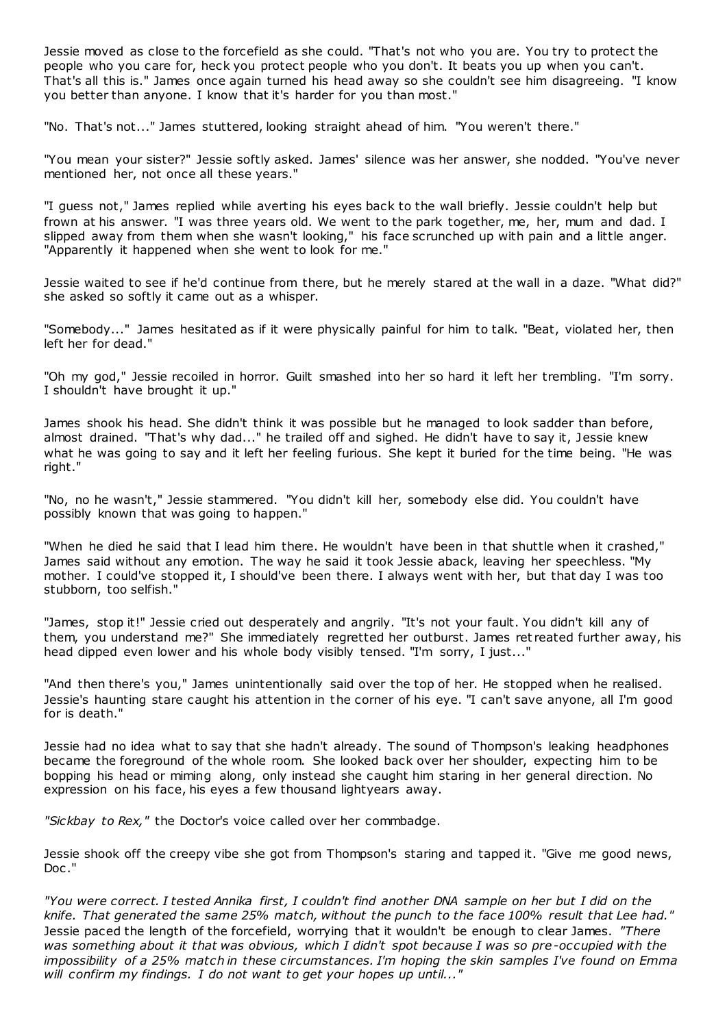Jessie moved as close to the forcefield as she could. "That's not who you are. You try to protect the people who you care for, heck you protect people who you don't. It beats you up when you can't. That's all this is." James once again turned his head away so she couldn't see him disagreeing. "I know you better than anyone. I know that it's harder for you than most."

"No. That's not..." James stuttered, looking straight ahead of him. "You weren't there."

"You mean your sister?" Jessie softly asked. James' silence was her answer, she nodded. "You've never mentioned her, not once all these years."

"I guess not," James replied while averting his eyes back to the wall briefly. Jessie couldn't help but frown at his answer. "I was three years old. We went to the park together, me, her, mum and dad. I slipped away from them when she wasn't looking," his face scrunched up with pain and a little anger. "Apparently it happened when she went to look for me."

Jessie waited to see if he'd continue from there, but he merely stared at the wall in a daze. "What did?" she asked so softly it came out as a whisper.

"Somebody..." James hesitated as if it were physically painful for him to talk. "Beat, violated her, then left her for dead."

"Oh my god," Jessie recoiled in horror. Guilt smashed into her so hard it left her trembling. "I'm sorry. I shouldn't have brought it up."

James shook his head. She didn't think it was possible but he managed to look sadder than before, almost drained. "That's why dad..." he trailed off and sighed. He didn't have to say it, Jessie knew what he was going to say and it left her feeling furious. She kept it buried for the time being. "He was right."

"No, no he wasn't," Jessie stammered. "You didn't kill her, somebody else did. You couldn't have possibly known that was going to happen."

"When he died he said that I lead him there. He wouldn't have been in that shuttle when it crashed," James said without any emotion. The way he said it took Jessie aback, leaving her speechless. "My mother. I could've stopped it, I should've been there. I always went with her, but that day I was too stubborn, too selfish."

"James, stop it!" Jessie cried out desperately and angrily. "It's not your fault. You didn't kill any of them, you understand me?" She immediately regretted her outburst. James retreated further away, his head dipped even lower and his whole body visibly tensed. "I'm sorry, I just..."

"And then there's you," James unintentionally said over the top of her. He stopped when he realised. Jessie's haunting stare caught his attention in the corner of his eye. "I can't save anyone, all I'm good for is death."

Jessie had no idea what to say that she hadn't already. The sound of Thompson's leaking headphones became the foreground of the whole room. She looked back over her shoulder, expecting him to be bopping his head or miming along, only instead she caught him staring in her general direction. No expression on his face, his eyes a few thousand lightyears away.

*"Sickbay to Rex,"* the Doctor's voice called over her commbadge.

Jessie shook off the creepy vibe she got from Thompson's staring and tapped it. "Give me good news, Doc."

*"You were correct. I tested Annika first, I couldn't find another DNA sample on her but I did on the knife. That generated the same 25% match, without the punch to the face 100% result that Lee had."* Jessie paced the length of the forcefield, worrying that it wouldn't be enough to clear James. *"There was something about it that was obvious, which I didn't spot because I was so pre-occupied with the impossibility of a 25% match in these circumstances. I'm hoping the skin samples I've found on Emma will confirm my findings. I do not want to get your hopes up until..."*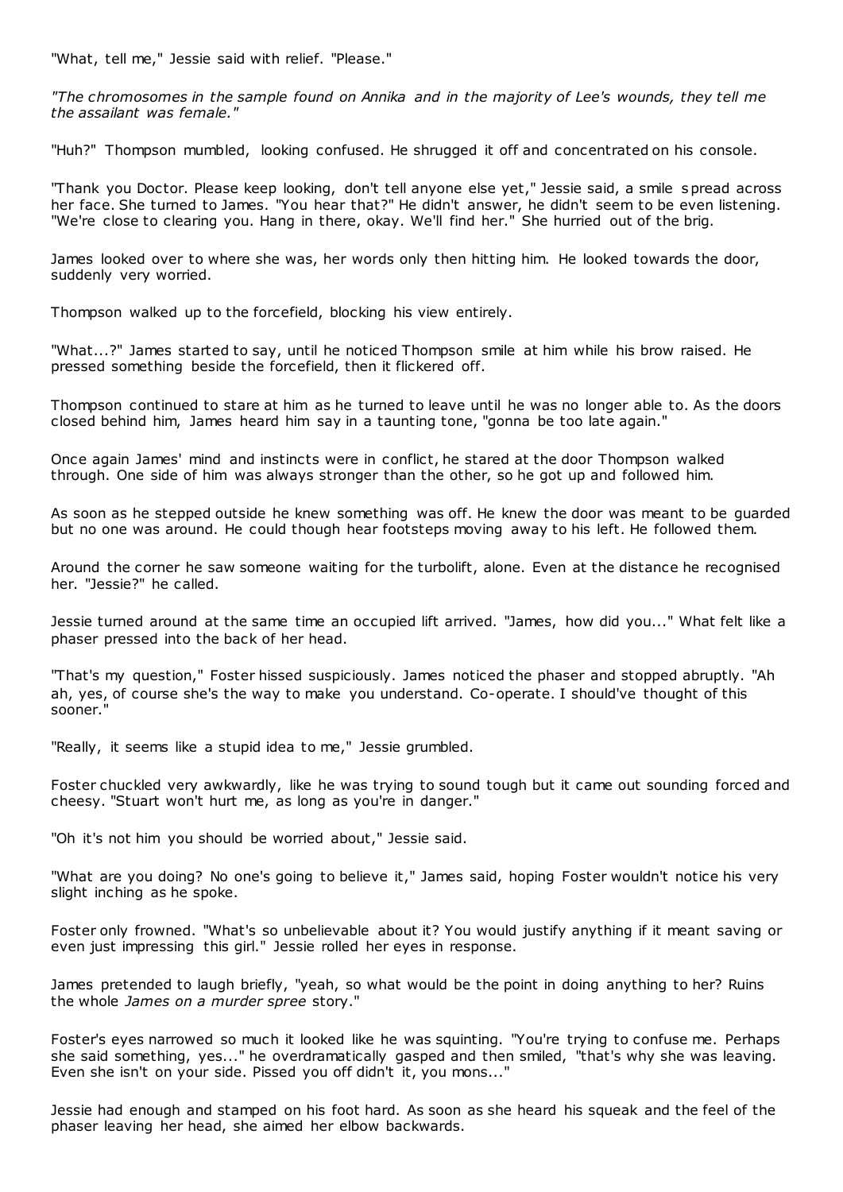"What, tell me," Jessie said with relief. "Please."

*"The chromosomes in the sample found on Annika and in the majority of Lee's wounds, they tell me the assailant was female."*

"Huh?" Thompson mumbled, looking confused. He shrugged it off and concentrated on his console.

"Thank you Doctor. Please keep looking, don't tell anyone else yet," Jessie said, a smile spread across her face. She turned to James. "You hear that?" He didn't answer, he didn't seem to be even listening. "We're close to clearing you. Hang in there, okay. We'll find her." She hurried out of the brig.

James looked over to where she was, her words only then hitting him. He looked towards the door, suddenly very worried.

Thompson walked up to the forcefield, blocking his view entirely.

"What...?" James started to say, until he noticed Thompson smile at him while his brow raised. He pressed something beside the forcefield, then it flickered off.

Thompson continued to stare at him as he turned to leave until he was no longer able to. As the doors closed behind him, James heard him say in a taunting tone, "gonna be too late again."

Once again James' mind and instincts were in conflict, he stared at the door Thompson walked through. One side of him was always stronger than the other, so he got up and followed him.

As soon as he stepped outside he knew something was off. He knew the door was meant to be guarded but no one was around. He could though hear footsteps moving away to his left. He followed them.

Around the corner he saw someone waiting for the turbolift, alone. Even at the distance he recognised her. "Jessie?" he called.

Jessie turned around at the same time an occupied lift arrived. "James, how did you..." What felt like a phaser pressed into the back of her head.

"That's my question," Foster hissed suspiciously. James noticed the phaser and stopped abruptly. "Ah ah, yes, of course she's the way to make you understand. Co-operate. I should've thought of this sooner."

"Really, it seems like a stupid idea to me," Jessie grumbled.

Foster chuckled very awkwardly, like he was trying to sound tough but it came out sounding forced and cheesy. "Stuart won't hurt me, as long as you're in danger."

"Oh it's not him you should be worried about," Jessie said.

"What are you doing? No one's going to believe it," James said, hoping Foster wouldn't notice his very slight inching as he spoke.

Foster only frowned. "What's so unbelievable about it? You would justify anything if it meant saving or even just impressing this girl." Jessie rolled her eyes in response.

James pretended to laugh briefly, "yeah, so what would be the point in doing anything to her? Ruins the whole *James on a murder spree* story."

Foster's eyes narrowed so much it looked like he was squinting. "You're trying to confuse me. Perhaps she said something, yes..." he overdramatically gasped and then smiled, "that's why she was leaving. Even she isn't on your side. Pissed you off didn't it, you mons..."

Jessie had enough and stamped on his foot hard. As soon as she heard his squeak and the feel of the phaser leaving her head, she aimed her elbow backwards.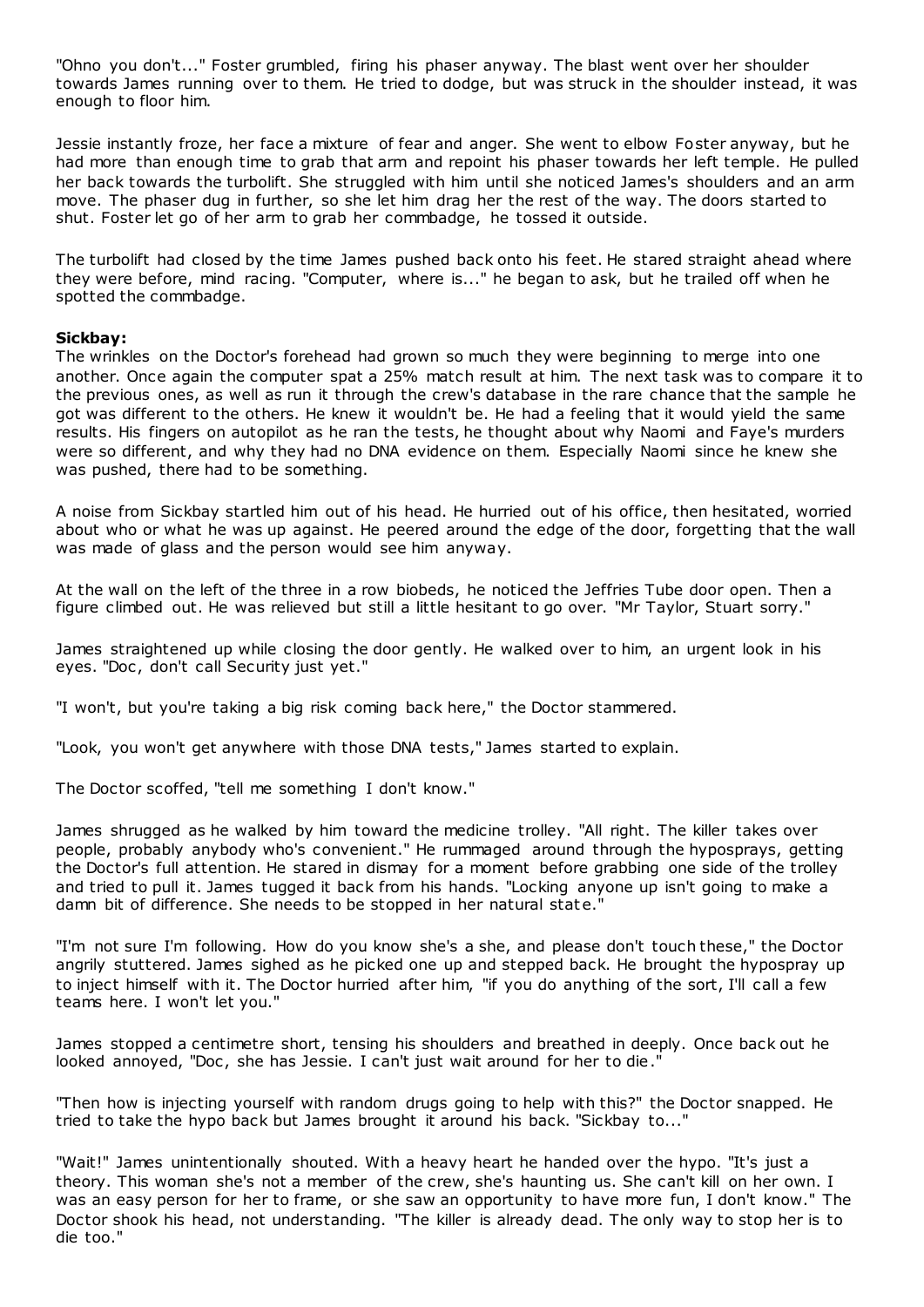"Ohno you don't..." Foster grumbled, firing his phaser anyway. The blast went over her shoulder towards James running over to them. He tried to dodge, but was struck in the shoulder instead, it was enough to floor him.

Jessie instantly froze, her face a mixture of fear and anger. She went to elbow Foster anyway, but he had more than enough time to grab that arm and repoint his phaser towards her left temple. He pulled her back towards the turbolift. She struggled with him until she noticed James's shoulders and an arm move. The phaser dug in further, so she let him drag her the rest of the way. The doors started to shut. Foster let go of her arm to grab her commbadge, he tossed it outside.

The turbolift had closed by the time James pushed back onto his feet. He stared straight ahead where they were before, mind racing. "Computer, where is..." he began to ask, but he trailed off when he spotted the commbadge.

**Sickbay:**
The wrinkles on the Doctor's forehead had grown so much they were beginning to merge into one another. Once again the computer spat a 25% match result at him. The next task was to compare it to the previous ones, as well as run it through the crew's database in the rare chance that the sample he got was different to the others. He knew it wouldn't be. He had a feeling that it would yield the same results. His fingers on autopilot as he ran the tests, he thought about why Naomi and Faye's murders were so different, and why they had no DNA evidence on them. Especially Naomi since he knew she was pushed, there had to be something.

A noise from Sickbay startled him out of his head. He hurried out of his office, then hesitated, worried about who or what he was up against. He peered around the edge of the door, forgetting that the wall was made of glass and the person would see him anyway.

At the wall on the left of the three in a row biobeds, he noticed the Jeffries Tube door open. Then a figure climbed out. He was relieved but still a little hesitant to go over. "Mr Taylor, Stuart sorry."

James straightened up while closing the door gently. He walked over to him, an urgent look in his eyes. "Doc, don't call Security just yet."

"I won't, but you're taking a big risk coming back here," the Doctor stammered.

"Look, you won't get anywhere with those DNA tests," James started to explain.

The Doctor scoffed, "tell me something I don't know."

James shrugged as he walked by him toward the medicine trolley. "All right. The killer takes over people, probably anybody who's convenient." He rummaged around through the hyposprays, getting the Doctor's full attention. He stared in dismay for a moment before grabbing one side of the trolley and tried to pull it. James tugged it back from his hands. "Locking anyone up isn't going to make a damn bit of difference. She needs to be stopped in her natural state."

"I'm not sure I'm following. How do you know she's a she, and please don't touch these," the Doctor angrily stuttered. James sighed as he picked one up and stepped back. He brought the hypospray up to inject himself with it. The Doctor hurried after him, "if you do anything of the sort, I'll call a few teams here. I won't let you."

James stopped a centimetre short, tensing his shoulders and breathed in deeply. Once back out he looked annoyed, "Doc, she has Jessie. I can't just wait around for her to die."

"Then how is injecting yourself with random drugs going to help with this?" the Doctor snapped. He tried to take the hypo back but James brought it around his back. "Sickbay to..."

"Wait!" James unintentionally shouted. With a heavy heart he handed over the hypo. "It's just a theory. This woman she's not a member of the crew, she's haunting us. She can't kill on her own. I was an easy person for her to frame, or she saw an opportunity to have more fun, I don't know." The Doctor shook his head, not understanding. "The killer is already dead. The only way to stop her is to die too."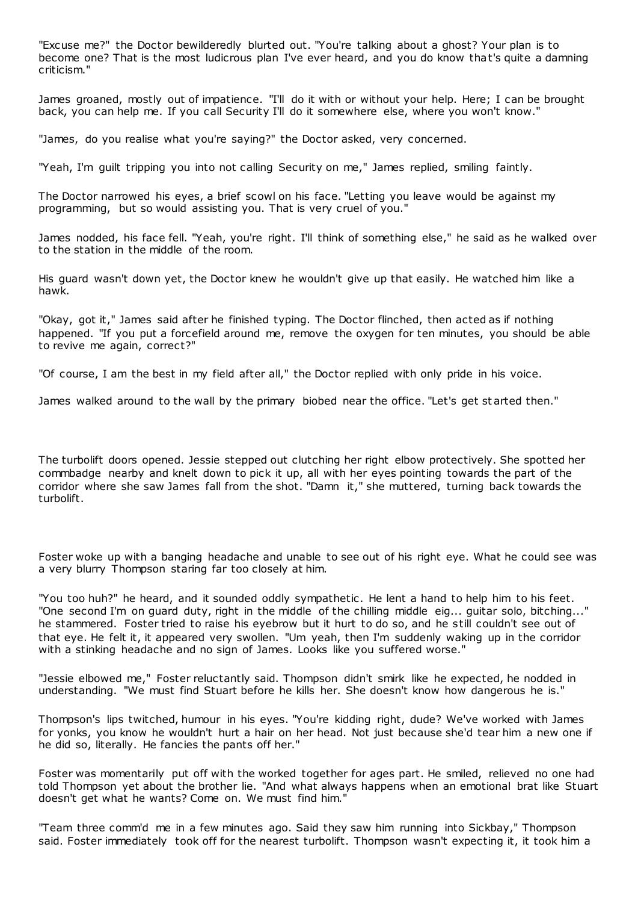"Excuse me?" the Doctor bewilderedly blurted out. "You're talking about a ghost? Your plan is to become one? That is the most ludicrous plan I've ever heard, and you do know that's quite a damning criticism."

James groaned, mostly out of impatience. "I'll do it with or without your help. Here; I can be brought back, you can help me. If you call Security I'll do it somewhere else, where you won't know."

"James, do you realise what you're saying?" the Doctor asked, very concerned.

"Yeah, I'm guilt tripping you into not calling Security on me," James replied, smiling faintly.

The Doctor narrowed his eyes, a brief scowl on his face. "Letting you leave would be against my programming, but so would assisting you. That is very cruel of you."

James nodded, his face fell. "Yeah, you're right. I'll think of something else," he said as he walked over to the station in the middle of the room.

His guard wasn't down yet, the Doctor knew he wouldn't give up that easily. He watched him like a hawk.

"Okay, got it," James said after he finished typing. The Doctor flinched, then acted as if nothing happened. "If you put a forcefield around me, remove the oxygen for ten minutes, you should be able to revive me again, correct?"

"Of course, I am the best in my field after all," the Doctor replied with only pride in his voice.

James walked around to the wall by the primary biobed near the office. "Let's get started then."

The turbolift doors opened. Jessie stepped out clutching her right elbow protectively. She spotted her commbadge nearby and knelt down to pick it up, all with her eyes pointing towards the part of the corridor where she saw James fall from the shot. "Damn it," she muttered, turning back towards the turbolift.

Foster woke up with a banging headache and unable to see out of his right eye. What he could see was a very blurry Thompson staring far too closely at him.

"You too huh?" he heard, and it sounded oddly sympathetic. He lent a hand to help him to his feet. "One second I'm on guard duty, right in the middle of the chilling middle eig... guitar solo, bitching..." he stammered. Foster tried to raise his eyebrow but it hurt to do so, and he still couldn't see out of that eye. He felt it, it appeared very swollen. "Um yeah, then I'm suddenly waking up in the corridor with a stinking headache and no sign of James. Looks like you suffered worse."

"Jessie elbowed me," Foster reluctantly said. Thompson didn't smirk like he expected, he nodded in understanding. "We must find Stuart before he kills her. She doesn't know how dangerous he is."

Thompson's lips twitched, humour in his eyes. "You're kidding right, dude? We've worked with James for yonks, you know he wouldn't hurt a hair on her head. Not just because she'd tear him a new one if he did so, literally. He fancies the pants off her."

Foster was momentarily put off with the worked together for ages part. He smiled, relieved no one had told Thompson yet about the brother lie. "And what always happens when an emotional brat like Stuart doesn't get what he wants? Come on. We must find him."

"Team three comm'd me in a few minutes ago. Said they saw him running into Sickbay," Thompson said. Foster immediately took off for the nearest turbolift. Thompson wasn't expecting it, it took him a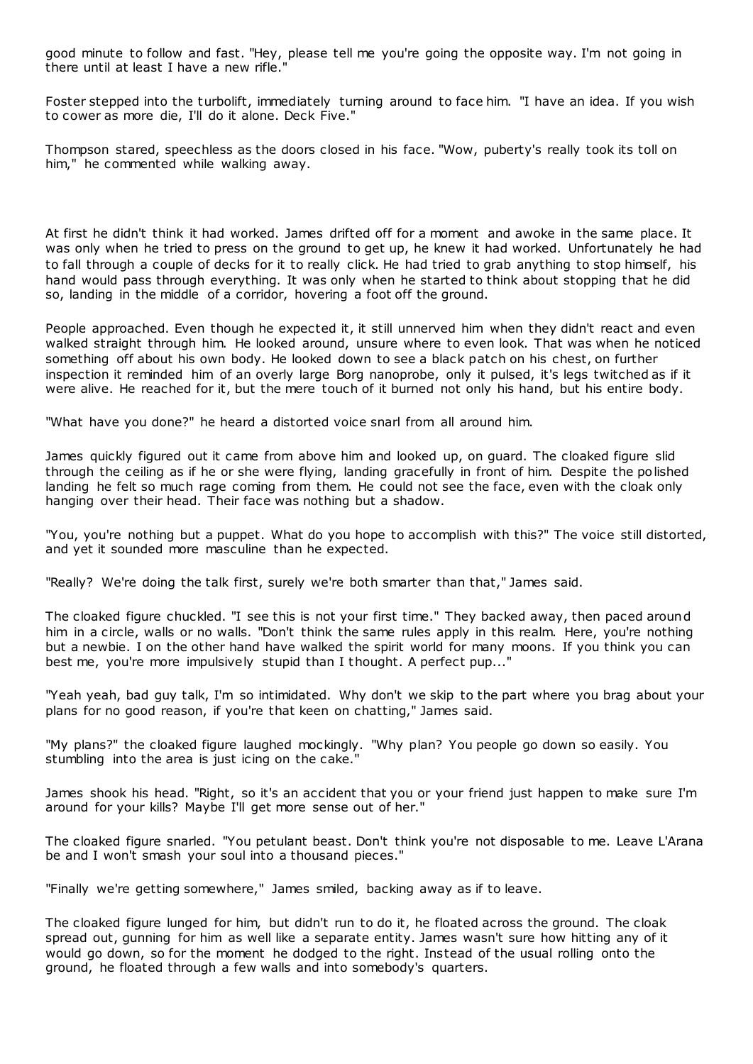good minute to follow and fast. "Hey, please tell me you're going the opposite way. I'm not going in there until at least I have a new rifle."

Foster stepped into the turbolift, immediately turning around to face him. "I have an idea. If you wish to cower as more die, I'll do it alone. Deck Five."

Thompson stared, speechless as the doors closed in his face. "Wow, puberty's really took its toll on him," he commented while walking away.

At first he didn't think it had worked. James drifted off for a moment and awoke in the same place. It was only when he tried to press on the ground to get up, he knew it had worked. Unfortunately he had to fall through a couple of decks for it to really click. He had tried to grab anything to stop himself, his hand would pass through everything. It was only when he started to think about stopping that he did so, landing in the middle of a corridor, hovering a foot off the ground.

People approached. Even though he expected it, it still unnerved him when they didn't react and even walked straight through him. He looked around, unsure where to even look. That was when he noticed something off about his own body. He looked down to see a black patch on his chest, on further inspection it reminded him of an overly large Borg nanoprobe, only it pulsed, it's legs twitched as if it were alive. He reached for it, but the mere touch of it burned not only his hand, but his entire body.

"What have you done?" he heard a distorted voice snarl from all around him.

James quickly figured out it came from above him and looked up, on guard. The cloaked figure slid through the ceiling as if he or she were flying, landing gracefully in front of him. Despite the polished landing he felt so much rage coming from them. He could not see the face, even with the cloak only hanging over their head. Their face was nothing but a shadow.

"You, you're nothing but a puppet. What do you hope to accomplish with this?" The voice still distorted, and yet it sounded more masculine than he expected.

"Really? We're doing the talk first, surely we're both smarter than that," James said.

The cloaked figure chuckled. "I see this is not your first time." They backed away, then paced around him in a circle, walls or no walls. "Don't think the same rules apply in this realm. Here, you're nothing but a newbie. I on the other hand have walked the spirit world for many moons. If you think you can best me, you're more impulsively stupid than I thought. A perfect pup..."

"Yeah yeah, bad guy talk, I'm so intimidated. Why don't we skip to the part where you brag about your plans for no good reason, if you're that keen on chatting," James said.

"My plans?" the cloaked figure laughed mockingly. "Why plan? You people go down so easily. You stumbling into the area is just icing on the cake."

James shook his head. "Right, so it's an accident that you or your friend just happen to make sure I'm around for your kills? Maybe I'll get more sense out of her."

The cloaked figure snarled. "You petulant beast. Don't think you're not disposable to me. Leave L'Arana be and I won't smash your soul into a thousand pieces."

"Finally we're getting somewhere," James smiled, backing away as if to leave.

The cloaked figure lunged for him, but didn't run to do it, he floated across the ground. The cloak spread out, gunning for him as well like a separate entity. James wasn't sure how hitting any of it would go down, so for the moment he dodged to the right. Instead of the usual rolling onto the ground, he floated through a few walls and into somebody's quarters.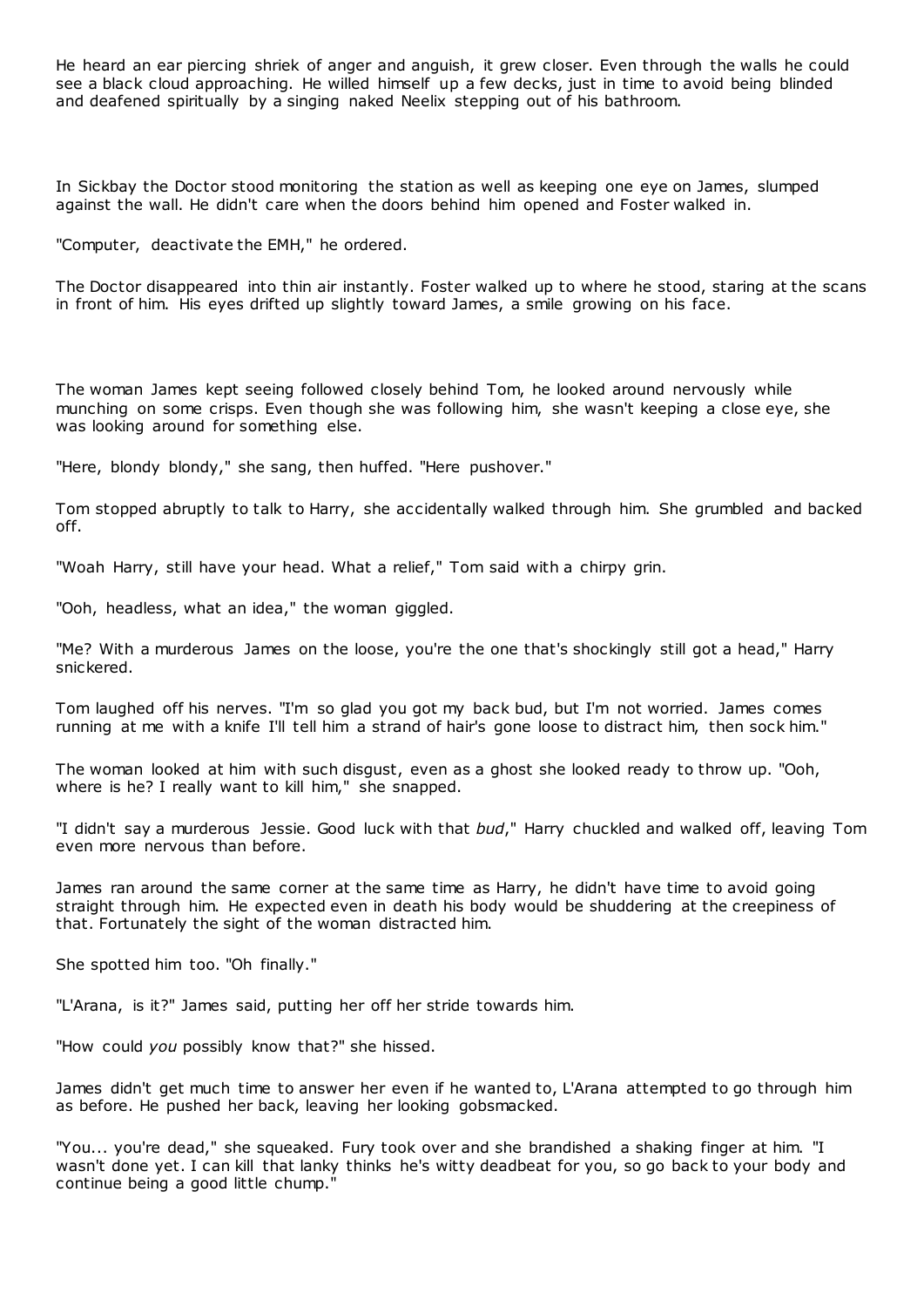He heard an ear piercing shriek of anger and anguish, it grew closer. Even through the walls he could see a black cloud approaching. He willed himself up a few decks, just in time to avoid being blinded and deafened spiritually by a singing naked Neelix stepping out of his bathroom.

In Sickbay the Doctor stood monitoring the station as well as keeping one eye on James, slumped against the wall. He didn't care when the doors behind him opened and Foster walked in.

"Computer, deactivate the EMH," he ordered.

The Doctor disappeared into thin air instantly. Foster walked up to where he stood, staring at the scans in front of him. His eyes drifted up slightly toward James, a smile growing on his face.

The woman James kept seeing followed closely behind Tom, he looked around nervously while munching on some crisps. Even though she was following him, she wasn't keeping a close eye, she was looking around for something else.

"Here, blondy blondy," she sang, then huffed. "Here pushover."

Tom stopped abruptly to talk to Harry, she accidentally walked through him. She grumbled and backed off.

"Woah Harry, still have your head. What a relief," Tom said with a chirpy grin.

"Ooh, headless, what an idea," the woman giggled.

"Me? With a murderous James on the loose, you're the one that's shockingly still got a head," Harry snickered.

Tom laughed off his nerves. "I'm so glad you got my back bud, but I'm not worried. James comes running at me with a knife I'll tell him a strand of hair's gone loose to distract him, then sock him."

The woman looked at him with such disgust, even as a ghost she looked ready to throw up. "Ooh, where is he? I really want to kill him," she snapped.

"I didn't say a murderous Jessie. Good luck with that *bud*," Harry chuckled and walked off, leaving Tom even more nervous than before.

James ran around the same corner at the same time as Harry, he didn't have time to avoid going straight through him. He expected even in death his body would be shuddering at the creepiness of that. Fortunately the sight of the woman distracted him.

She spotted him too. "Oh finally."

"L'Arana, is it?" James said, putting her off her stride towards him.

"How could *you* possibly know that?" she hissed.

James didn't get much time to answer her even if he wanted to, L'Arana attempted to go through him as before. He pushed her back, leaving her looking gobsmacked.

"You... you're dead," she squeaked. Fury took over and she brandished a shaking finger at him. "I wasn't done yet. I can kill that lanky thinks he's witty deadbeat for you, so go back to your body and continue being a good little chump."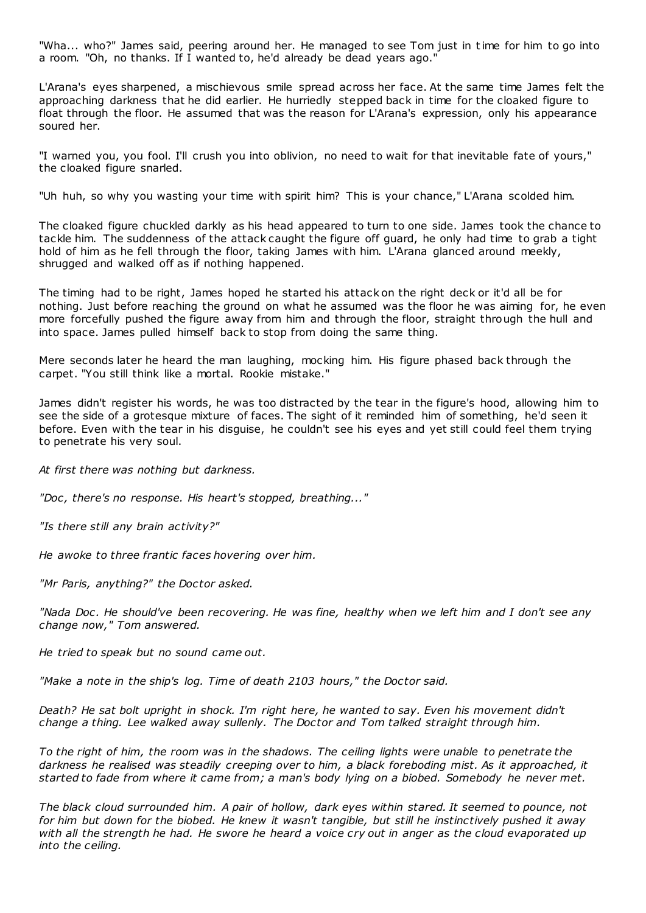"Wha... who?" James said, peering around her. He managed to see Tom just in time for him to go into a room. "Oh, no thanks. If I wanted to, he'd already be dead years ago."

L'Arana's eyes sharpened, a mischievous smile spread across her face. At the same time James felt the approaching darkness that he did earlier. He hurriedly stepped back in time for the cloaked figure to float through the floor. He assumed that was the reason for L'Arana's expression, only his appearance soured her.

"I warned you, you fool. I'll crush you into oblivion, no need to wait for that inevitable fate of yours," the cloaked figure snarled.

"Uh huh, so why you wasting your time with spirit him? This is your chance," L'Arana scolded him.

The cloaked figure chuckled darkly as his head appeared to turn to one side. James took the chance to tackle him. The suddenness of the attack caught the figure off guard, he only had time to grab a tight hold of him as he fell through the floor, taking James with him. L'Arana glanced around meekly, shrugged and walked off as if nothing happened.

The timing had to be right, James hoped he started his attack on the right deck or it'd all be for nothing. Just before reaching the ground on what he assumed was the floor he was aiming for, he even more forcefully pushed the figure away from him and through the floor, straight through the hull and into space. James pulled himself back to stop from doing the same thing.

Mere seconds later he heard the man laughing, mocking him. His figure phased back through the carpet. "You still think like a mortal. Rookie mistake."

James didn't register his words, he was too distracted by the tear in the figure's hood, allowing him to see the side of a grotesque mixture of faces. The sight of it reminded him of something, he'd seen it before. Even with the tear in his disguise, he couldn't see his eyes and yet still could feel them trying to penetrate his very soul.

*At first there was nothing but darkness.*

*"Doc, there's no response. His heart's stopped, breathing..."*

*"Is there still any brain activity?"*

*He awoke to three frantic faces hovering over him.*

*"Mr Paris, anything?" the Doctor asked.*

*"Nada Doc. He should've been recovering. He was fine, healthy when we left him and I don't see any change now," Tom answered.*

*He tried to speak but no sound came out.*

*"Make a note in the ship's log. Time of death 2103 hours," the Doctor said.*

*Death? He sat bolt upright in shock. I'm right here, he wanted to say. Even his movement didn't change a thing. Lee walked away sullenly. The Doctor and Tom talked straight through him.*

*To the right of him, the room was in the shadows. The ceiling lights were unable to penetrate the darkness he realised was steadily creeping over to him, a black foreboding mist. As it approached, it started to fade from where it came from; a man's body lying on a biobed. Somebody he never met.*

*The black cloud surrounded him. A pair of hollow, dark eyes within stared. It seemed to pounce, not for him but down for the biobed. He knew it wasn't tangible, but still he instinctively pushed it away with all the strength he had. He swore he heard a voice cry out in anger as the cloud evaporated up into the ceiling.*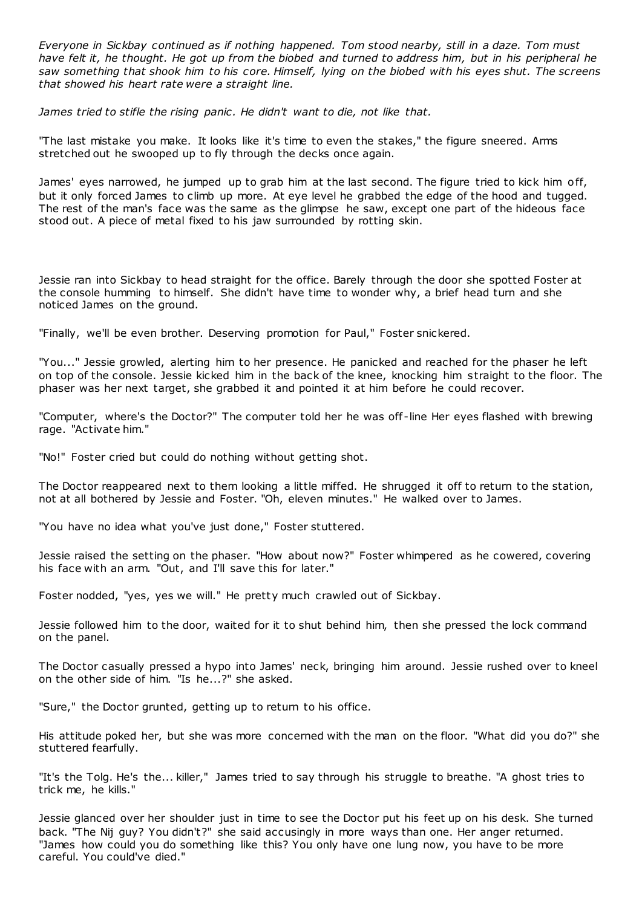*Everyone in Sickbay continued as if nothing happened. Tom stood nearby, still in a daze. Tom must have felt it, he thought. He got up from the biobed and turned to address him, but in his peripheral he saw something that shook him to his core. Himself, lying on the biobed with his eyes shut. The screens that showed his heart rate were a straight line.*

*James tried to stifle the rising panic. He didn't want to die, not like that.*

"The last mistake you make. It looks like it's time to even the stakes," the figure sneered. Arms stretched out he swooped up to fly through the decks once again.

James' eyes narrowed, he jumped up to grab him at the last second. The figure tried to kick him off, but it only forced James to climb up more. At eye level he grabbed the edge of the hood and tugged. The rest of the man's face was the same as the glimpse he saw, except one part of the hideous face stood out. A piece of metal fixed to his jaw surrounded by rotting skin.

Jessie ran into Sickbay to head straight for the office. Barely through the door she spotted Foster at the console humming to himself. She didn't have time to wonder why, a brief head turn and she noticed James on the ground.

"Finally, we'll be even brother. Deserving promotion for Paul," Foster snickered.

"You..." Jessie growled, alerting him to her presence. He panicked and reached for the phaser he left on top of the console. Jessie kicked him in the back of the knee, knocking him straight to the floor. The phaser was her next target, she grabbed it and pointed it at him before he could recover.

"Computer, where's the Doctor?" The computer told her he was off-line Her eyes flashed with brewing rage. "Activate him."

"No!" Foster cried but could do nothing without getting shot.

The Doctor reappeared next to them looking a little miffed. He shrugged it off to return to the station, not at all bothered by Jessie and Foster. "Oh, eleven minutes." He walked over to James.

"You have no idea what you've just done," Foster stuttered.

Jessie raised the setting on the phaser. "How about now?" Foster whimpered as he cowered, covering his face with an arm. "Out, and I'll save this for later."

Foster nodded, "yes, yes we will." He pretty much crawled out of Sickbay.

Jessie followed him to the door, waited for it to shut behind him, then she pressed the lock command on the panel.

The Doctor casually pressed a hypo into James' neck, bringing him around. Jessie rushed over to kneel on the other side of him. "Is he...?" she asked.

"Sure," the Doctor grunted, getting up to return to his office.

His attitude poked her, but she was more concerned with the man on the floor. "What did you do?" she stuttered fearfully.

"It's the Tolg. He's the... killer," James tried to say through his struggle to breathe. "A ghost tries to trick me, he kills."

Jessie glanced over her shoulder just in time to see the Doctor put his feet up on his desk. She turned back. "The Nij guy? You didn't?" she said accusingly in more ways than one. Her anger returned. "James how could you do something like this? You only have one lung now, you have to be more careful. You could've died."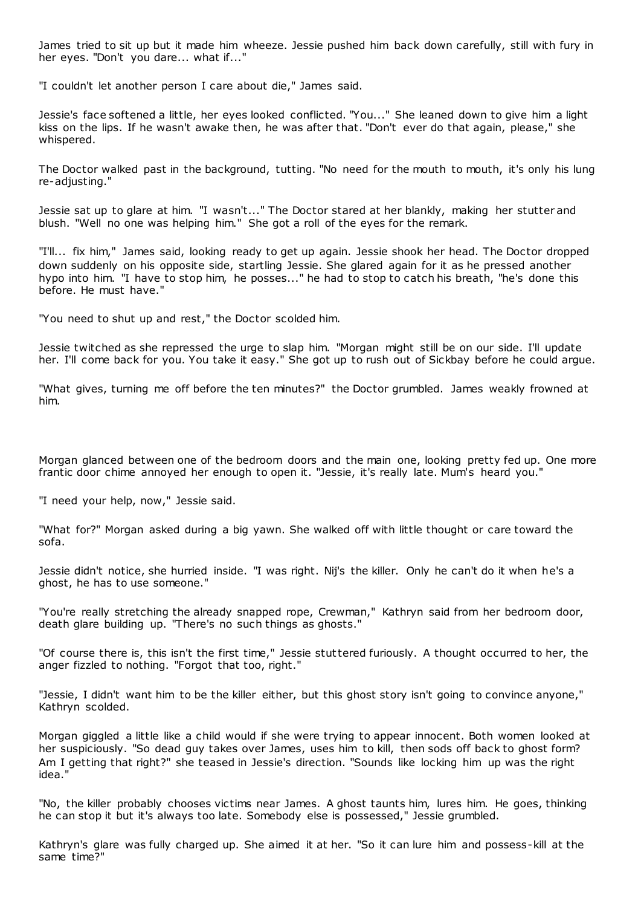James tried to sit up but it made him wheeze. Jessie pushed him back down carefully, still with fury in her eyes. "Don't you dare... what if..."

"I couldn't let another person I care about die," James said.

Jessie's face softened a little, her eyes looked conflicted. "You..." She leaned down to give him a light kiss on the lips. If he wasn't awake then, he was after that. "Don't ever do that again, please," she whispered.

The Doctor walked past in the background, tutting. "No need for the mouth to mouth, it's only his lung re-adjusting."

Jessie sat up to glare at him. "I wasn't..." The Doctor stared at her blankly, making her stutter and blush. "Well no one was helping him." She got a roll of the eyes for the remark.

"I'll... fix him," James said, looking ready to get up again. Jessie shook her head. The Doctor dropped down suddenly on his opposite side, startling Jessie. She glared again for it as he pressed another hypo into him. "I have to stop him, he posses..." he had to stop to catch his breath, "he's done this before. He must have."

"You need to shut up and rest," the Doctor scolded him.

Jessie twitched as she repressed the urge to slap him. "Morgan might still be on our side. I'll update her. I'll come back for you. You take it easy." She got up to rush out of Sickbay before he could argue.

"What gives, turning me off before the ten minutes?" the Doctor grumbled. James weakly frowned at him.

Morgan glanced between one of the bedroom doors and the main one, looking pretty fed up. One more frantic door chime annoyed her enough to open it. "Jessie, it's really late. Mum's heard you."

"I need your help, now," Jessie said.

"What for?" Morgan asked during a big yawn. She walked off with little thought or care toward the sofa.

Jessie didn't notice, she hurried inside. "I was right. Nij's the killer. Only he can't do it when he's a ghost, he has to use someone."

"You're really stretching the already snapped rope, Crewman," Kathryn said from her bedroom door, death glare building up. "There's no such things as ghosts."

"Of course there is, this isn't the first time," Jessie stuttered furiously. A thought occurred to her, the anger fizzled to nothing. "Forgot that too, right."

"Jessie, I didn't want him to be the killer either, but this ghost story isn't going to convince anyone," Kathryn scolded.

Morgan giggled a little like a child would if she were trying to appear innocent. Both women looked at her suspiciously. "So dead guy takes over James, uses him to kill, then sods off back to ghost form? Am I getting that right?" she teased in Jessie's direction. "Sounds like locking him up was the right idea."

"No, the killer probably chooses victims near James. A ghost taunts him, lures him. He goes, thinking he can stop it but it's always too late. Somebody else is possessed," Jessie grumbled.

Kathryn's glare was fully charged up. She aimed it at her. "So it can lure him and possess-kill at the same time?"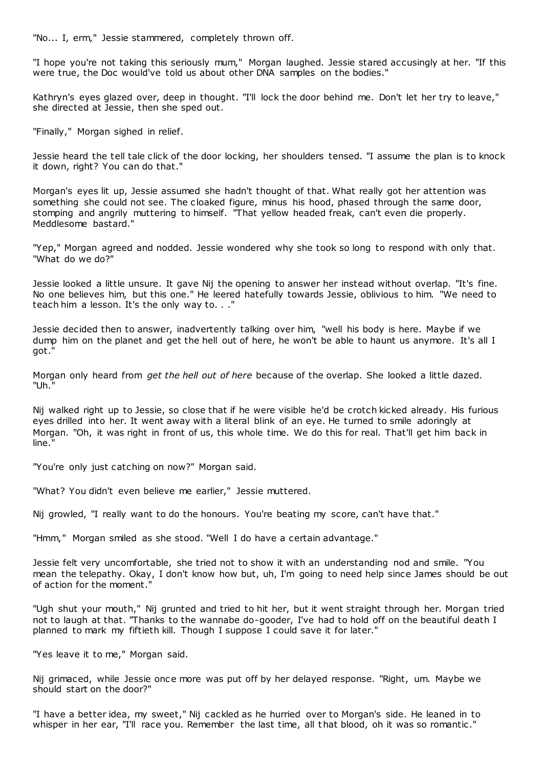"No... I, erm," Jessie stammered, completely thrown off.

"I hope you're not taking this seriously mum," Morgan laughed. Jessie stared accusingly at her. "If this were true, the Doc would've told us about other DNA samples on the bodies."

Kathryn's eyes glazed over, deep in thought. "I'll lock the door behind me. Don't let her try to leave," she directed at Jessie, then she sped out.

"Finally," Morgan sighed in relief.

Jessie heard the tell tale click of the door locking, her shoulders tensed. "I assume the plan is to knock it down, right? You can do that."

Morgan's eyes lit up, Jessie assumed she hadn't thought of that. What really got her attention was something she could not see. The cloaked figure, minus his hood, phased through the same door, stomping and angrily muttering to himself. "That yellow headed freak, can't even die properly. Meddlesome bastard."

"Yep," Morgan agreed and nodded. Jessie wondered why she took so long to respond with only that. "What do we do?"

Jessie looked a little unsure. It gave Nij the opening to answer her instead without overlap. "It's fine. No one believes him, but this one." He leered hatefully towards Jessie, oblivious to him. "We need to teach him a lesson. It's the only way to. . ."

Jessie decided then to answer, inadvertently talking over him, "well his body is here. Maybe if we dump him on the planet and get the hell out of here, he won't be able to haunt us anymore. It's all I got."

Morgan only heard from *get the hell out of here* because of the overlap. She looked a little dazed. "Uh."

Nij walked right up to Jessie, so close that if he were visible he'd be crotch kicked already. His furious eyes drilled into her. It went away with a literal blink of an eye. He turned to smile adoringly at Morgan. "Oh, it was right in front of us, this whole time. We do this for real. That'll get him back in line."

"You're only just catching on now?" Morgan said.

"What? You didn't even believe me earlier," Jessie muttered.

Nij growled, "I really want to do the honours. You're beating my score, can't have that."

"Hmm," Morgan smiled as she stood. "Well I do have a certain advantage."

Jessie felt very uncomfortable, she tried not to show it with an understanding nod and smile. "You mean the telepathy. Okay, I don't know how but, uh, I'm going to need help since James should be out of action for the moment."

"Ugh shut your mouth," Nij grunted and tried to hit her, but it went straight through her. Morgan tried not to laugh at that. "Thanks to the wannabe do-gooder, I've had to hold off on the beautiful death I planned to mark my fiftieth kill. Though I suppose I could save it for later."

"Yes leave it to me," Morgan said.

Nij grimaced, while Jessie once more was put off by her delayed response. "Right, um. Maybe we should start on the door?"

"I have a better idea, my sweet," Nij cackled as he hurried over to Morgan's side. He leaned in to whisper in her ear, "I'll race you. Remember the last time, all that blood, oh it was so romantic."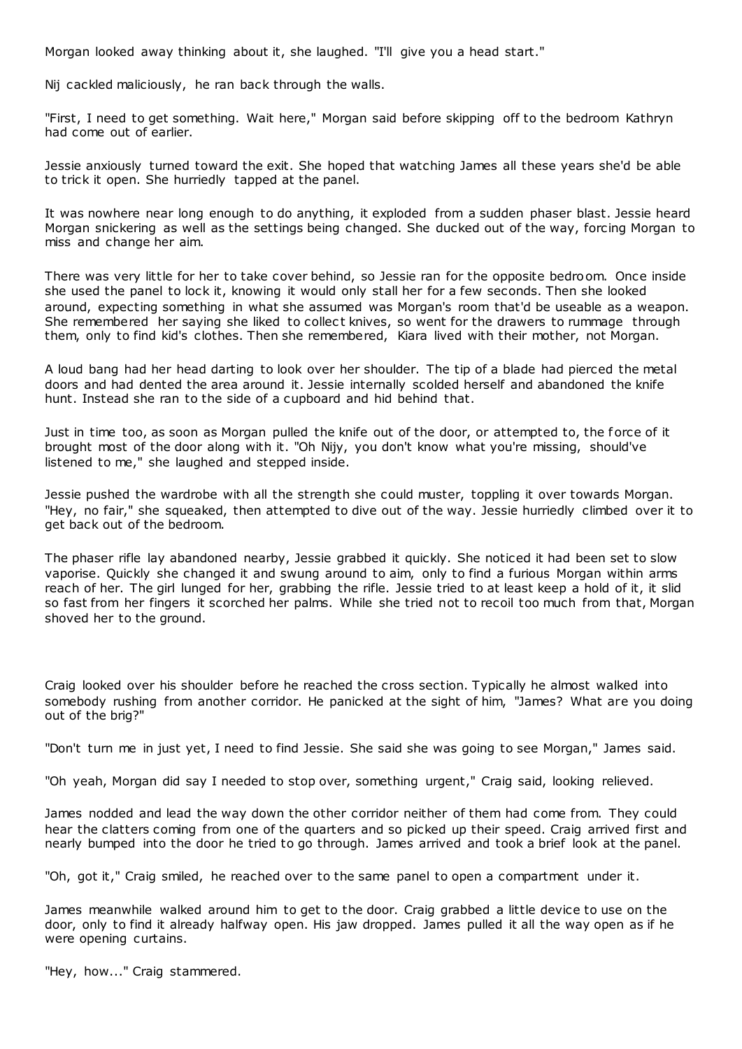Morgan looked away thinking about it, she laughed. "I'll give you a head start."

Nij cackled maliciously, he ran back through the walls.

"First, I need to get something. Wait here," Morgan said before skipping off to the bedroom Kathryn had come out of earlier.

Jessie anxiously turned toward the exit. She hoped that watching James all these years she'd be able to trick it open. She hurriedly tapped at the panel.

It was nowhere near long enough to do anything, it exploded from a sudden phaser blast. Jessie heard Morgan snickering as well as the settings being changed. She ducked out of the way, forcing Morgan to miss and change her aim.

There was very little for her to take cover behind, so Jessie ran for the opposite bedroom. Once inside she used the panel to lock it, knowing it would only stall her for a few seconds. Then she looked around, expecting something in what she assumed was Morgan's room that'd be useable as a weapon. She remembered her saying she liked to collect knives, so went for the drawers to rummage through them, only to find kid's clothes. Then she remembered, Kiara lived with their mother, not Morgan.

A loud bang had her head darting to look over her shoulder. The tip of a blade had pierced the metal doors and had dented the area around it. Jessie internally scolded herself and abandoned the knife hunt. Instead she ran to the side of a cupboard and hid behind that.

Just in time too, as soon as Morgan pulled the knife out of the door, or attempted to, the force of it brought most of the door along with it. "Oh Nijy, you don't know what you're missing, should've listened to me," she laughed and stepped inside.

Jessie pushed the wardrobe with all the strength she could muster, toppling it over towards Morgan. "Hey, no fair," she squeaked, then attempted to dive out of the way. Jessie hurriedly climbed over it to get back out of the bedroom.

The phaser rifle lay abandoned nearby, Jessie grabbed it quickly. She noticed it had been set to slow vaporise. Quickly she changed it and swung around to aim, only to find a furious Morgan within arms reach of her. The girl lunged for her, grabbing the rifle. Jessie tried to at least keep a hold of it, it slid so fast from her fingers it scorched her palms. While she tried not to recoil too much from that, Morgan shoved her to the ground.

Craig looked over his shoulder before he reached the cross section. Typically he almost walked into somebody rushing from another corridor. He panicked at the sight of him, "James? What are you doing out of the brig?"

"Don't turn me in just yet, I need to find Jessie. She said she was going to see Morgan," James said.

"Oh yeah, Morgan did say I needed to stop over, something urgent," Craig said, looking relieved.

James nodded and lead the way down the other corridor neither of them had come from. They could hear the clatters coming from one of the quarters and so picked up their speed. Craig arrived first and nearly bumped into the door he tried to go through. James arrived and took a brief look at the panel.

"Oh, got it," Craig smiled, he reached over to the same panel to open a compartment under it.

James meanwhile walked around him to get to the door. Craig grabbed a little device to use on the door, only to find it already halfway open. His jaw dropped. James pulled it all the way open as if he were opening curtains.

"Hey, how..." Craig stammered.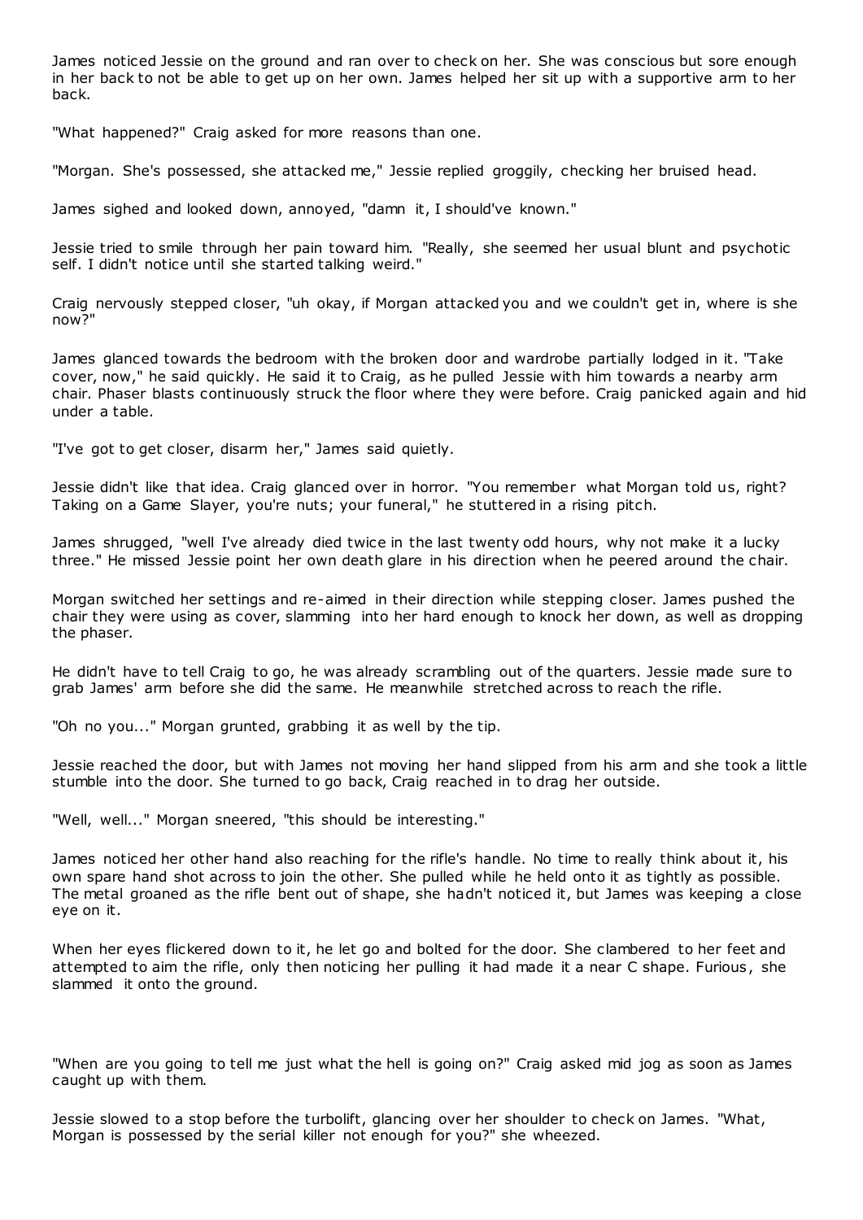James noticed Jessie on the ground and ran over to check on her. She was conscious but sore enough in her back to not be able to get up on her own. James helped her sit up with a supportive arm to her back.

"What happened?" Craig asked for more reasons than one.

"Morgan. She's possessed, she attacked me," Jessie replied groggily, checking her bruised head.

James sighed and looked down, annoyed, "damn it, I should've known."

Jessie tried to smile through her pain toward him. "Really, she seemed her usual blunt and psychotic self. I didn't notice until she started talking weird."

Craig nervously stepped closer, "uh okay, if Morgan attacked you and we couldn't get in, where is she now?"

James glanced towards the bedroom with the broken door and wardrobe partially lodged in it. "Take cover, now," he said quickly. He said it to Craig, as he pulled Jessie with him towards a nearby arm chair. Phaser blasts continuously struck the floor where they were before. Craig panicked again and hid under a table.

"I've got to get closer, disarm her," James said quietly.

Jessie didn't like that idea. Craig glanced over in horror. "You remember what Morgan told us, right? Taking on a Game Slayer, you're nuts; your funeral," he stuttered in a rising pitch.

James shrugged, "well I've already died twice in the last twenty odd hours, why not make it a lucky three." He missed Jessie point her own death glare in his direction when he peered around the chair.

Morgan switched her settings and re-aimed in their direction while stepping closer. James pushed the chair they were using as cover, slamming into her hard enough to knock her down, as well as dropping the phaser.

He didn't have to tell Craig to go, he was already scrambling out of the quarters. Jessie made sure to grab James' arm before she did the same. He meanwhile stretched across to reach the rifle.

"Oh no you..." Morgan grunted, grabbing it as well by the tip.

Jessie reached the door, but with James not moving her hand slipped from his arm and she took a little stumble into the door. She turned to go back, Craig reached in to drag her outside.

"Well, well..." Morgan sneered, "this should be interesting."

James noticed her other hand also reaching for the rifle's handle. No time to really think about it, his own spare hand shot across to join the other. She pulled while he held onto it as tightly as possible. The metal groaned as the rifle bent out of shape, she hadn't noticed it, but James was keeping a close eye on it.

When her eyes flickered down to it, he let go and bolted for the door. She clambered to her feet and attempted to aim the rifle, only then noticing her pulling it had made it a near C shape. Furious, she slammed it onto the ground.

"When are you going to tell me just what the hell is going on?" Craig asked mid jog as soon as James caught up with them.

Jessie slowed to a stop before the turbolift, glancing over her shoulder to check on James. "What, Morgan is possessed by the serial killer not enough for you?" she wheezed.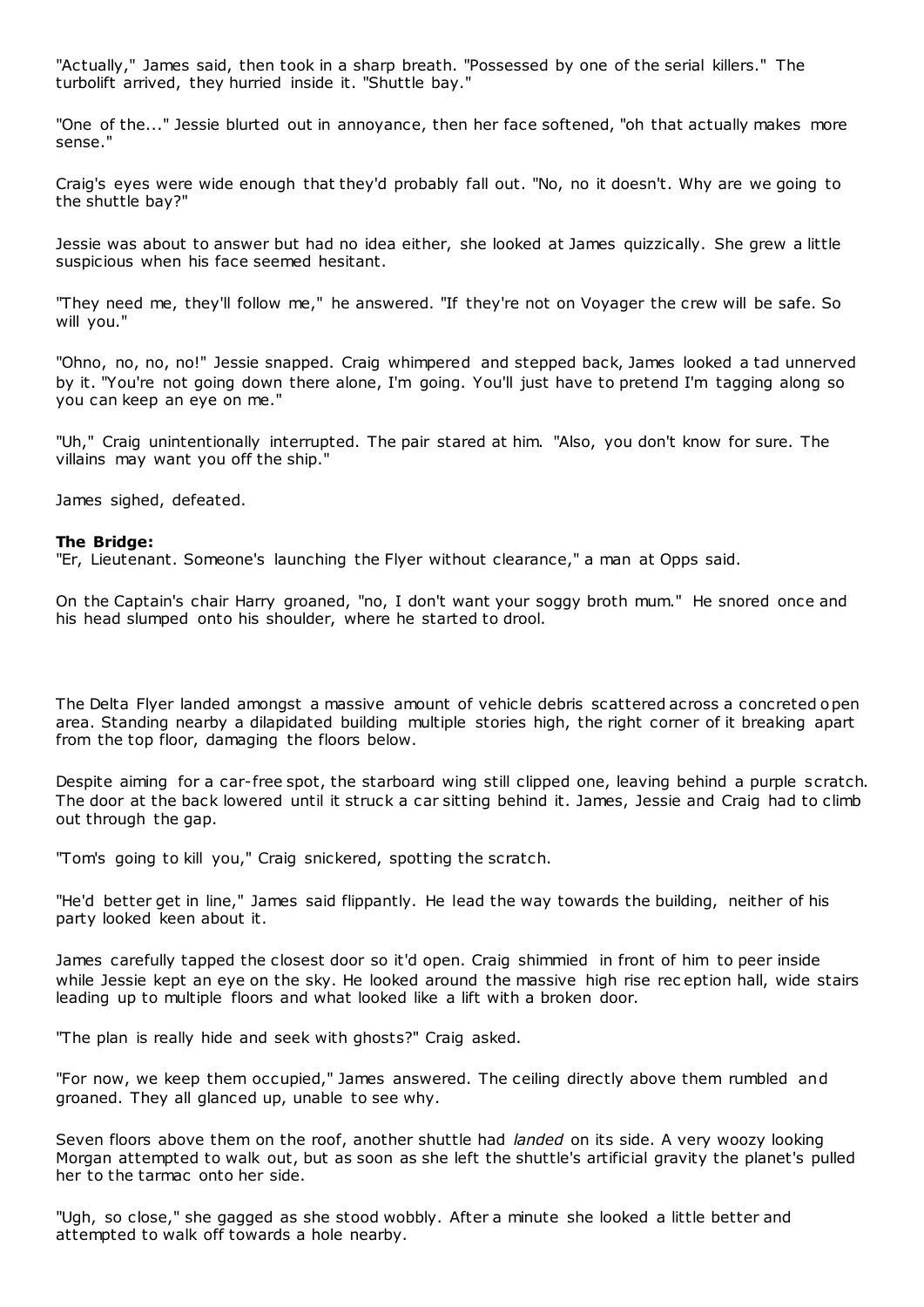"Actually," James said, then took in a sharp breath. "Possessed by one of the serial killers." The turbolift arrived, they hurried inside it. "Shuttle bay."

"One of the..." Jessie blurted out in annoyance, then her face softened, "oh that actually makes more sense."

Craig's eyes were wide enough that they'd probably fall out. "No, no it doesn't. Why are we going to the shuttle bay?"

Jessie was about to answer but had no idea either, she looked at James quizzically. She grew a little suspicious when his face seemed hesitant.

"They need me, they'll follow me," he answered. "If they're not on Voyager the crew will be safe. So will you."

"Ohno, no, no, no!" Jessie snapped. Craig whimpered and stepped back, James looked a tad unnerved by it. "You're not going down there alone, I'm going. You'll just have to pretend I'm tagging along so you can keep an eye on me."

"Uh," Craig unintentionally interrupted. The pair stared at him. "Also, you don't know for sure. The villains may want you off the ship."

James sighed, defeated.

**The Bridge:**
"Er, Lieutenant. Someone's launching the Flyer without clearance," a man at Opps said.

On the Captain's chair Harry groaned, "no, I don't want your soggy broth mum." He snored once and his head slumped onto his shoulder, where he started to drool.

The Delta Flyer landed amongst a massive amount of vehicle debris scattered across a concreted open area. Standing nearby a dilapidated building multiple stories high, the right corner of it breaking apart from the top floor, damaging the floors below.

Despite aiming for a car-free spot, the starboard wing still clipped one, leaving behind a purple scratch. The door at the back lowered until it struck a car sitting behind it. James, Jessie and Craig had to climb out through the gap.

"Tom's going to kill you," Craig snickered, spotting the scratch.

"He'd better get in line," James said flippantly. He lead the way towards the building, neither of his party looked keen about it.

James carefully tapped the closest door so it'd open. Craig shimmied in front of him to peer inside while Jessie kept an eye on the sky. He looked around the massive high rise reception hall, wide stairs leading up to multiple floors and what looked like a lift with a broken door.

"The plan is really hide and seek with ghosts?" Craig asked.

"For now, we keep them occupied," James answered. The ceiling directly above them rumbled and groaned. They all glanced up, unable to see why.

Seven floors above them on the roof, another shuttle had *landed* on its side. A very woozy looking Morgan attempted to walk out, but as soon as she left the shuttle's artificial gravity the planet's pulled her to the tarmac onto her side.

"Ugh, so close," she gagged as she stood wobbly. After a minute she looked a little better and attempted to walk off towards a hole nearby.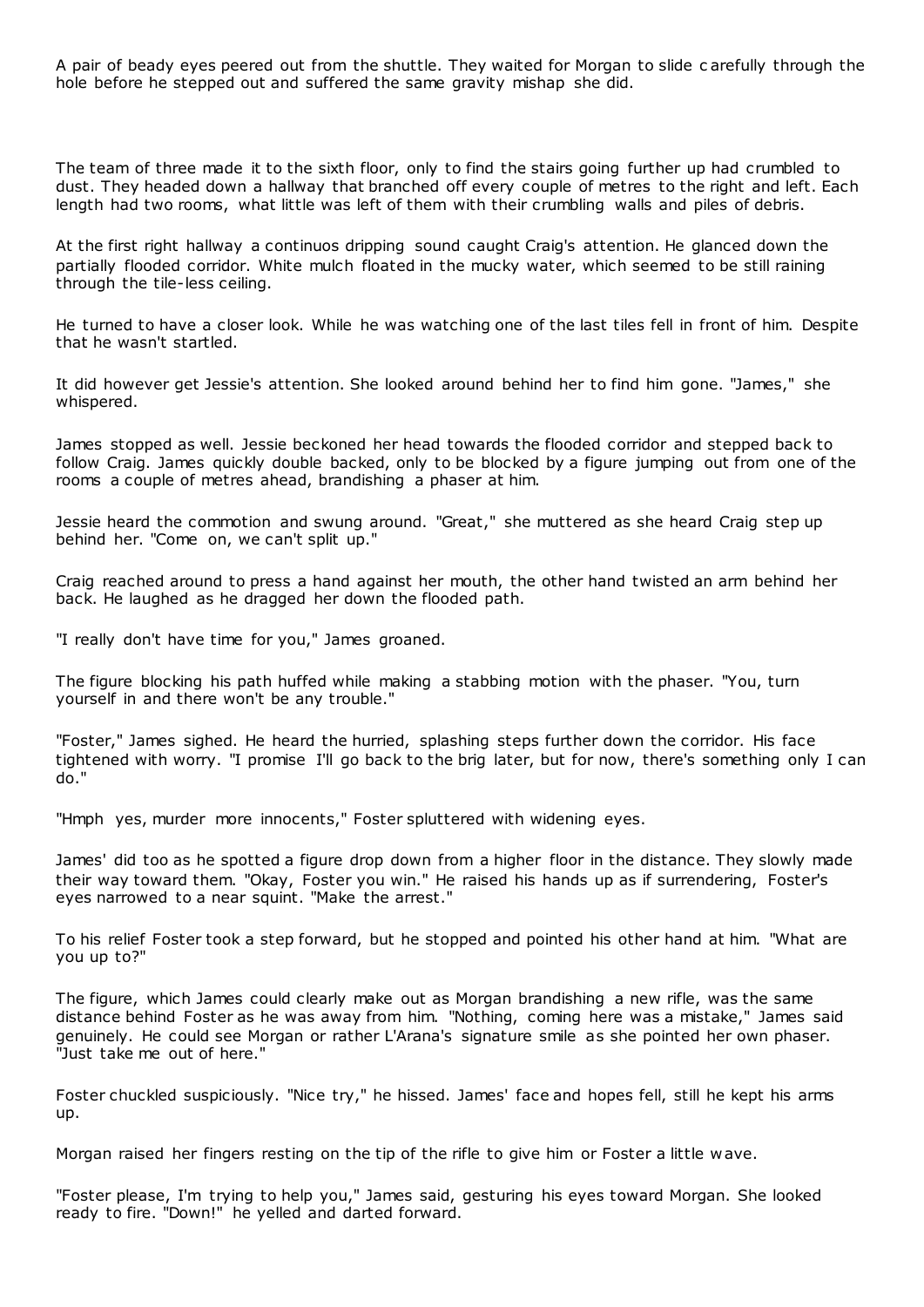A pair of beady eyes peered out from the shuttle. They waited for Morgan to slide carefully through the hole before he stepped out and suffered the same gravity mishap she did.

The team of three made it to the sixth floor, only to find the stairs going further up had crumbled to dust. They headed down a hallway that branched off every couple of metres to the right and left. Each length had two rooms, what little was left of them with their crumbling walls and piles of debris.

At the first right hallway a continuos dripping sound caught Craig's attention. He glanced down the partially flooded corridor. White mulch floated in the mucky water, which seemed to be still raining through the tile-less ceiling.

He turned to have a closer look. While he was watching one of the last tiles fell in front of him. Despite that he wasn't startled.

It did however get Jessie's attention. She looked around behind her to find him gone. "James," she whispered.

James stopped as well. Jessie beckoned her head towards the flooded corridor and stepped back to follow Craig. James quickly double backed, only to be blocked by a figure jumping out from one of the rooms a couple of metres ahead, brandishing a phaser at him.

Jessie heard the commotion and swung around. "Great," she muttered as she heard Craig step up behind her. "Come on, we can't split up."

Craig reached around to press a hand against her mouth, the other hand twisted an arm behind her back. He laughed as he dragged her down the flooded path.

"I really don't have time for you," James groaned.

The figure blocking his path huffed while making a stabbing motion with the phaser. "You, turn yourself in and there won't be any trouble."

"Foster," James sighed. He heard the hurried, splashing steps further down the corridor. His face tightened with worry. "I promise I'll go back to the brig later, but for now, there's something only I can do."

"Hmph yes, murder more innocents," Foster spluttered with widening eyes.

James' did too as he spotted a figure drop down from a higher floor in the distance. They slowly made their way toward them. "Okay, Foster you win." He raised his hands up as if surrendering, Foster's eyes narrowed to a near squint. "Make the arrest."

To his relief Foster took a step forward, but he stopped and pointed his other hand at him. "What are you up to?"

The figure, which James could clearly make out as Morgan brandishing a new rifle, was the same distance behind Foster as he was away from him. "Nothing, coming here was a mistake," James said genuinely. He could see Morgan or rather L'Arana's signature smile as she pointed her own phaser. "Just take me out of here."

Foster chuckled suspiciously. "Nice try," he hissed. James' face and hopes fell, still he kept his arms up.

Morgan raised her fingers resting on the tip of the rifle to give him or Foster a little wave.

"Foster please, I'm trying to help you," James said, gesturing his eyes toward Morgan. She looked ready to fire. "Down!" he yelled and darted forward.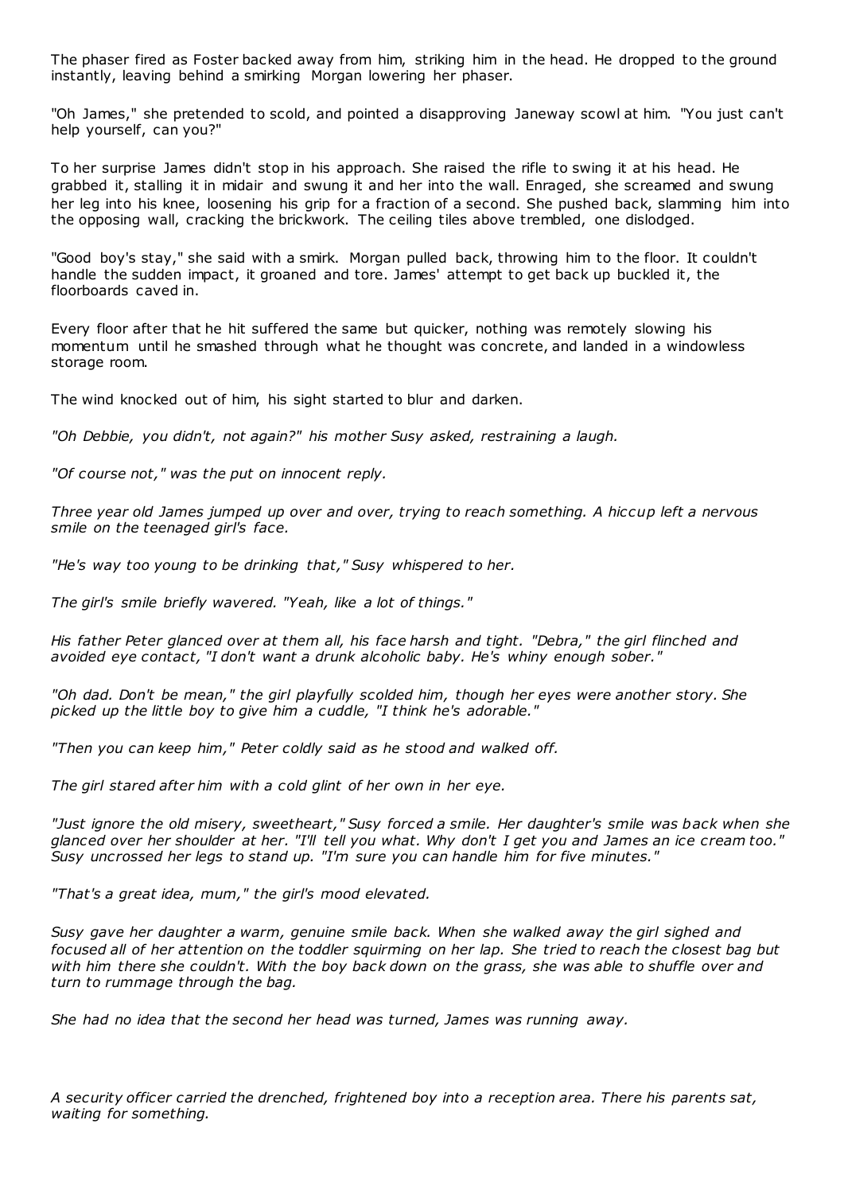The phaser fired as Foster backed away from him, striking him in the head. He dropped to the ground instantly, leaving behind a smirking Morgan lowering her phaser.

"Oh James," she pretended to scold, and pointed a disapproving Janeway scowl at him. "You just can't help yourself, can you?"

To her surprise James didn't stop in his approach. She raised the rifle to swing it at his head. He grabbed it, stalling it in midair and swung it and her into the wall. Enraged, she screamed and swung her leg into his knee, loosening his grip for a fraction of a second. She pushed back, slamming him into the opposing wall, cracking the brickwork. The ceiling tiles above trembled, one dislodged.

"Good boy's stay," she said with a smirk. Morgan pulled back, throwing him to the floor. It couldn't handle the sudden impact, it groaned and tore. James' attempt to get back up buckled it, the floorboards caved in.

Every floor after that he hit suffered the same but quicker, nothing was remotely slowing his momentum until he smashed through what he thought was concrete, and landed in a windowless storage room.

The wind knocked out of him, his sight started to blur and darken.

*"Oh Debbie, you didn't, not again?" his mother Susy asked, restraining a laugh.*

*"Of course not," was the put on innocent reply.*

*Three year old James jumped up over and over, trying to reach something. A hiccup left a nervous smile on the teenaged girl's face.*

*"He's way too young to be drinking that," Susy whispered to her.*

*The girl's smile briefly wavered. "Yeah, like a lot of things."*

*His father Peter glanced over at them all, his face harsh and tight. "Debra," the girl flinched and avoided eye contact, "I don't want a drunk alcoholic baby. He's whiny enough sober."*

*"Oh dad. Don't be mean," the girl playfully scolded him, though her eyes were another story. She picked up the little boy to give him a cuddle, "I think he's adorable."*

*"Then you can keep him," Peter coldly said as he stood and walked off.*

*The girl stared after him with a cold glint of her own in her eye.*

*"Just ignore the old misery, sweetheart," Susy forced a smile. Her daughter's smile was back when she glanced over her shoulder at her. "I'll tell you what. Why don't I get you and James an ice cream too." Susy uncrossed her legs to stand up. "I'm sure you can handle him for five minutes."*

*"That's a great idea, mum," the girl's mood elevated.*

*Susy gave her daughter a warm, genuine smile back. When she walked away the girl sighed and focused all of her attention on the toddler squirming on her lap. She tried to reach the closest bag but with him there she couldn't. With the boy back down on the grass, she was able to shuffle over and turn to rummage through the bag.*

*She had no idea that the second her head was turned, James was running away.*

*A security officer carried the drenched, frightened boy into a reception area. There his parents sat, waiting for something.*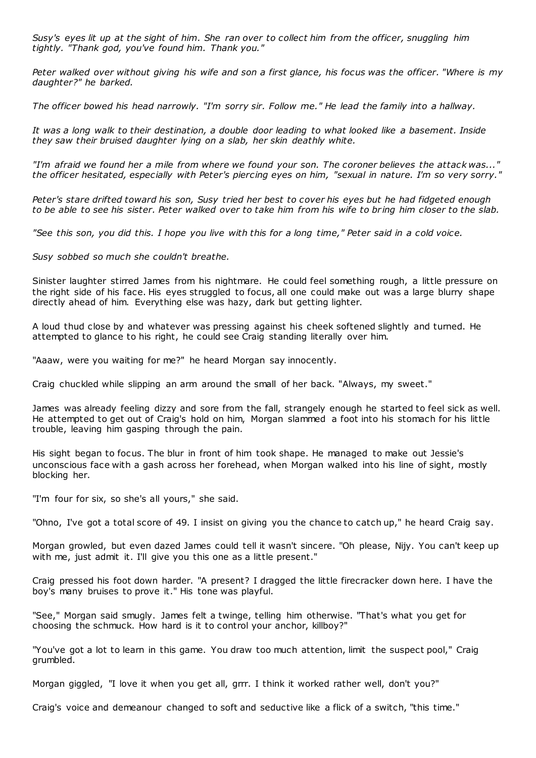*Susy's eyes lit up at the sight of him. She ran over to collect him from the officer, snuggling him tightly. "Thank god, you've found him. Thank you."*

*Peter walked over without giving his wife and son a first glance, his focus was the officer. "Where is my daughter?" he barked.*

*The officer bowed his head narrowly. "I'm sorry sir. Follow me." He lead the family into a hallway.*

*It was a long walk to their destination, a double door leading to what looked like a basement. Inside they saw their bruised daughter lying on a slab, her skin deathly white.*

*"I'm afraid we found her a mile from where we found your son. The coroner believes the attack was..." the officer hesitated, especially with Peter's piercing eyes on him, "sexual in nature. I'm so very sorry."*

*Peter's stare drifted toward his son, Susy tried her best to cover his eyes but he had fidgeted enough to be able to see his sister. Peter walked over to take him from his wife to bring him closer to the slab.*

*"See this son, you did this. I hope you live with this for a long time," Peter said in a cold voice.*

*Susy sobbed so much she couldn't breathe.*

Sinister laughter stirred James from his nightmare. He could feel something rough, a little pressure on the right side of his face. His eyes struggled to focus, all one could make out was a large blurry shape directly ahead of him. Everything else was hazy, dark but getting lighter.

A loud thud close by and whatever was pressing against his cheek softened slightly and turned. He attempted to glance to his right, he could see Craig standing literally over him.

"Aaaw, were you waiting for me?" he heard Morgan say innocently.

Craig chuckled while slipping an arm around the small of her back. "Always, my sweet."

James was already feeling dizzy and sore from the fall, strangely enough he started to feel sick as well. He attempted to get out of Craig's hold on him, Morgan slammed a foot into his stomach for his little trouble, leaving him gasping through the pain.

His sight began to focus. The blur in front of him took shape. He managed to make out Jessie's unconscious face with a gash across her forehead, when Morgan walked into his line of sight, mostly blocking her.

"I'm four for six, so she's all yours," she said.

"Ohno, I've got a total score of 49. I insist on giving you the chance to catch up," he heard Craig say.

Morgan growled, but even dazed James could tell it wasn't sincere. "Oh please, Nijy. You can't keep up with me, just admit it. I'll give you this one as a little present."

Craig pressed his foot down harder. "A present? I dragged the little firecracker down here. I have the boy's many bruises to prove it." His tone was playful.

"See," Morgan said smugly. James felt a twinge, telling him otherwise. "That's what you get for choosing the schmuck. How hard is it to control your anchor, killboy?"

"You've got a lot to learn in this game. You draw too much attention, limit the suspect pool," Craig grumbled.

Morgan giggled, "I love it when you get all, grrr. I think it worked rather well, don't you?"

Craig's voice and demeanour changed to soft and seductive like a flick of a switch, "this time."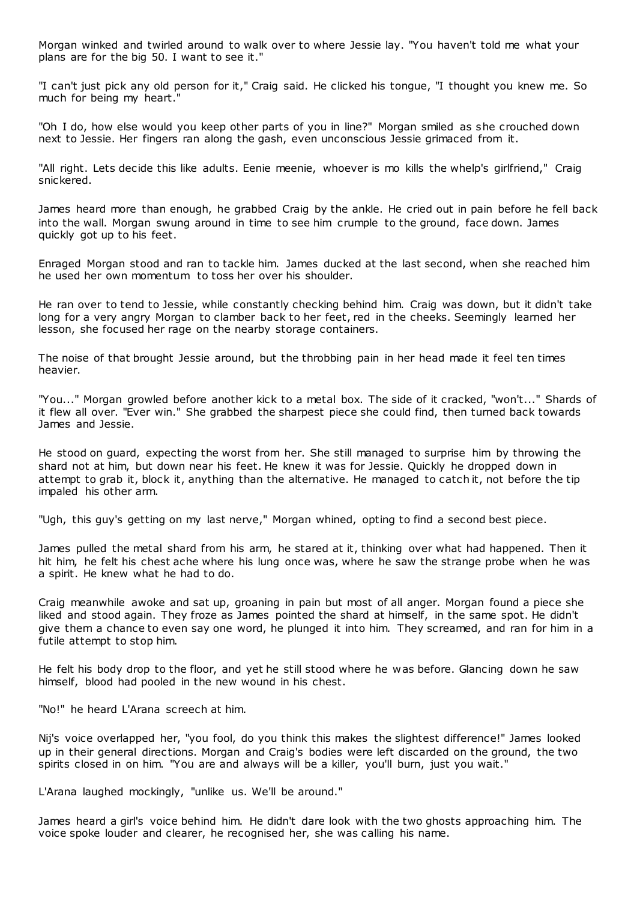Morgan winked and twirled around to walk over to where Jessie lay. "You haven't told me what your plans are for the big 50. I want to see it."

"I can't just pick any old person for it," Craig said. He clicked his tongue, "I thought you knew me. So much for being my heart."

"Oh I do, how else would you keep other parts of you in line?" Morgan smiled as she crouched down next to Jessie. Her fingers ran along the gash, even unconscious Jessie grimaced from it.

"All right. Lets decide this like adults. Eenie meenie, whoever is mo kills the whelp's girlfriend," Craig snickered.

James heard more than enough, he grabbed Craig by the ankle. He cried out in pain before he fell back into the wall. Morgan swung around in time to see him crumple to the ground, face down. James quickly got up to his feet.

Enraged Morgan stood and ran to tackle him. James ducked at the last second, when she reached him he used her own momentum to toss her over his shoulder.

He ran over to tend to Jessie, while constantly checking behind him. Craig was down, but it didn't take long for a very angry Morgan to clamber back to her feet, red in the cheeks. Seemingly learned her lesson, she focused her rage on the nearby storage containers.

The noise of that brought Jessie around, but the throbbing pain in her head made it feel ten times heavier.

"You..." Morgan growled before another kick to a metal box. The side of it cracked, "won't..." Shards of it flew all over. "Ever win." She grabbed the sharpest piece she could find, then turned back towards James and Jessie.

He stood on guard, expecting the worst from her. She still managed to surprise him by throwing the shard not at him, but down near his feet. He knew it was for Jessie. Quickly he dropped down in attempt to grab it, block it, anything than the alternative. He managed to catch it, not before the tip impaled his other arm.

"Ugh, this guy's getting on my last nerve," Morgan whined, opting to find a second best piece.

James pulled the metal shard from his arm, he stared at it, thinking over what had happened. Then it hit him, he felt his chest ache where his lung once was, where he saw the strange probe when he was a spirit. He knew what he had to do.

Craig meanwhile awoke and sat up, groaning in pain but most of all anger. Morgan found a piece she liked and stood again. They froze as James pointed the shard at himself, in the same spot. He didn't give them a chance to even say one word, he plunged it into him. They screamed, and ran for him in a futile attempt to stop him.

He felt his body drop to the floor, and yet he still stood where he was before. Glancing down he saw himself, blood had pooled in the new wound in his chest.

"No!" he heard L'Arana screech at him.

Nij's voice overlapped her, "you fool, do you think this makes the slightest difference!" James looked up in their general directions. Morgan and Craig's bodies were left discarded on the ground, the two spirits closed in on him. "You are and always will be a killer, you'll burn, just you wait."

L'Arana laughed mockingly, "unlike us. We'll be around."

James heard a girl's voice behind him. He didn't dare look with the two ghosts approaching him. The voice spoke louder and clearer, he recognised her, she was calling his name.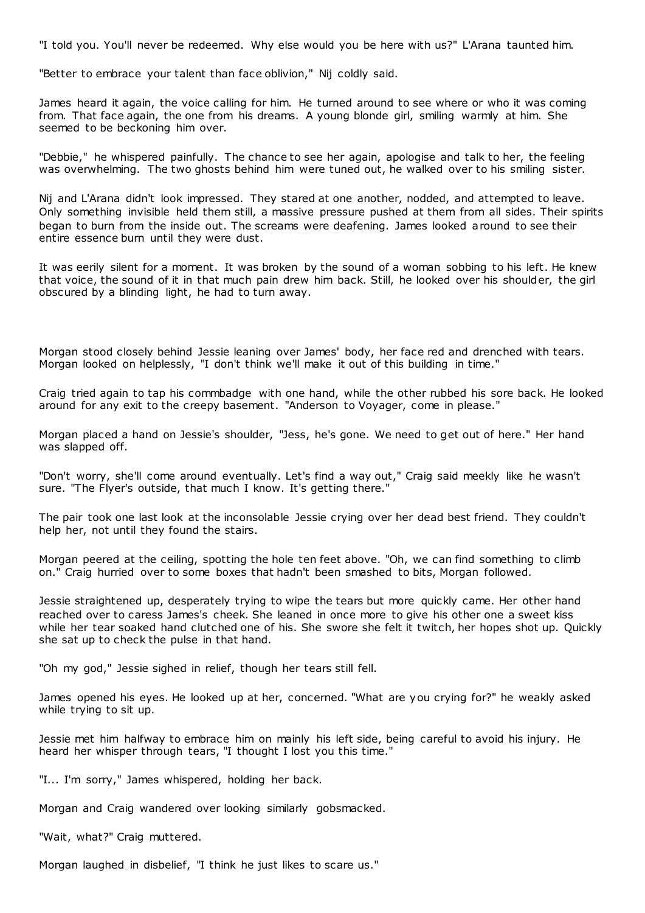"I told you. You'll never be redeemed. Why else would you be here with us?" L'Arana taunted him.

"Better to embrace your talent than face oblivion," Nij coldly said.

James heard it again, the voice calling for him. He turned around to see where or who it was coming from. That face again, the one from his dreams. A young blonde girl, smiling warmly at him. She seemed to be beckoning him over.

"Debbie," he whispered painfully. The chance to see her again, apologise and talk to her, the feeling was overwhelming. The two ghosts behind him were tuned out, he walked over to his smiling sister.

Nij and L'Arana didn't look impressed. They stared at one another, nodded, and attempted to leave. Only something invisible held them still, a massive pressure pushed at them from all sides. Their spirits began to burn from the inside out. The screams were deafening. James looked around to see their entire essence burn until they were dust.

It was eerily silent for a moment. It was broken by the sound of a woman sobbing to his left. He knew that voice, the sound of it in that much pain drew him back. Still, he looked over his shoulder, the girl obscured by a blinding light, he had to turn away.

Morgan stood closely behind Jessie leaning over James' body, her face red and drenched with tears. Morgan looked on helplessly, "I don't think we'll make it out of this building in time."

Craig tried again to tap his commbadge with one hand, while the other rubbed his sore back. He looked around for any exit to the creepy basement. "Anderson to Voyager, come in please."

Morgan placed a hand on Jessie's shoulder, "Jess, he's gone. We need to get out of here." Her hand was slapped off.

"Don't worry, she'll come around eventually. Let's find a way out," Craig said meekly like he wasn't sure. "The Flyer's outside, that much I know. It's getting there."

The pair took one last look at the inconsolable Jessie crying over her dead best friend. They couldn't help her, not until they found the stairs.

Morgan peered at the ceiling, spotting the hole ten feet above. "Oh, we can find something to climb on." Craig hurried over to some boxes that hadn't been smashed to bits, Morgan followed.

Jessie straightened up, desperately trying to wipe the tears but more quickly came. Her other hand reached over to caress James's cheek. She leaned in once more to give his other one a sweet kiss while her tear soaked hand clutched one of his. She swore she felt it twitch, her hopes shot up. Quickly she sat up to check the pulse in that hand.

"Oh my god," Jessie sighed in relief, though her tears still fell.

James opened his eyes. He looked up at her, concerned. "What are you crying for?" he weakly asked while trying to sit up.

Jessie met him halfway to embrace him on mainly his left side, being careful to avoid his injury. He heard her whisper through tears, "I thought I lost you this time."

"I... I'm sorry," James whispered, holding her back.

Morgan and Craig wandered over looking similarly gobsmacked.

"Wait, what?" Craig muttered.

Morgan laughed in disbelief, "I think he just likes to scare us."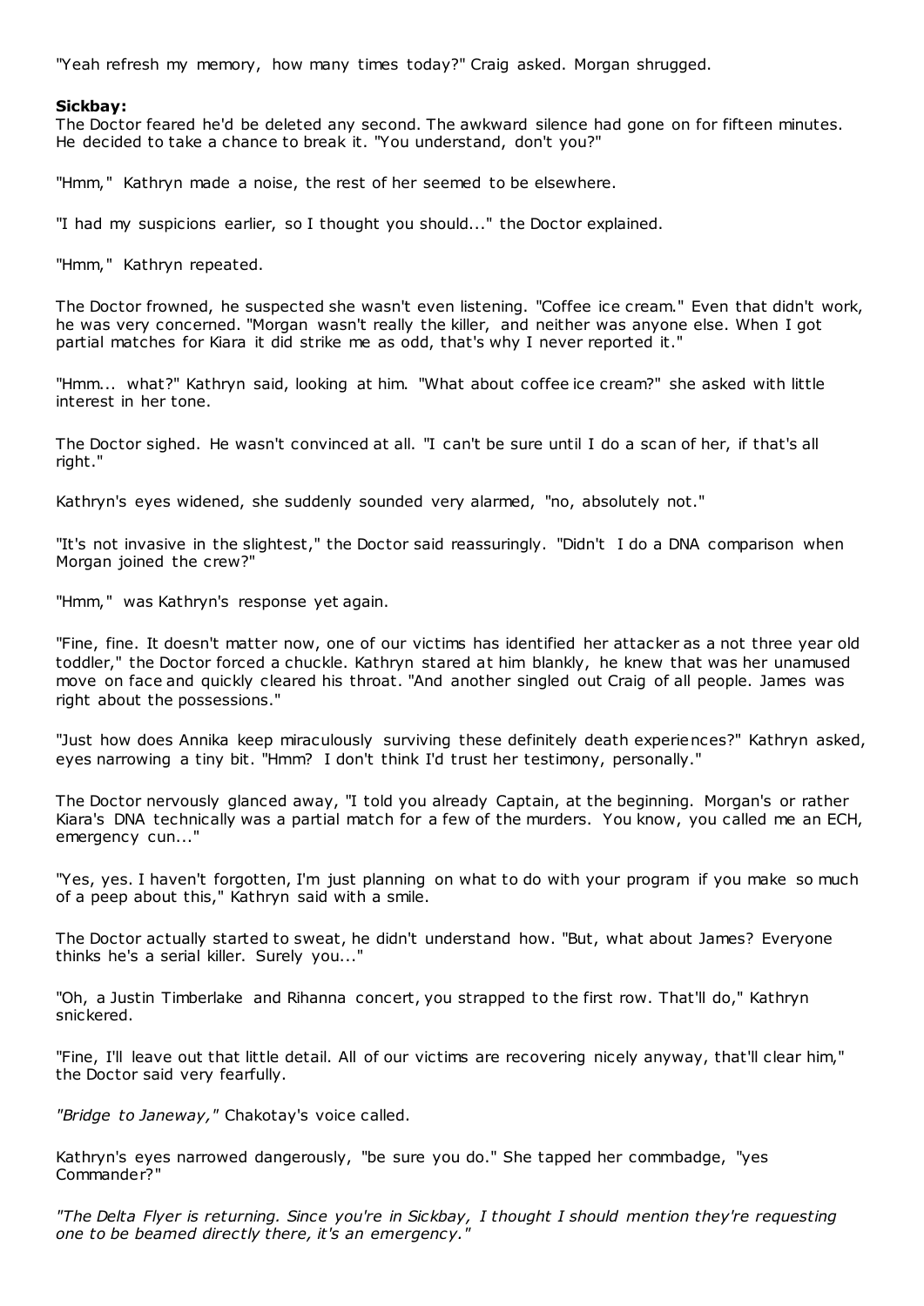"Yeah refresh my memory, how many times today?" Craig asked. Morgan shrugged.

**Sickbay:**

The Doctor feared he'd be deleted any second. The awkward silence had gone on for fifteen minutes. He decided to take a chance to break it. "You understand, don't you?"

"Hmm," Kathryn made a noise, the rest of her seemed to be elsewhere.

"I had my suspicions earlier, so I thought you should..." the Doctor explained.

"Hmm," Kathryn repeated.

The Doctor frowned, he suspected she wasn't even listening. "Coffee ice cream." Even that didn't work, he was very concerned. "Morgan wasn't really the killer, and neither was anyone else. When I got partial matches for Kiara it did strike me as odd, that's why I never reported it."

"Hmm... what?" Kathryn said, looking at him. "What about coffee ice cream?" she asked with little interest in her tone.

The Doctor sighed. He wasn't convinced at all. "I can't be sure until I do a scan of her, if that's all right."

Kathryn's eyes widened, she suddenly sounded very alarmed, "no, absolutely not."

"It's not invasive in the slightest," the Doctor said reassuringly. "Didn't I do a DNA comparison when Morgan joined the crew?"

"Hmm," was Kathryn's response yet again.

"Fine, fine. It doesn't matter now, one of our victims has identified her attacker as a not three year old toddler," the Doctor forced a chuckle. Kathryn stared at him blankly, he knew that was her unamused move on face and quickly cleared his throat. "And another singled out Craig of all people. James was right about the possessions."

"Just how does Annika keep miraculously surviving these definitely death experiences?" Kathryn asked, eyes narrowing a tiny bit. "Hmm? I don't think I'd trust her testimony, personally."

The Doctor nervously glanced away, "I told you already Captain, at the beginning. Morgan's or rather Kiara's DNA technically was a partial match for a few of the murders. You know, you called me an ECH, emergency cun..."

"Yes, yes. I haven't forgotten, I'm just planning on what to do with your program if you make so much of a peep about this," Kathryn said with a smile.

The Doctor actually started to sweat, he didn't understand how. "But, what about James? Everyone thinks he's a serial killer. Surely you..."

"Oh, a Justin Timberlake and Rihanna concert, you strapped to the first row. That'll do," Kathryn snickered.

"Fine, I'll leave out that little detail. All of our victims are recovering nicely anyway, that'll clear him," the Doctor said very fearfully.

*"Bridge to Janeway,"* Chakotay's voice called.

Kathryn's eyes narrowed dangerously, "be sure you do." She tapped her commbadge, "yes Commander?"

*"The Delta Flyer is returning. Since you're in Sickbay, I thought I should mention they're requesting one to be beamed directly there, it's an emergency."*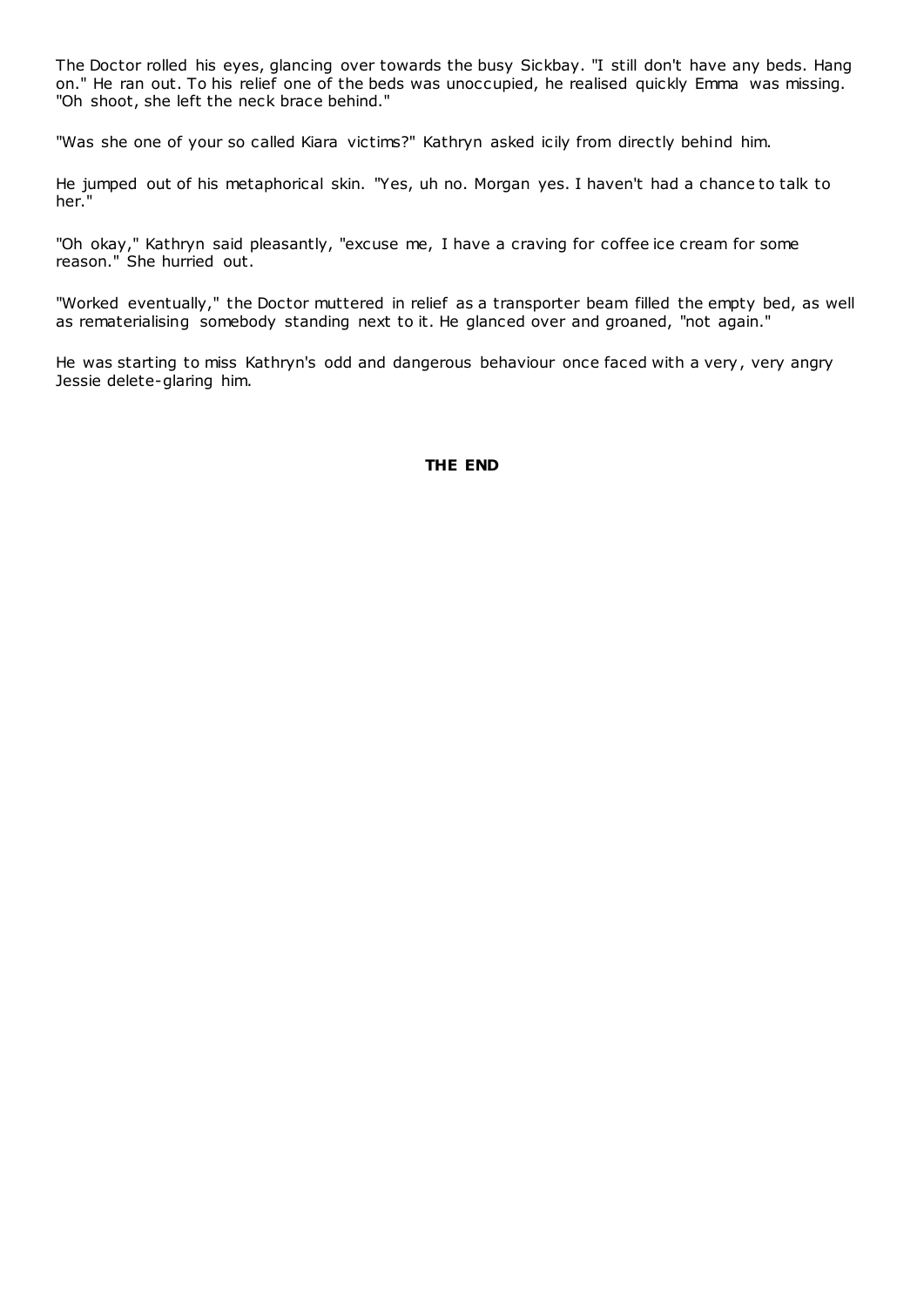The Doctor rolled his eyes, glancing over towards the busy Sickbay. "I still don't have any beds. Hang on." He ran out. To his relief one of the beds was unoccupied, he realised quickly Emma was missing. "Oh shoot, she left the neck brace behind."

"Was she one of your so called Kiara victims?" Kathryn asked icily from directly behind him.

He jumped out of his metaphorical skin. "Yes, uh no. Morgan yes. I haven't had a chance to talk to her."

"Oh okay," Kathryn said pleasantly, "excuse me, I have a craving for coffee ice cream for some reason." She hurried out.

"Worked eventually," the Doctor muttered in relief as a transporter beam filled the empty bed, as well as rematerialising somebody standing next to it. He glanced over and groaned, "not again."

He was starting to miss Kathryn's odd and dangerous behaviour once faced with a very, very angry Jessie delete-glaring him.

**THE END**